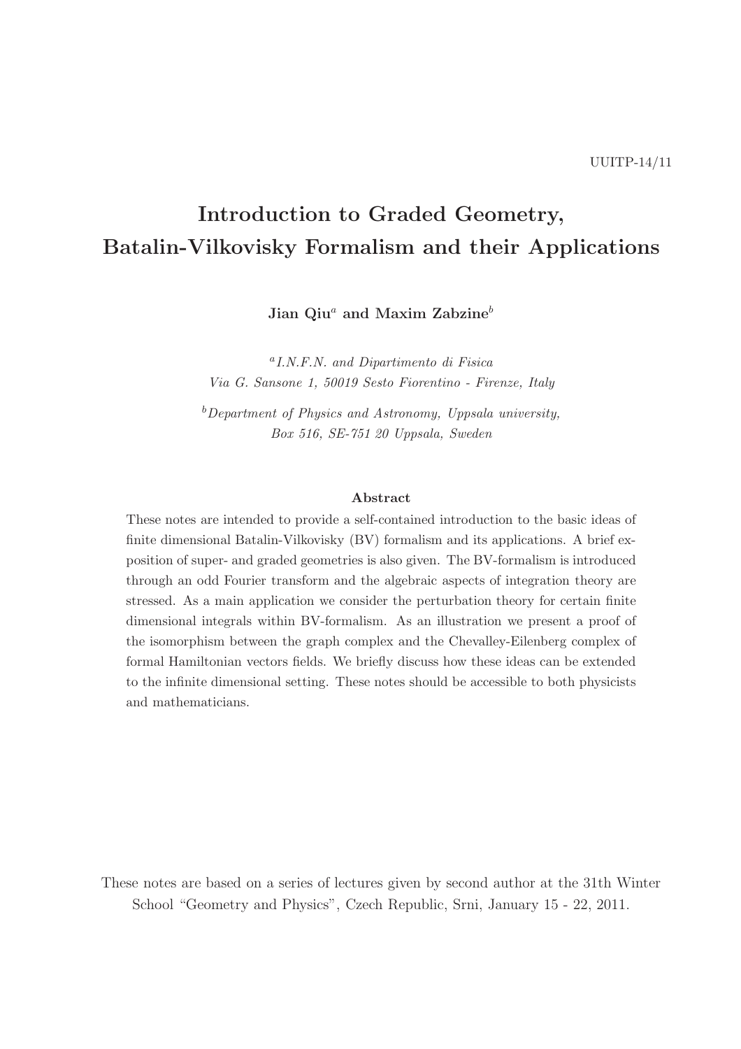UUITP-14/11

# Introduction to Graded Geometry, Batalin-Vilkovisky Formalism and their Applications

**Jian Qiu**[a] **and Maxim Zabzine**[b]

[a]*I.N.F.N. and Dipartimento di Fisica*
*Via G. Sansone 1, 50019 Sesto Fiorentino - Firenze, Italy*

[b]*Department of Physics and Astronomy, Uppsala university,*
*Box 516, SE-751 20 Uppsala, Sweden*

### Abstract

These notes are intended to provide a self-contained introduction to the basic ideas of finite dimensional Batalin-Vilkovisky (BV) formalism and its applications. A brief exposition of super- and graded geometries is also given. The BV-formalism is introduced through an odd Fourier transform and the algebraic aspects of integration theory are stressed. As a main application we consider the perturbation theory for certain finite dimensional integrals within BV-formalism. As an illustration we present a proof of the isomorphism between the graph complex and the Chevalley-Eilenberg complex of formal Hamiltonian vectors fields. We briefly discuss how these ideas can be extended to the infinite dimensional setting. These notes should be accessible to both physicists and mathematicians.

These notes are based on a series of lectures given by second author at the 31th Winter School "Geometry and Physics", Czech Republic, Srni, January 15 - 22, 2011.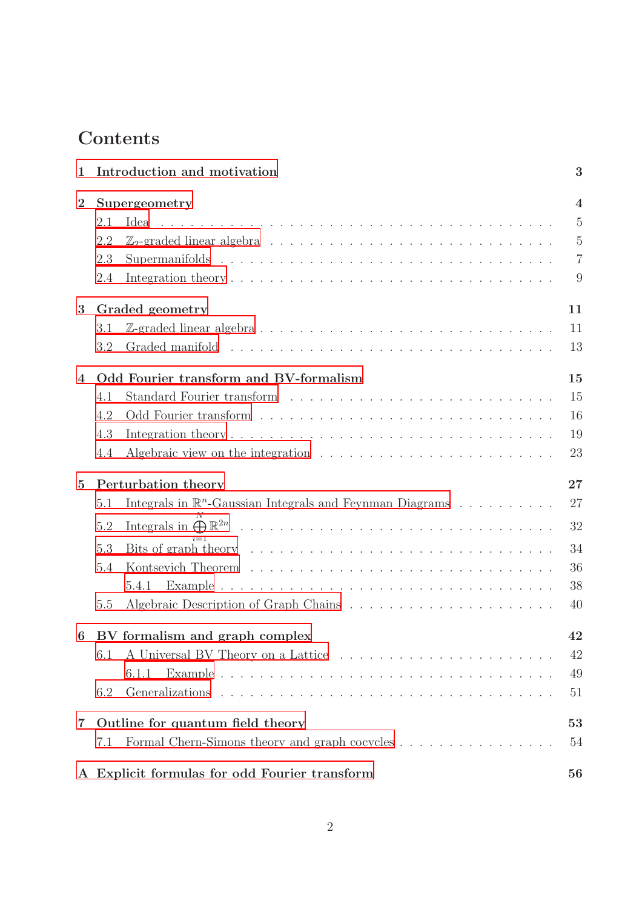# Contents

**1 Introduction and motivation** — **3**

**2 Supergeometry** — **4**
- 2.1 Idea — 5
- 2.2 $\mathbb{Z}_2$-graded linear algebra — 5
- 2.3 Supermanifolds — 7
- 2.4 Integration theory — 9

**3 Graded geometry** — **11**
- 3.1 $\mathbb{Z}$-graded linear algebra — 11
- 3.2 Graded manifold — 13

**4 Odd Fourier transform and BV-formalism** — **15**
- 4.1 Standard Fourier transform — 15
- 4.2 Odd Fourier transform — 16
- 4.3 Integration theory — 19
- 4.4 Algebraic view on the integration — 23

**5 Perturbation theory** — **27**
- 5.1 Integrals in $\mathbb{R}^n$-Gaussian Integrals and Feynman Diagrams — 27
- 5.2 Integrals in $\bigoplus_{i=1}^{N} \mathbb{R}^{2n}$ — 32
- 5.3 Bits of graph theory — 34
- 5.4 Kontsevich Theorem — 36
  - 5.4.1 Example — 38
- 5.5 Algebraic Description of Graph Chains — 40

**6 BV formalism and graph complex** — **42**
- 6.1 A Universal BV Theory on a Lattice — 42
  - 6.1.1 Example — 49
- 6.2 Generalizations — 51

**7 Outline for quantum field theory** — **53**
- 7.1 Formal Chern-Simons theory and graph cocycles — 54

**A Explicit formulas for odd Fourier transform** — **56**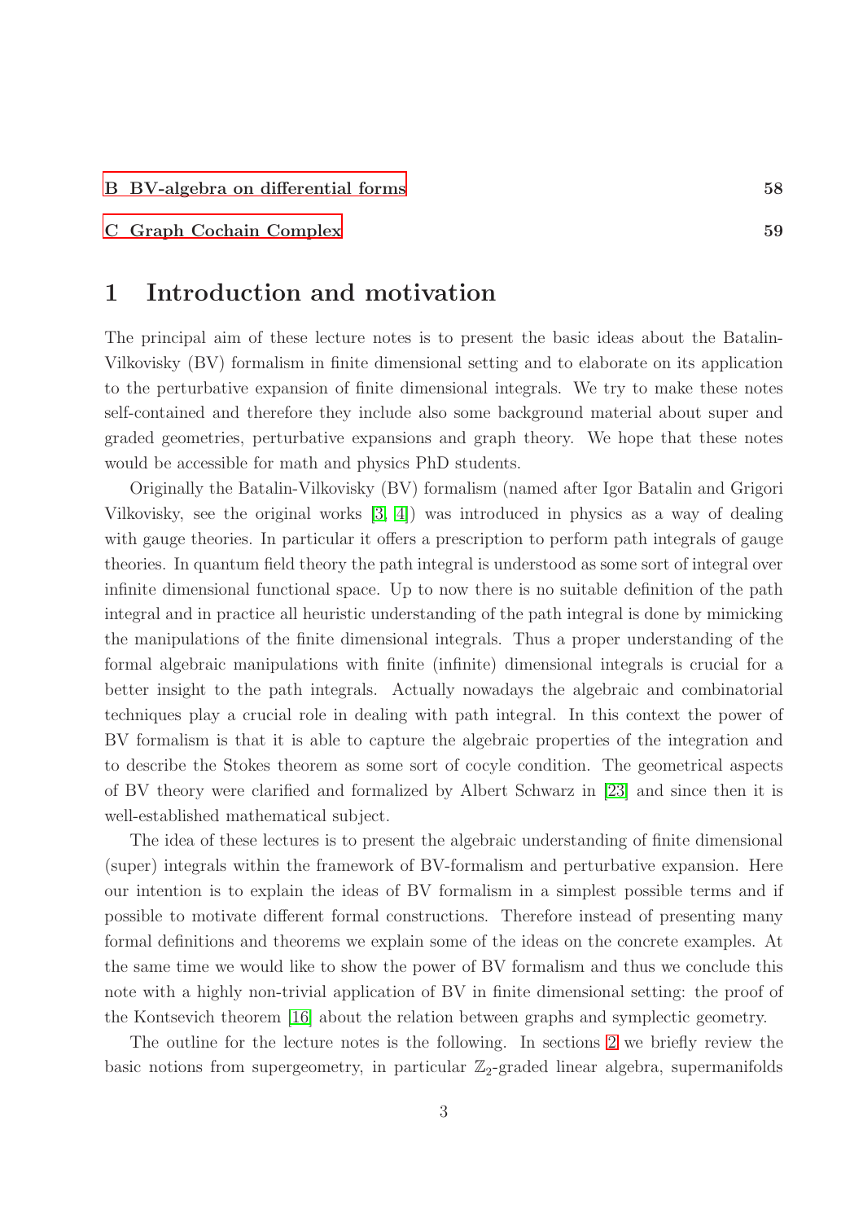B BV-algebra on differential forms 58

C Graph Cochain Complex 59

# 1 Introduction and motivation

The principal aim of these lecture notes is to present the basic ideas about the Batalin-Vilkovisky (BV) formalism in finite dimensional setting and to elaborate on its application to the perturbative expansion of finite dimensional integrals. We try to make these notes self-contained and therefore they include also some background material about super and graded geometries, perturbative expansions and graph theory. We hope that these notes would be accessible for math and physics PhD students.

Originally the Batalin-Vilkovisky (BV) formalism (named after Igor Batalin and Grigori Vilkovisky, see the original works [3, 4]) was introduced in physics as a way of dealing with gauge theories. In particular it offers a prescription to perform path integrals of gauge theories. In quantum field theory the path integral is understood as some sort of integral over infinite dimensional functional space. Up to now there is no suitable definition of the path integral and in practice all heuristic understanding of the path integral is done by mimicking the manipulations of the finite dimensional integrals. Thus a proper understanding of the formal algebraic manipulations with finite (infinite) dimensional integrals is crucial for a better insight to the path integrals. Actually nowadays the algebraic and combinatorial techniques play a crucial role in dealing with path integral. In this context the power of BV formalism is that it is able to capture the algebraic properties of the integration and to describe the Stokes theorem as some sort of cocyle condition. The geometrical aspects of BV theory were clarified and formalized by Albert Schwarz in [23] and since then it is well-established mathematical subject.

The idea of these lectures is to present the algebraic understanding of finite dimensional (super) integrals within the framework of BV-formalism and perturbative expansion. Here our intention is to explain the ideas of BV formalism in a simplest possible terms and if possible to motivate different formal constructions. Therefore instead of presenting many formal definitions and theorems we explain some of the ideas on the concrete examples. At the same time we would like to show the power of BV formalism and thus we conclude this note with a highly non-trivial application of BV in finite dimensional setting: the proof of the Kontsevich theorem [16] about the relation between graphs and symplectic geometry.

The outline for the lecture notes is the following. In sections 2 we briefly review the basic notions from supergeometry, in particular $\mathbb{Z}_2$-graded linear algebra, supermanifolds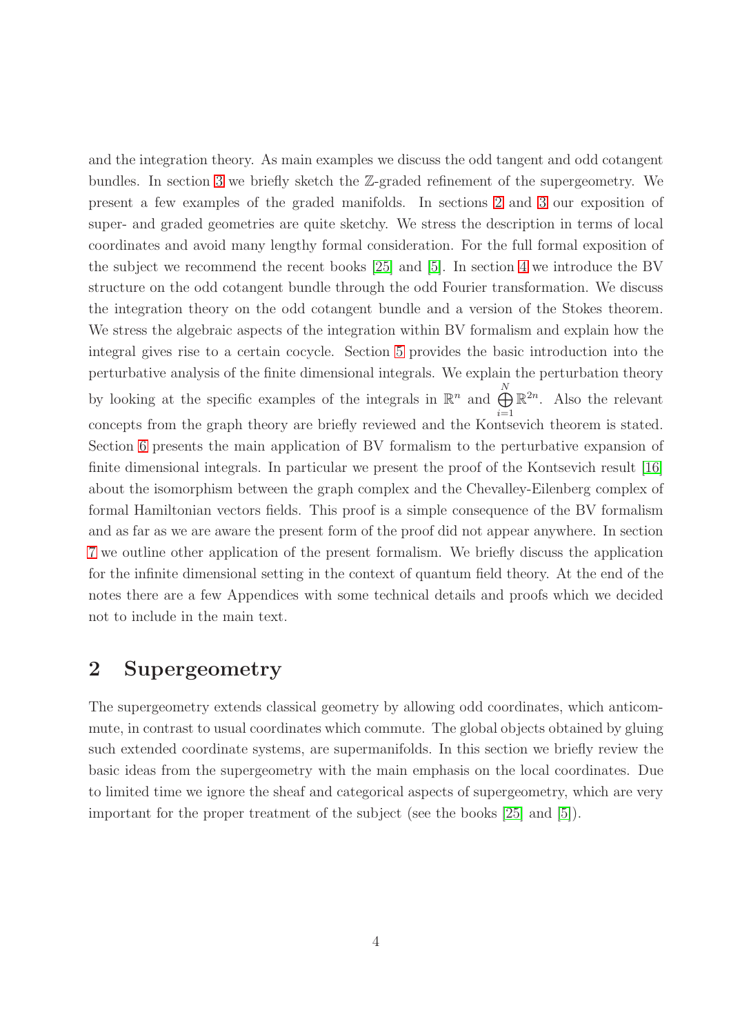and the integration theory. As main examples we discuss the odd tangent and odd cotangent bundles. In section 3 we briefly sketch the $\mathbb{Z}$-graded refinement of the supergeometry. We present a few examples of the graded manifolds. In sections 2 and 3 our exposition of super- and graded geometries are quite sketchy. We stress the description in terms of local coordinates and avoid many lengthy formal consideration. For the full formal exposition of the subject we recommend the recent books [25] and [5]. In section 4 we introduce the BV structure on the odd cotangent bundle through the odd Fourier transformation. We discuss the integration theory on the odd cotangent bundle and a version of the Stokes theorem. We stress the algebraic aspects of the integration within BV formalism and explain how the integral gives rise to a certain cocycle. Section 5 provides the basic introduction into the perturbative analysis of the finite dimensional integrals. We explain the perturbation theory by looking at the specific examples of the integrals in $\mathbb{R}^n$ and $\bigoplus\limits_{i=1}^{N} \mathbb{R}^{2n}$. Also the relevant concepts from the graph theory are briefly reviewed and the Kontsevich theorem is stated. Section 6 presents the main application of BV formalism to the perturbative expansion of finite dimensional integrals. In particular we present the proof of the Kontsevich result [16] about the isomorphism between the graph complex and the Chevalley-Eilenberg complex of formal Hamiltonian vectors fields. This proof is a simple consequence of the BV formalism and as far as we are aware the present form of the proof did not appear anywhere. In section 7 we outline other application of the present formalism. We briefly discuss the application for the infinite dimensional setting in the context of quantum field theory. At the end of the notes there are a few Appendices with some technical details and proofs which we decided not to include in the main text.

## 2 Supergeometry

The supergeometry extends classical geometry by allowing odd coordinates, which anticommute, in contrast to usual coordinates which commute. The global objects obtained by gluing such extended coordinate systems, are supermanifolds. In this section we briefly review the basic ideas from the supergeometry with the main emphasis on the local coordinates. Due to limited time we ignore the sheaf and categorical aspects of supergeometry, which are very important for the proper treatment of the subject (see the books [25] and [5]).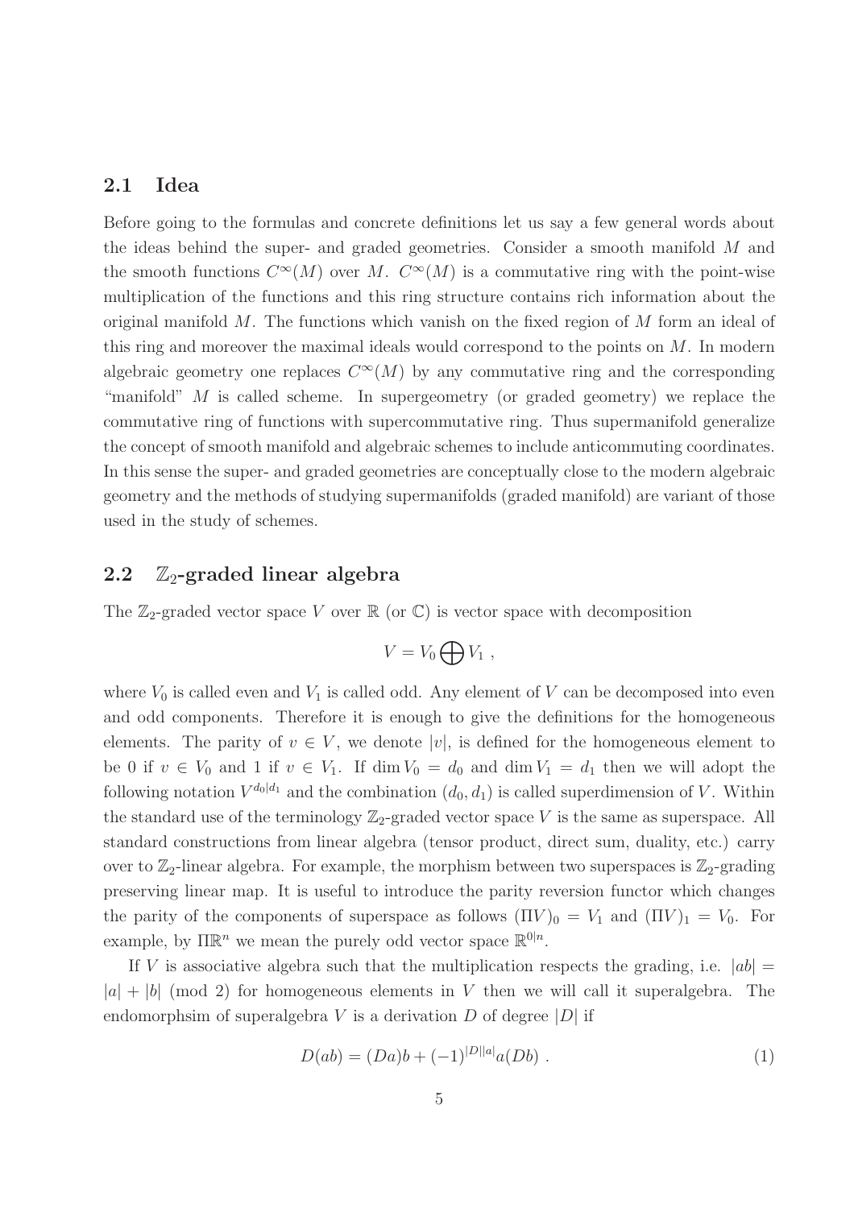## 2.1 Idea

Before going to the formulas and concrete definitions let us say a few general words about the ideas behind the super- and graded geometries. Consider a smooth manifold $M$ and the smooth functions $C^\infty(M)$ over $M$. $C^\infty(M)$ is a commutative ring with the point-wise multiplication of the functions and this ring structure contains rich information about the original manifold $M$. The functions which vanish on the fixed region of $M$ form an ideal of this ring and moreover the maximal ideals would correspond to the points on $M$. In modern algebraic geometry one replaces $C^\infty(M)$ by any commutative ring and the corresponding "manifold" $M$ is called scheme. In supergeometry (or graded geometry) we replace the commutative ring of functions with supercommutative ring. Thus supermanifold generalize the concept of smooth manifold and algebraic schemes to include anticommuting coordinates. In this sense the super- and graded geometries are conceptually close to the modern algebraic geometry and the methods of studying supermanifolds (graded manifold) are variant of those used in the study of schemes.

## 2.2 $\mathbb{Z}_2$-graded linear algebra

The $\mathbb{Z}_2$-graded vector space $V$ over $\mathbb{R}$ (or $\mathbb{C}$) is vector space with decomposition

$$V = V_0 \bigoplus V_1 \ ,$$

where $V_0$ is called even and $V_1$ is called odd. Any element of $V$ can be decomposed into even and odd components. Therefore it is enough to give the definitions for the homogeneous elements. The parity of $v \in V$, we denote $|v|$, is defined for the homogeneous element to be 0 if $v \in V_0$ and 1 if $v \in V_1$. If $\dim V_0 = d_0$ and $\dim V_1 = d_1$ then we will adopt the following notation $V^{d_0|d_1}$ and the combination $(d_0, d_1)$ is called superdimension of $V$. Within the standard use of the terminology $\mathbb{Z}_2$-graded vector space $V$ is the same as superspace. All standard constructions from linear algebra (tensor product, direct sum, duality, etc.) carry over to $\mathbb{Z}_2$-linear algebra. For example, the morphism between two superspaces is $\mathbb{Z}_2$-grading preserving linear map. It is useful to introduce the parity reversion functor which changes the parity of the components of superspace as follows $(\Pi V)_0 = V_1$ and $(\Pi V)_1 = V_0$. For example, by $\Pi \mathbb{R}^n$ we mean the purely odd vector space $\mathbb{R}^{0|n}$.

If $V$ is associative algebra such that the multiplication respects the grading, i.e. $|ab| = |a| + |b| \pmod 2$ for homogeneous elements in $V$ then we will call it superalgebra. The endomorphsim of superalgebra $V$ is a derivation $D$ of degree $|D|$ if

$$D(ab) = (Da)b + (-1)^{|D||a|} a(Db) \ . \tag{1}$$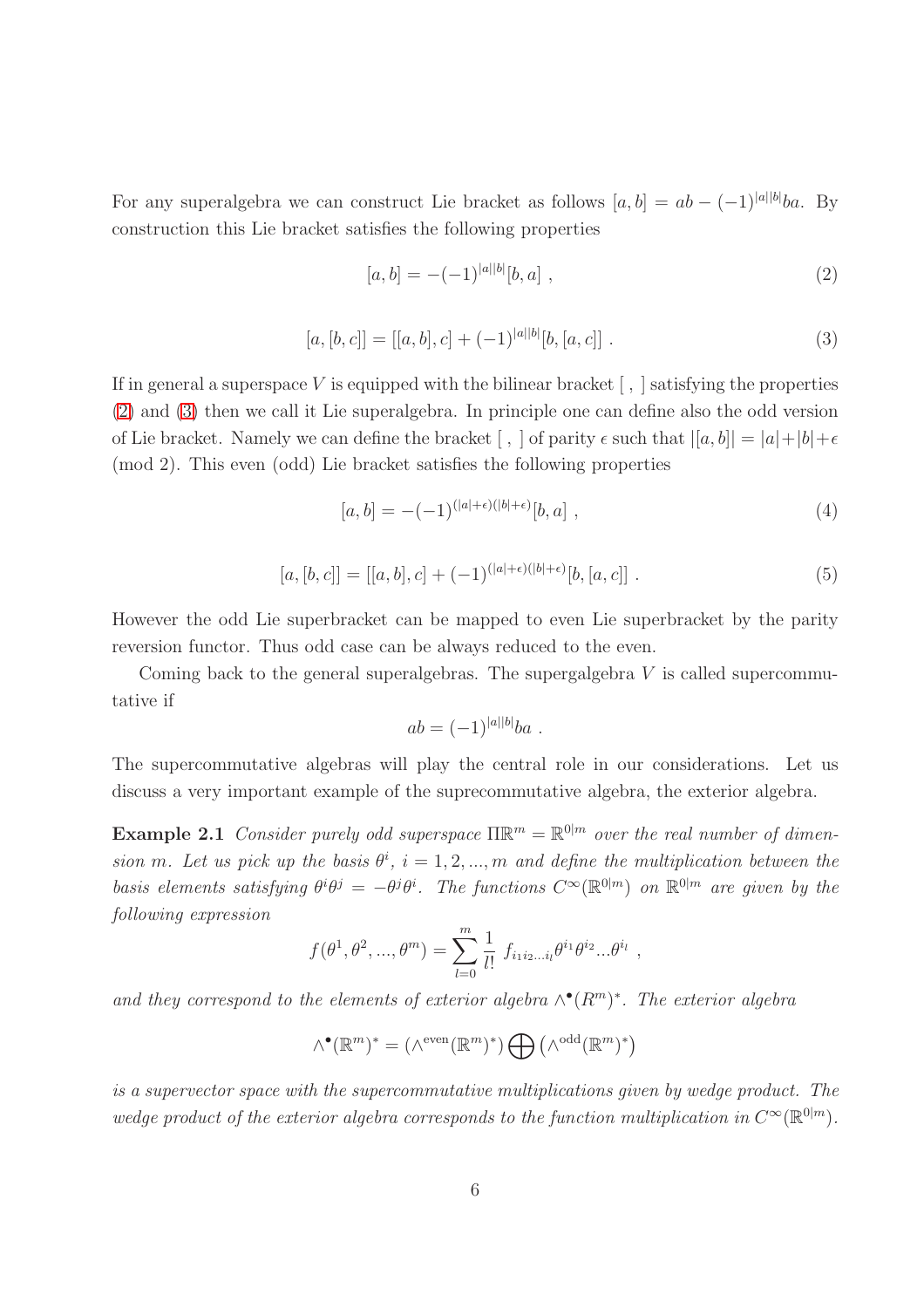For any superalgebra we can construct Lie bracket as follows $[a,b] = ab - (-1)^{|a||b|}ba$. By construction this Lie bracket satisfies the following properties

$$[a,b] = -(-1)^{|a||b|}[b,a] \ , \tag{2}$$

$$[a,[b,c]] = [[a,b],c] + (-1)^{|a||b|}[b,[a,c]] \ . \tag{3}$$

If in general a superspace $V$ is equipped with the bilinear bracket $[\ ,\ ]$ satisfying the properties (2) and (3) then we call it Lie superalgebra. In principle one can define also the odd version of Lie bracket. Namely we can define the bracket $[\ ,\ ]$ of parity $\epsilon$ such that $|[a,b]| = |a| + |b| + \epsilon$ (mod 2). This even (odd) Lie bracket satisfies the following properties

$$[a,b] = -(-1)^{(|a|+\epsilon)(|b|+\epsilon)}[b,a] \ , \tag{4}$$

$$[a,[b,c]] = [[a,b],c] + (-1)^{(|a|+\epsilon)(|b|+\epsilon)}[b,[a,c]] \ . \tag{5}$$

However the odd Lie superbracket can be mapped to even Lie superbracket by the parity reversion functor. Thus odd case can be always reduced to the even.

Coming back to the general superalgebras. The supergalgebra $V$ is called supercommutative if

$$ab = (-1)^{|a||b|}ba \ .$$

The supercommutative algebras will play the central role in our considerations. Let us discuss a very important example of the suprecommutative algebra, the exterior algebra.

**Example 2.1** *Consider purely odd superspace $\Pi\mathbb{R}^m = \mathbb{R}^{0|m}$ over the real number of dimension $m$. Let us pick up the basis $\theta^i$, $i = 1, 2, ..., m$ and define the multiplication between the basis elements satisfying $\theta^i\theta^j = -\theta^j\theta^i$. The functions $C^\infty(\mathbb{R}^{0|m})$ on $\mathbb{R}^{0|m}$ are given by the following expression*

$$f(\theta^1, \theta^2, ..., \theta^m) = \sum_{l=0}^{m} \frac{1}{l!}\ f_{i_1 i_2 ... i_l}\theta^{i_1}\theta^{i_2}...\theta^{i_l} \ ,$$

*and they correspond to the elements of exterior algebra $\wedge^\bullet(R^m)^*$. The exterior algebra*

$$\wedge^\bullet(\mathbb{R}^m)^* = (\wedge^{\text{even}}(\mathbb{R}^m)^*) \bigoplus (\wedge^{\text{odd}}(\mathbb{R}^m)^*)$$

*is a supervector space with the supercommutative multiplications given by wedge product. The wedge product of the exterior algebra corresponds to the function multiplication in $C^\infty(\mathbb{R}^{0|m})$.*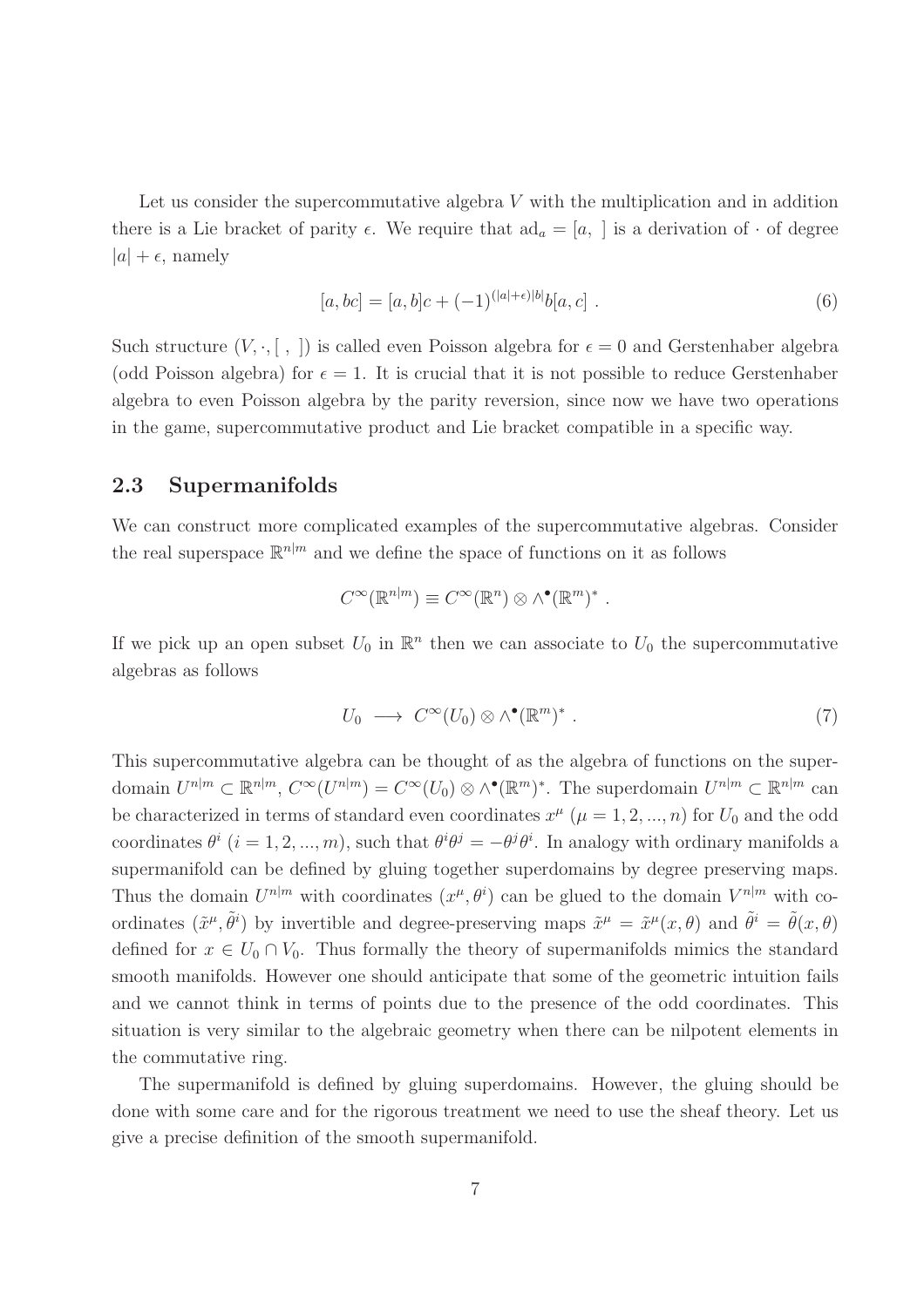Let us consider the supercommutative algebra $V$ with the multiplication and in addition there is a Lie bracket of parity $\epsilon$. We require that $\text{ad}_a = [a, \ ]$ is a derivation of $\cdot$ of degree $|a| + \epsilon$, namely

$$[a, bc] = [a, b]c + (-1)^{(|a|+\epsilon)|b|} b[a, c] \ . \tag{6}$$

Such structure $(V, \cdot, [\ ,\ ])$ is called even Poisson algebra for $\epsilon = 0$ and Gerstenhaber algebra (odd Poisson algebra) for $\epsilon = 1$. It is crucial that it is not possible to reduce Gerstenhaber algebra to even Poisson algebra by the parity reversion, since now we have two operations in the game, supercommutative product and Lie bracket compatible in a specific way.

## 2.3 Supermanifolds

We can construct more complicated examples of the supercommutative algebras. Consider the real superspace $\mathbb{R}^{n|m}$ and we define the space of functions on it as follows

$$C^\infty(\mathbb{R}^{n|m}) \equiv C^\infty(\mathbb{R}^n) \otimes \wedge^\bullet(\mathbb{R}^m)^* \ .$$

If we pick up an open subset $U_0$ in $\mathbb{R}^n$ then we can associate to $U_0$ the supercommutative algebras as follows

$$U_0 \ \longrightarrow \ C^\infty(U_0) \otimes \wedge^\bullet(\mathbb{R}^m)^* \ . \tag{7}$$

This supercommutative algebra can be thought of as the algebra of functions on the superdomain $U^{n|m} \subset \mathbb{R}^{n|m}$, $C^\infty(U^{n|m}) = C^\infty(U_0) \otimes \wedge^\bullet(\mathbb{R}^m)^*$. The superdomain $U^{n|m} \subset \mathbb{R}^{n|m}$ can be characterized in terms of standard even coordinates $x^\mu$ ($\mu = 1, 2, ..., n$) for $U_0$ and the odd coordinates $\theta^i$ ($i = 1, 2, ..., m$), such that $\theta^i \theta^j = -\theta^j \theta^i$. In analogy with ordinary manifolds a supermanifold can be defined by gluing together superdomains by degree preserving maps. Thus the domain $U^{n|m}$ with coordinates $(x^\mu, \theta^i)$ can be glued to the domain $V^{n|m}$ with coordinates $(\tilde{x}^\mu, \tilde{\theta}^i)$ by invertible and degree-preserving maps $\tilde{x}^\mu = \tilde{x}^\mu(x, \theta)$ and $\tilde{\theta}^i = \tilde{\theta}(x, \theta)$ defined for $x \in U_0 \cap V_0$. Thus formally the theory of supermanifolds mimics the standard smooth manifolds. However one should anticipate that some of the geometric intuition fails and we cannot think in terms of points due to the presence of the odd coordinates. This situation is very similar to the algebraic geometry when there can be nilpotent elements in the commutative ring.

The supermanifold is defined by gluing superdomains. However, the gluing should be done with some care and for the rigorous treatment we need to use the sheaf theory. Let us give a precise definition of the smooth supermanifold.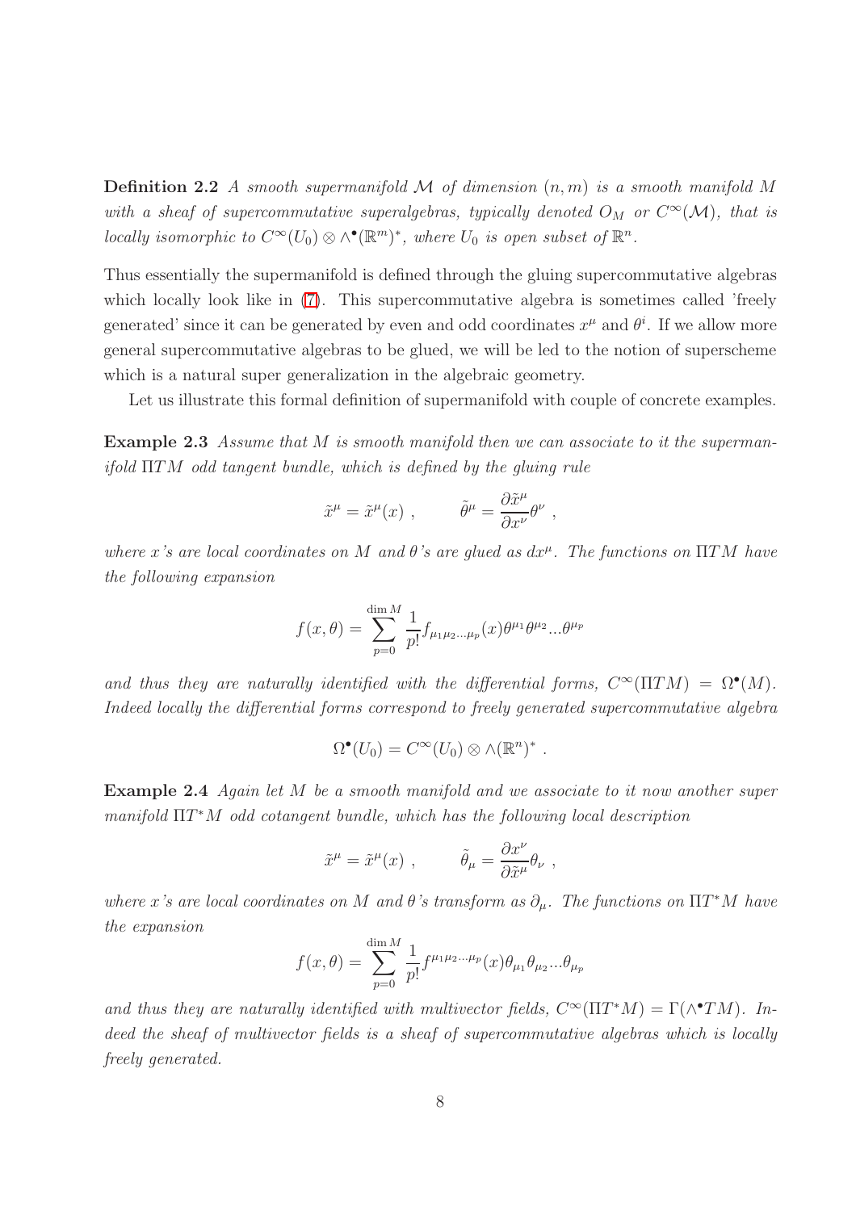**Definition 2.2** *A smooth supermanifold $\mathcal{M}$ of dimension $(n, m)$ is a smooth manifold $M$ with a sheaf of supercommutative superalgebras, typically denoted $O_M$ or $C^\infty(\mathcal{M})$, that is locally isomorphic to $C^\infty(U_0) \otimes \wedge^\bullet(\mathbb{R}^m)^*$, where $U_0$ is open subset of $\mathbb{R}^n$.*

Thus essentially the supermanifold is defined through the gluing supercommutative algebras which locally look like in (7). This supercommutative algebra is sometimes called 'freely generated' since it can be generated by even and odd coordinates $x^\mu$ and $\theta^i$. If we allow more general supercommutative algebras to be glued, we will be led to the notion of superscheme which is a natural super generalization in the algebraic geometry.

Let us illustrate this formal definition of supermanifold with couple of concrete examples.

**Example 2.3** *Assume that $M$ is smooth manifold then we can associate to it the supermanifold $\Pi TM$ odd tangent bundle, which is defined by the gluing rule*

$$\tilde{x}^\mu = \tilde{x}^\mu(x) \ , \qquad \tilde{\theta}^\mu = \frac{\partial \tilde{x}^\mu}{\partial x^\nu} \theta^\nu \ ,$$

*where $x$'s are local coordinates on $M$ and $\theta$'s are glued as $dx^\mu$. The functions on $\Pi TM$ have the following expansion*

$$f(x, \theta) = \sum_{p=0}^{\dim M} \frac{1}{p!} f_{\mu_1 \mu_2 \ldots \mu_p}(x) \theta^{\mu_1} \theta^{\mu_2} \ldots \theta^{\mu_p}$$

*and thus they are naturally identified with the differential forms, $C^\infty(\Pi TM) = \Omega^\bullet(M)$. Indeed locally the differential forms correspond to freely generated supercommutative algebra*

$$\Omega^\bullet(U_0) = C^\infty(U_0) \otimes \wedge(\mathbb{R}^n)^* \ .$$

**Example 2.4** *Again let $M$ be a smooth manifold and we associate to it now another super manifold $\Pi T^*M$ odd cotangent bundle, which has the following local description*

$$\tilde{x}^\mu = \tilde{x}^\mu(x) \ , \qquad \tilde{\theta}_\mu = \frac{\partial x^\nu}{\partial \tilde{x}^\mu} \theta_\nu \ ,$$

*where $x$'s are local coordinates on $M$ and $\theta$'s transform as $\partial_\mu$. The functions on $\Pi T^*M$ have the expansion*

$$f(x, \theta) = \sum_{p=0}^{\dim M} \frac{1}{p!} f^{\mu_1 \mu_2 \ldots \mu_p}(x) \theta_{\mu_1} \theta_{\mu_2} \ldots \theta_{\mu_p}$$

*and thus they are naturally identified with multivector fields, $C^\infty(\Pi T^*M) = \Gamma(\wedge^\bullet TM)$. Indeed the sheaf of multivector fields is a sheaf of supercommutative algebras which is locally freely generated.*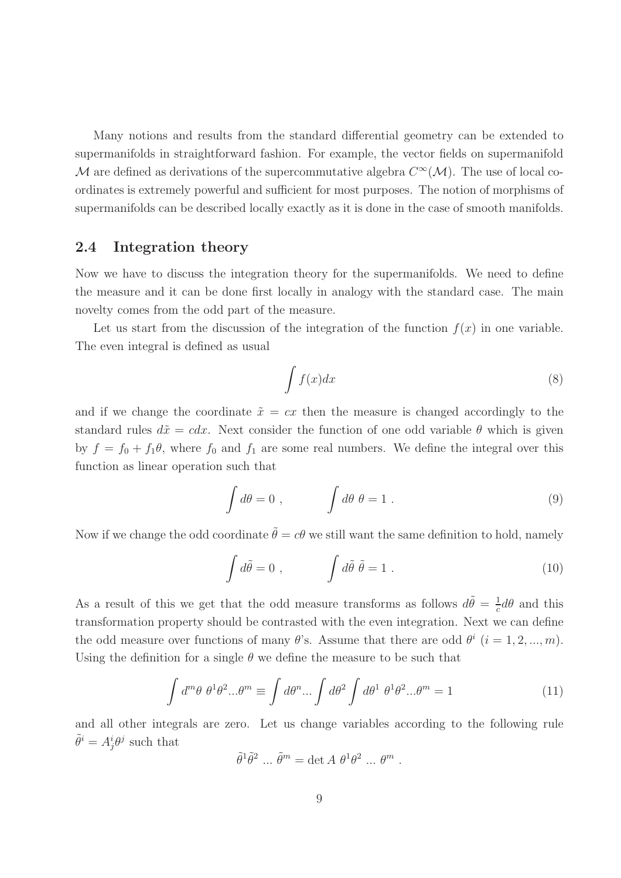Many notions and results from the standard differential geometry can be extended to supermanifolds in straightforward fashion. For example, the vector fields on supermanifold $\mathcal{M}$ are defined as derivations of the supercommutative algebra $C^\infty(\mathcal{M})$. The use of local coordinates is extremely powerful and sufficient for most purposes. The notion of morphisms of supermanifolds can be described locally exactly as it is done in the case of smooth manifolds.

## 2.4 Integration theory

Now we have to discuss the integration theory for the supermanifolds. We need to define the measure and it can be done first locally in analogy with the standard case. The main novelty comes from the odd part of the measure.

Let us start from the discussion of the integration of the function $f(x)$ in one variable. The even integral is defined as usual

$$\int f(x)dx \tag{8}$$

and if we change the coordinate $\tilde{x} = cx$ then the measure is changed accordingly to the standard rules $d\tilde{x} = cdx$. Next consider the function of one odd variable $\theta$ which is given by $f = f_0 + f_1\theta$, where $f_0$ and $f_1$ are some real numbers. We define the integral over this function as linear operation such that

$$\int d\theta = 0 \ , \qquad \int d\theta \ \theta = 1 \ . \tag{9}$$

Now if we change the odd coordinate $\tilde{\theta} = c\theta$ we still want the same definition to hold, namely

$$\int d\tilde{\theta} = 0 \ , \qquad \int d\tilde{\theta} \ \tilde{\theta} = 1 \ . \tag{10}$$

As a result of this we get that the odd measure transforms as follows $d\tilde{\theta} = \frac{1}{c}d\theta$ and this transformation property should be contrasted with the even integration. Next we can define the odd measure over functions of many $\theta$'s. Assume that there are odd $\theta^i$ $(i = 1, 2, ..., m)$. Using the definition for a single $\theta$ we define the measure to be such that

$$\int d^m\theta \ \theta^1\theta^2...\theta^m \equiv \int d\theta^n ... \int d\theta^2 \int d\theta^1 \ \theta^1\theta^2...\theta^m = 1 \tag{11}$$

and all other integrals are zero. Let us change variables according to the following rule $\tilde{\theta}^i = A^i_j\theta^j$ such that

$$\tilde{\theta}^1\tilde{\theta}^2 \ ... \ \tilde{\theta}^m = \det A \ \theta^1\theta^2 \ ... \ \theta^m \ .$$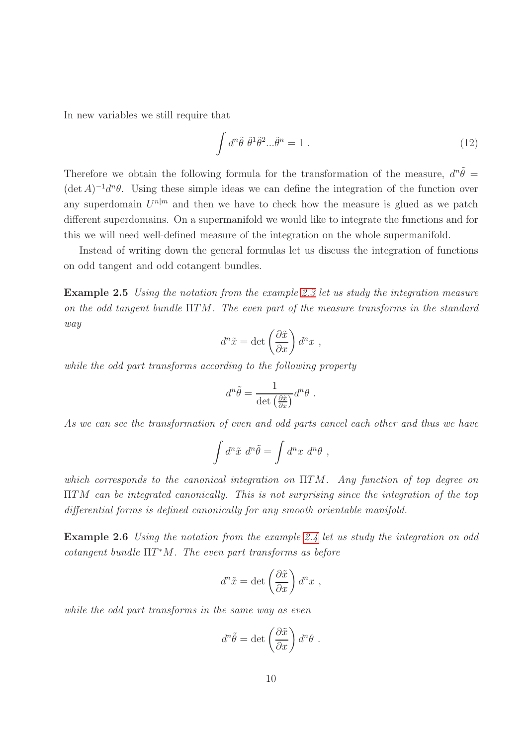In new variables we still require that

$$\int d^n\tilde{\theta}\ \tilde{\theta}^1\tilde{\theta}^2...\tilde{\theta}^n = 1\ . \tag{12}$$

Therefore we obtain the following formula for the transformation of the measure, $d^n\tilde{\theta} = (\det A)^{-1} d^n\theta$. Using these simple ideas we can define the integration of the function over any superdomain $U^{n|m}$ and then we have to check how the measure is glued as we patch different superdomains. On a supermanifold we would like to integrate the functions and for this we will need well-defined measure of the integration on the whole supermanifold.

Instead of writing down the general formulas let us discuss the integration of functions on odd tangent and odd cotangent bundles.

**Example 2.5** *Using the notation from the example 2.3 let us study the integration measure on the odd tangent bundle $\Pi TM$. The even part of the measure transforms in the standard way*

$$d^n\tilde{x} = \det\left(\frac{\partial \tilde{x}}{\partial x}\right) d^n x\ ,$$

*while the odd part transforms according to the following property*

$$d^n\tilde{\theta} = \frac{1}{\det\left(\frac{\partial \tilde{x}}{\partial x}\right)} d^n\theta\ .$$

*As we can see the transformation of even and odd parts cancel each other and thus we have*

$$\int d^n\tilde{x}\ d^n\tilde{\theta} = \int d^n x\ d^n\theta\ ,$$

*which corresponds to the canonical integration on $\Pi TM$. Any function of top degree on $\Pi TM$ can be integrated canonically. This is not surprising since the integration of the top differential forms is defined canonically for any smooth orientable manifold.*

**Example 2.6** *Using the notation from the example 2.4 let us study the integration on odd cotangent bundle $\Pi T^*M$. The even part transforms as before*

$$d^n\tilde{x} = \det\left(\frac{\partial \tilde{x}}{\partial x}\right) d^n x\ ,$$

*while the odd part transforms in the same way as even*

$$d^n\tilde{\theta} = \det\left(\frac{\partial \tilde{x}}{\partial x}\right) d^n\theta\ .$$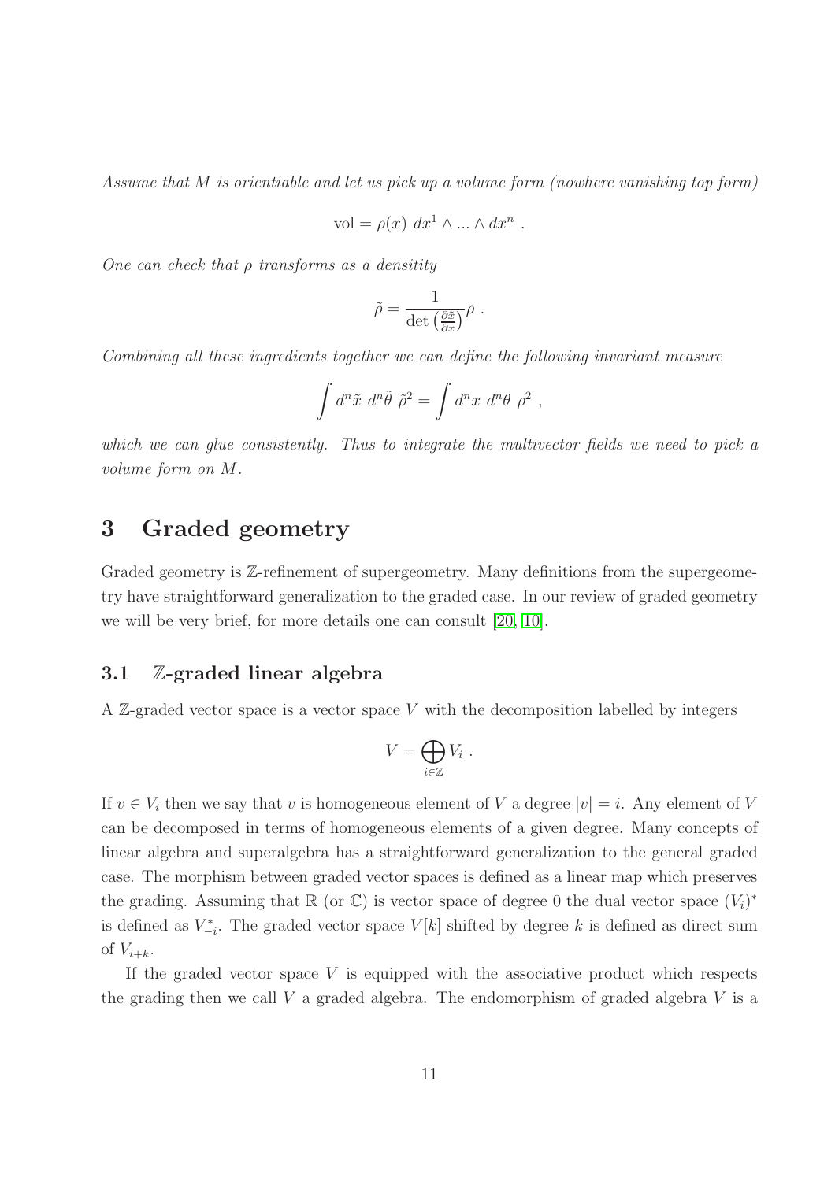*Assume that $M$ is orientiable and let us pick up a volume form (nowhere vanishing top form)*

$$\text{vol} = \rho(x) \; dx^1 \wedge ... \wedge dx^n \; .$$

*One can check that $\rho$ transforms as a densitity*

$$\tilde{\rho} = \frac{1}{\det\left(\frac{\partial \tilde{x}}{\partial x}\right)} \rho \; .$$

*Combining all these ingredients together we can define the following invariant measure*

$$\int d^n \tilde{x} \; d^n \tilde{\theta} \; \tilde{\rho}^2 = \int d^n x \; d^n \theta \; \rho^2 \; ,$$

*which we can glue consistently. Thus to integrate the multivector fields we need to pick a volume form on $M$.*

# 3 Graded geometry

Graded geometry is $\mathbb{Z}$-refinement of supergeometry. Many definitions from the supergeometry have straightforward generalization to the graded case. In our review of graded geometry we will be very brief, for more details one can consult [20, 10].

## 3.1 $\mathbb{Z}$-graded linear algebra

A $\mathbb{Z}$-graded vector space is a vector space $V$ with the decomposition labelled by integers

$$V = \bigoplus_{i \in \mathbb{Z}} V_i \; .$$

If $v \in V_i$ then we say that $v$ is homogeneous element of $V$ a degree $|v| = i$. Any element of $V$ can be decomposed in terms of homogeneous elements of a given degree. Many concepts of linear algebra and superalgebra has a straightforward generalization to the general graded case. The morphism between graded vector spaces is defined as a linear map which preserves the grading. Assuming that $\mathbb{R}$ (or $\mathbb{C}$) is vector space of degree 0 the dual vector space $(V_i)^*$ is defined as $V^*_{-i}$. The graded vector space $V[k]$ shifted by degree $k$ is defined as direct sum of $V_{i+k}$.

If the graded vector space $V$ is equipped with the associative product which respects the grading then we call $V$ a graded algebra. The endomorphism of graded algebra $V$ is a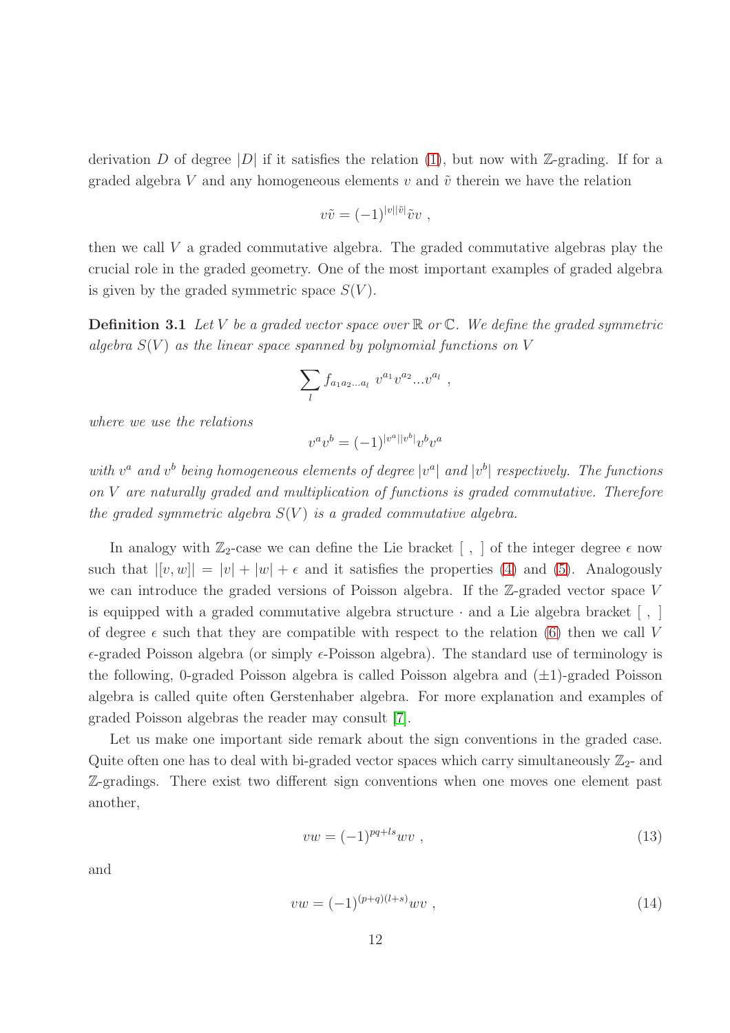derivation $D$ of degree $|D|$ if it satisfies the relation (1), but now with $\mathbb{Z}$-grading. If for a graded algebra $V$ and any homogeneous elements $v$ and $\tilde{v}$ therein we have the relation

$$v\tilde{v} = (-1)^{|v||\tilde{v}|}\tilde{v}v \ ,$$

then we call $V$ a graded commutative algebra. The graded commutative algebras play the crucial role in the graded geometry. One of the most important examples of graded algebra is given by the graded symmetric space $S(V)$.

**Definition 3.1** *Let $V$ be a graded vector space over $\mathbb{R}$ or $\mathbb{C}$. We define the graded symmetric algebra $S(V)$ as the linear space spanned by polynomial functions on $V$*

$$\sum_{l} f_{a_1 a_2 \dots a_l} \ v^{a_1} v^{a_2} \dots v^{a_l} \ ,$$

*where we use the relations*

$$v^a v^b = (-1)^{|v^a||v^b|} v^b v^a$$

*with $v^a$ and $v^b$ being homogeneous elements of degree $|v^a|$ and $|v^b|$ respectively. The functions on $V$ are naturally graded and multiplication of functions is graded commutative. Therefore the graded symmetric algebra $S(V)$ is a graded commutative algebra.*

In analogy with $\mathbb{Z}_2$-case we can define the Lie bracket $[\ ,\ ]$ of the integer degree $\epsilon$ now such that $|[v,w]| = |v| + |w| + \epsilon$ and it satisfies the properties (4) and (5). Analogously we can introduce the graded versions of Poisson algebra. If the $\mathbb{Z}$-graded vector space $V$ is equipped with a graded commutative algebra structure $\cdot$ and a Lie algebra bracket $[\ ,\ ]$ of degree $\epsilon$ such that they are compatible with respect to the relation (6) then we call $V$ $\epsilon$-graded Poisson algebra (or simply $\epsilon$-Poisson algebra). The standard use of terminology is the following, 0-graded Poisson algebra is called Poisson algebra and $(\pm 1)$-graded Poisson algebra is called quite often Gerstenhaber algebra. For more explanation and examples of graded Poisson algebras the reader may consult [7].

Let us make one important side remark about the sign conventions in the graded case. Quite often one has to deal with bi-graded vector spaces which carry simultaneously $\mathbb{Z}_2$- and $\mathbb{Z}$-gradings. There exist two different sign conventions when one moves one element past another,

$$vw = (-1)^{pq+ls} wv \ , \tag{13}$$

and

$$vw = (-1)^{(p+q)(l+s)} wv \ , \tag{14}$$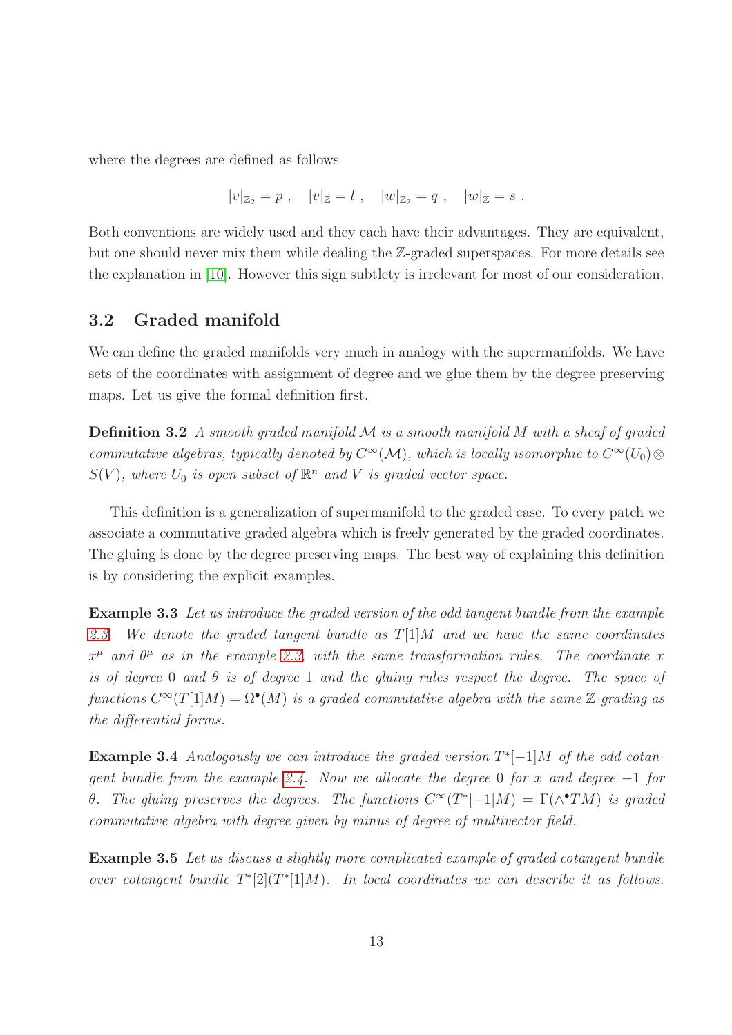where the degrees are defined as follows

$$|v|_{\mathbb{Z}_2} = p \ , \quad |v|_{\mathbb{Z}} = l \ , \quad |w|_{\mathbb{Z}_2} = q \ , \quad |w|_{\mathbb{Z}} = s \ .$$

Both conventions are widely used and they each have their advantages. They are equivalent, but one should never mix them while dealing the $\mathbb{Z}$-graded superspaces. For more details see the explanation in [10]. However this sign subtlety is irrelevant for most of our consideration.

## 3.2 Graded manifold

We can define the graded manifolds very much in analogy with the supermanifolds. We have sets of the coordinates with assignment of degree and we glue them by the degree preserving maps. Let us give the formal definition first.

**Definition 3.2** *A smooth graded manifold $\mathcal{M}$ is a smooth manifold $M$ with a sheaf of graded commutative algebras, typically denoted by $C^\infty(\mathcal{M})$, which is locally isomorphic to $C^\infty(U_0) \otimes S(V)$, where $U_0$ is open subset of $\mathbb{R}^n$ and $V$ is graded vector space.*

This definition is a generalization of supermanifold to the graded case. To every patch we associate a commutative graded algebra which is freely generated by the graded coordinates. The gluing is done by the degree preserving maps. The best way of explaining this definition is by considering the explicit examples.

**Example 3.3** *Let us introduce the graded version of the odd tangent bundle from the example 2.3. We denote the graded tangent bundle as $T[1]M$ and we have the same coordinates $x^\mu$ and $\theta^\mu$ as in the example 2.3 with the same transformation rules. The coordinate $x$ is of degree 0 and $\theta$ is of degree 1 and the gluing rules respect the degree. The space of functions $C^\infty(T[1]M) = \Omega^\bullet(M)$ is a graded commutative algebra with the same $\mathbb{Z}$-grading as the differential forms.*

**Example 3.4** *Analogously we can introduce the graded version $T^*[-1]M$ of the odd cotangent bundle from the example 2.4. Now we allocate the degree 0 for $x$ and degree $-1$ for $\theta$. The gluing preserves the degrees. The functions $C^\infty(T^*[-1]M) = \Gamma(\wedge^\bullet TM)$ is graded commutative algebra with degree given by minus of degree of multivector field.*

**Example 3.5** *Let us discuss a slightly more complicated example of graded cotangent bundle over cotangent bundle $T^*[2](T^*[1]M)$. In local coordinates we can describe it as follows.*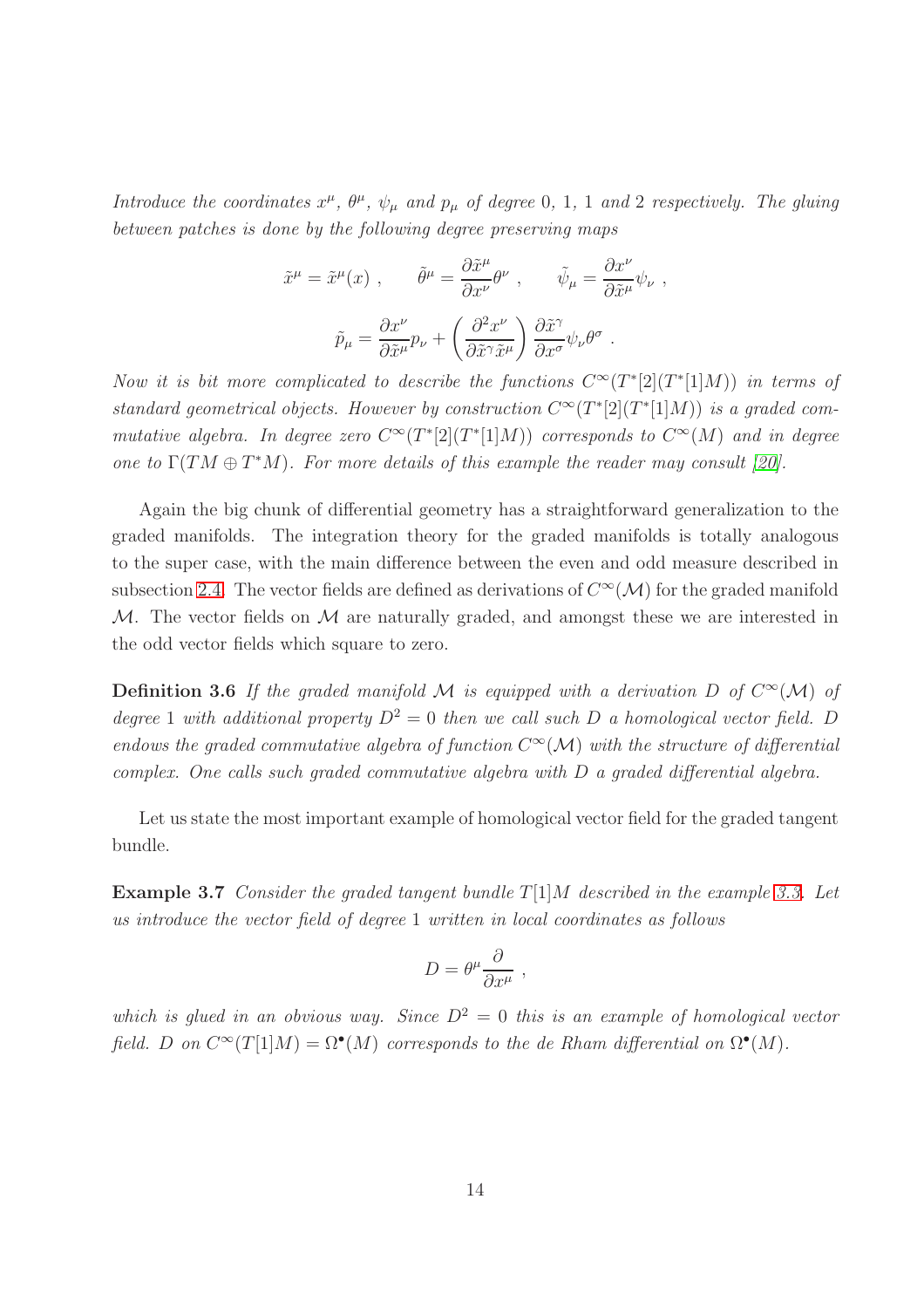*Introduce the coordinates $x^\mu$, $\theta^\mu$, $\psi_\mu$ and $p_\mu$ of degree 0, 1, 1 and 2 respectively. The gluing between patches is done by the following degree preserving maps*

$$\tilde{x}^\mu = \tilde{x}^\mu(x) \ , \qquad \tilde{\theta}^\mu = \frac{\partial \tilde{x}^\mu}{\partial x^\nu}\theta^\nu \ , \qquad \tilde{\psi}_\mu = \frac{\partial x^\nu}{\partial \tilde{x}^\mu}\psi_\nu \ ,$$

$$\tilde{p}_\mu = \frac{\partial x^\nu}{\partial \tilde{x}^\mu} p_\nu + \left( \frac{\partial^2 x^\nu}{\partial \tilde{x}^\gamma \tilde{x}^\mu} \right) \frac{\partial \tilde{x}^\gamma}{\partial x^\sigma} \psi_\nu \theta^\sigma \ .$$

*Now it is bit more complicated to describe the functions $C^\infty(T^*[2](T^*[1]M))$ in terms of standard geometrical objects. However by construction $C^\infty(T^*[2](T^*[1]M))$ is a graded commutative algebra. In degree zero $C^\infty(T^*[2](T^*[1]M))$ corresponds to $C^\infty(M)$ and in degree one to $\Gamma(TM \oplus T^*M)$. For more details of this example the reader may consult [20].*

Again the big chunk of differential geometry has a straightforward generalization to the graded manifolds. The integration theory for the graded manifolds is totally analogous to the super case, with the main difference between the even and odd measure described in subsection 2.4. The vector fields are defined as derivations of $C^\infty(\mathcal{M})$ for the graded manifold $\mathcal{M}$. The vector fields on $\mathcal{M}$ are naturally graded, and amongst these we are interested in the odd vector fields which square to zero.

**Definition 3.6** *If the graded manifold $\mathcal{M}$ is equipped with a derivation $D$ of $C^\infty(\mathcal{M})$ of degree 1 with additional property $D^2 = 0$ then we call such $D$ a homological vector field. $D$ endows the graded commutative algebra of function $C^\infty(\mathcal{M})$ with the structure of differential complex. One calls such graded commutative algebra with $D$ a graded differential algebra.*

Let us state the most important example of homological vector field for the graded tangent bundle.

**Example 3.7** *Consider the graded tangent bundle $T[1]M$ described in the example 3.3. Let us introduce the vector field of degree 1 written in local coordinates as follows*

$$D = \theta^\mu \frac{\partial}{\partial x^\mu} \ ,$$

*which is glued in an obvious way. Since $D^2 = 0$ this is an example of homological vector field. $D$ on $C^\infty(T[1]M) = \Omega^\bullet(M)$ corresponds to the de Rham differential on $\Omega^\bullet(M)$.*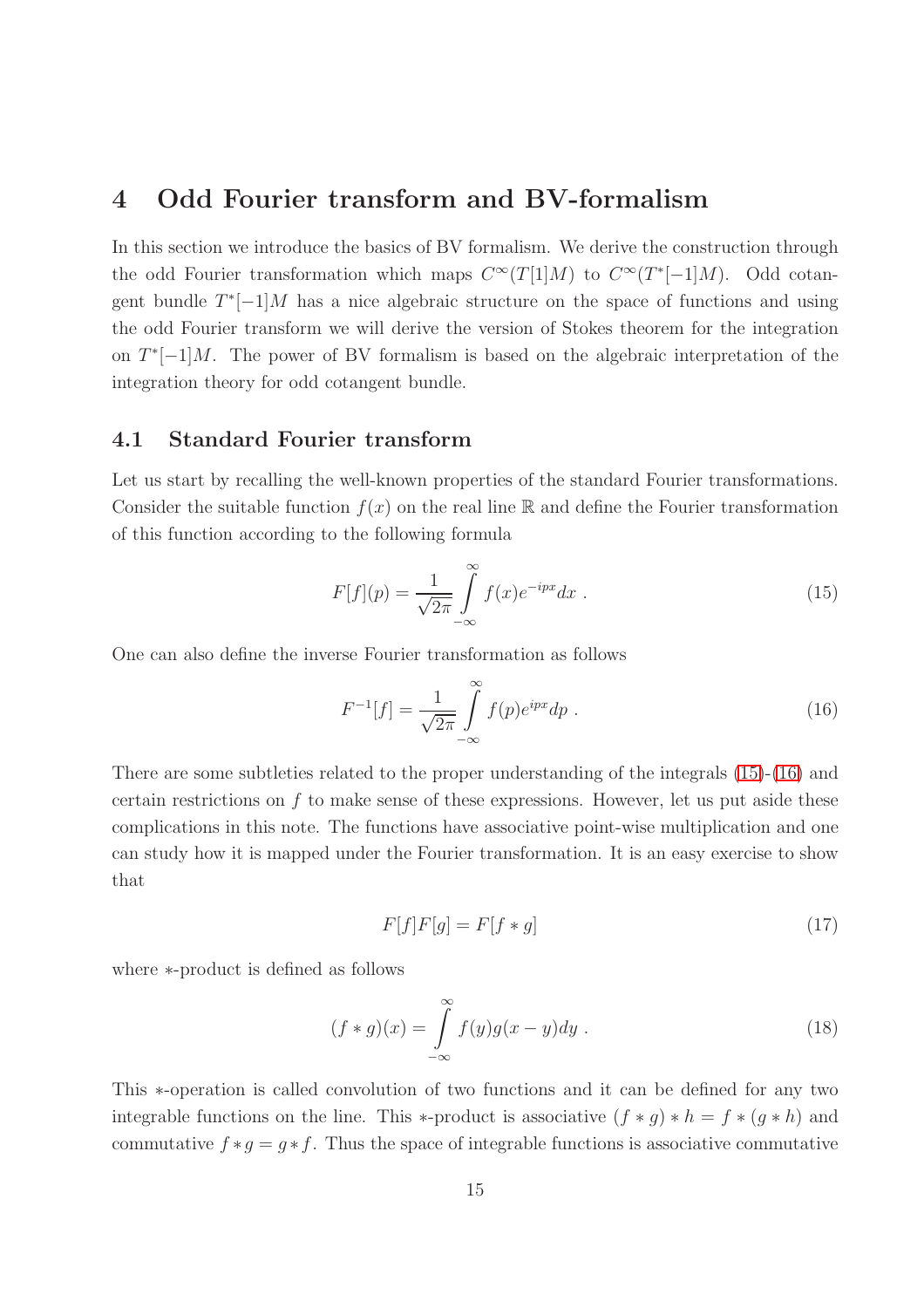# 4 Odd Fourier transform and BV-formalism

In this section we introduce the basics of BV formalism. We derive the construction through the odd Fourier transformation which maps $C^\infty(T[1]M)$ to $C^\infty(T^*[-1]M)$. Odd cotangent bundle $T^*[-1]M$ has a nice algebraic structure on the space of functions and using the odd Fourier transform we will derive the version of Stokes theorem for the integration on $T^*[-1]M$. The power of BV formalism is based on the algebraic interpretation of the integration theory for odd cotangent bundle.

## 4.1 Standard Fourier transform

Let us start by recalling the well-known properties of the standard Fourier transformations. Consider the suitable function $f(x)$ on the real line $\mathbb{R}$ and define the Fourier transformation of this function according to the following formula

$$F[f](p) = \frac{1}{\sqrt{2\pi}} \int_{-\infty}^{\infty} f(x) e^{-ipx} dx \ . \tag{15}$$

One can also define the inverse Fourier transformation as follows

$$F^{-1}[f] = \frac{1}{\sqrt{2\pi}} \int_{-\infty}^{\infty} f(p) e^{ipx} dp \ . \tag{16}$$

There are some subtleties related to the proper understanding of the integrals (15)-(16) and certain restrictions on $f$ to make sense of these expressions. However, let us put aside these complications in this note. The functions have associative point-wise multiplication and one can study how it is mapped under the Fourier transformation. It is an easy exercise to show that

$$F[f]F[g] = F[f * g] \tag{17}$$

where $*$-product is defined as follows

$$(f * g)(x) = \int_{-\infty}^{\infty} f(y) g(x-y) dy \ . \tag{18}$$

This $*$-operation is called convolution of two functions and it can be defined for any two integrable functions on the line. This $*$-product is associative $(f * g) * h = f * (g * h)$ and commutative $f * g = g * f$. Thus the space of integrable functions is associative commutative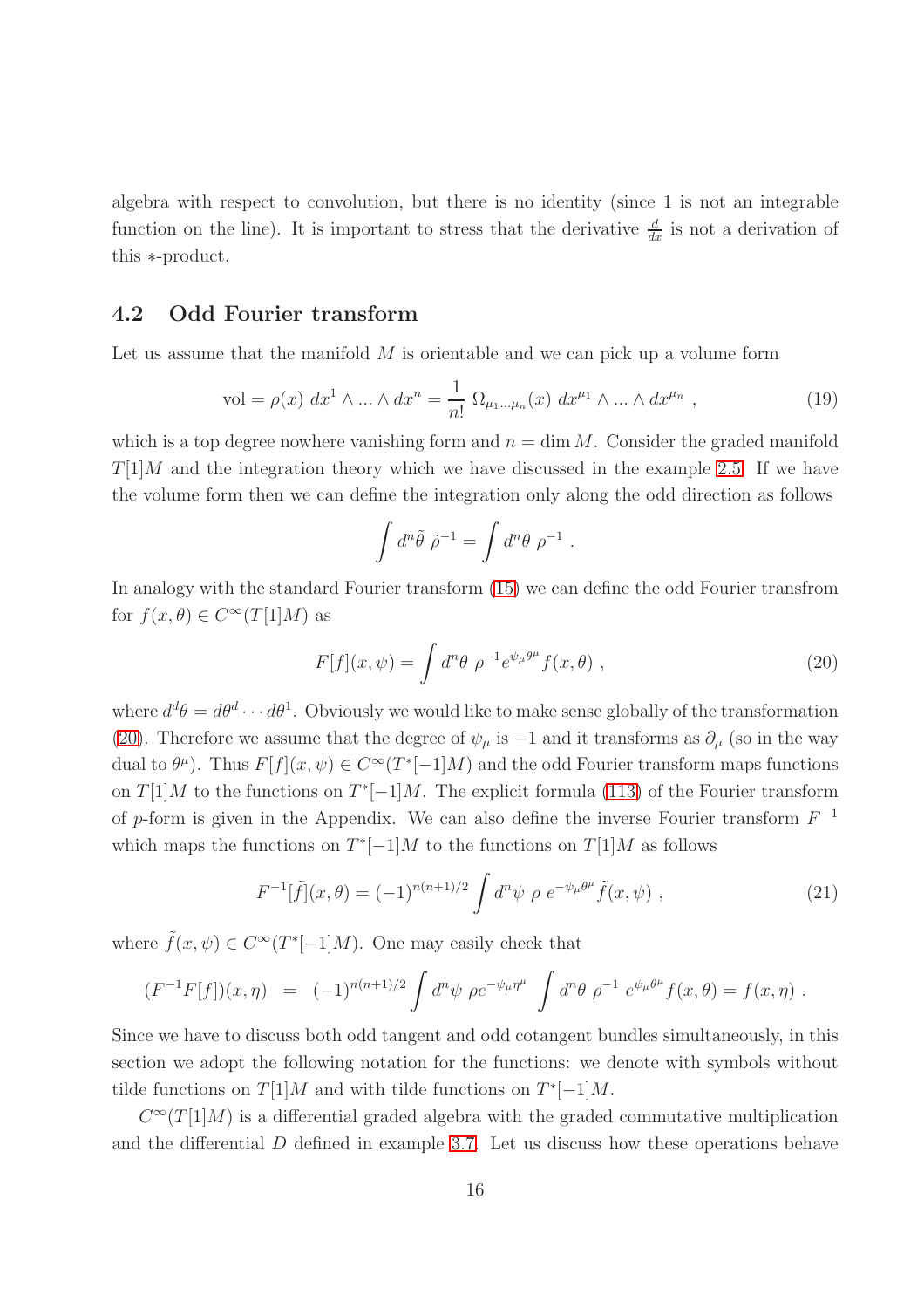algebra with respect to convolution, but there is no identity (since 1 is not an integrable function on the line). It is important to stress that the derivative $\frac{d}{dx}$ is not a derivation of this $*$-product.

## 4.2 Odd Fourier transform

Let us assume that the manifold $M$ is orientable and we can pick up a volume form

$$\text{vol} = \rho(x)\ dx^1 \wedge ... \wedge dx^n = \frac{1}{n!}\ \Omega_{\mu_1...\mu_n}(x)\ dx^{\mu_1} \wedge ... \wedge dx^{\mu_n}\ , \tag{19}$$

which is a top degree nowhere vanishing form and $n = \dim M$. Consider the graded manifold $T[1]M$ and the integration theory which we have discussed in the example 2.5. If we have the volume form then we can define the integration only along the odd direction as follows

$$\int d^n\tilde{\theta}\ \tilde{\rho}^{-1} = \int d^n\theta\ \rho^{-1}\ .$$

In analogy with the standard Fourier transform (15) we can define the odd Fourier transfrom for $f(x,\theta) \in C^\infty(T[1]M)$ as

$$F[f](x,\psi) = \int d^n\theta\ \rho^{-1} e^{\psi_\mu \theta^\mu} f(x,\theta)\ , \tag{20}$$

where $d^d\theta = d\theta^d \cdots d\theta^1$. Obviously we would like to make sense globally of the transformation (20). Therefore we assume that the degree of $\psi_\mu$ is $-1$ and it transforms as $\partial_\mu$ (so in the way dual to $\theta^\mu$). Thus $F[f](x,\psi) \in C^\infty(T^*[-1]M)$ and the odd Fourier transform maps functions on $T[1]M$ to the functions on $T^*[-1]M$. The explicit formula (113) of the Fourier transform of $p$-form is given in the Appendix. We can also define the inverse Fourier transform $F^{-1}$ which maps the functions on $T^*[-1]M$ to the functions on $T[1]M$ as follows

$$F^{-1}[\tilde{f}](x,\theta) = (-1)^{n(n+1)/2} \int d^n\psi\ \rho\ e^{-\psi_\mu\theta^\mu}\,\tilde{f}(x,\psi)\ , \tag{21}$$

where $\tilde{f}(x,\psi) \in C^\infty(T^*[-1]M)$. One may easily check that

$$(F^{-1}F[f])(x,\eta) \ = \ (-1)^{n(n+1)/2} \int d^n\psi\ \rho e^{-\psi_\mu\eta^\mu} \int d^n\theta\ \rho^{-1}\ e^{\psi_\mu\theta^\mu} f(x,\theta) = f(x,\eta)\ .$$

Since we have to discuss both odd tangent and odd cotangent bundles simultaneously, in this section we adopt the following notation for the functions: we denote with symbols without tilde functions on $T[1]M$ and with tilde functions on $T^*[-1]M$.

$C^\infty(T[1]M)$ is a differential graded algebra with the graded commutative multiplication and the differential $D$ defined in example 3.7. Let us discuss how these operations behave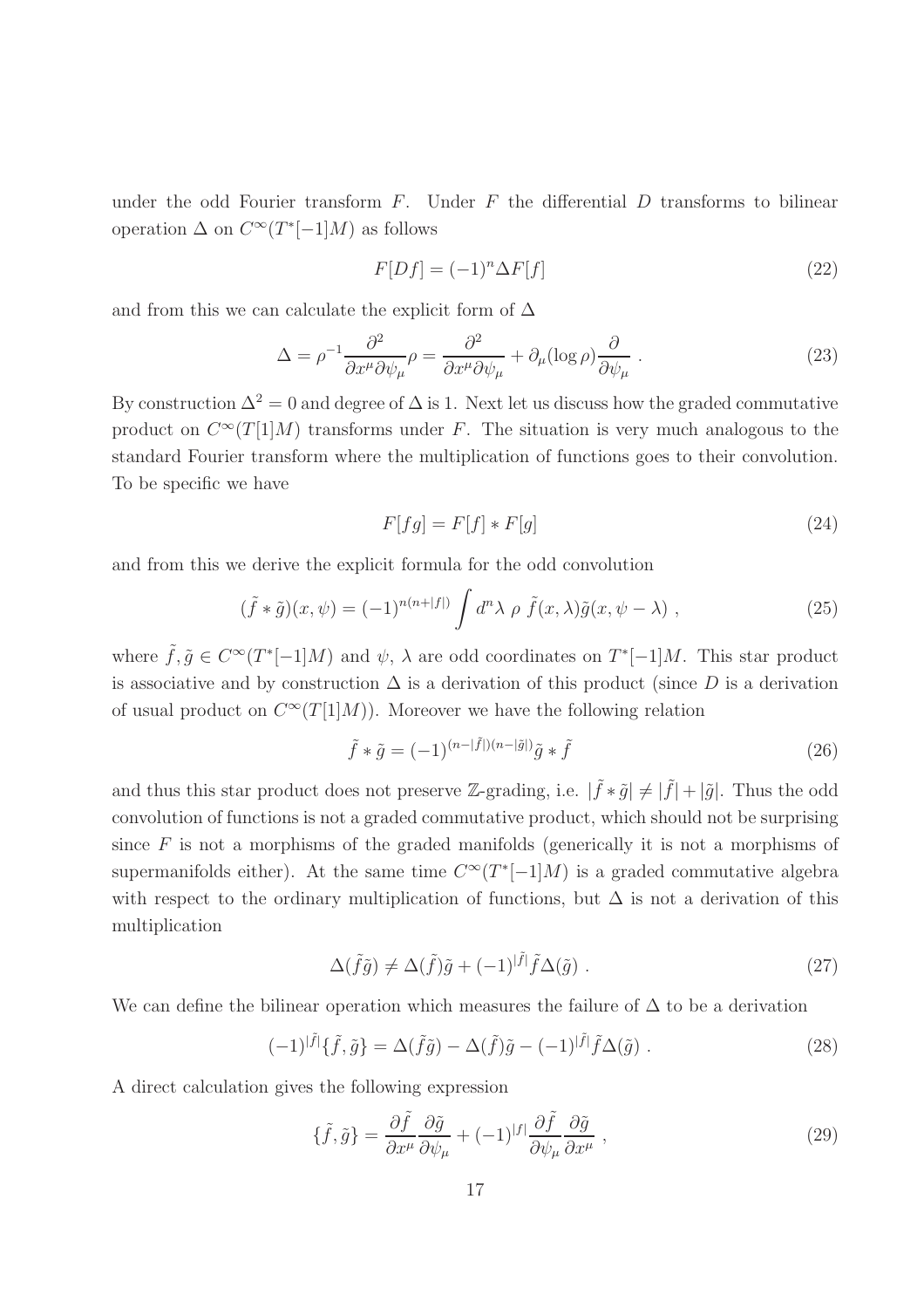under the odd Fourier transform $F$. Under $F$ the differential $D$ transforms to bilinear operation $\Delta$ on $C^\infty(T^*[-1]M)$ as follows

$$F[Df] = (-1)^n \Delta F[f] \tag{22}$$

and from this we can calculate the explicit form of $\Delta$

$$\Delta = \rho^{-1} \frac{\partial^2}{\partial x^\mu \partial \psi_\mu} \rho = \frac{\partial^2}{\partial x^\mu \partial \psi_\mu} + \partial_\mu (\log \rho) \frac{\partial}{\partial \psi_\mu} \ . \tag{23}$$

By construction $\Delta^2 = 0$ and degree of $\Delta$ is 1. Next let us discuss how the graded commutative product on $C^\infty(T[1]M)$ transforms under $F$. The situation is very much analogous to the standard Fourier transform where the multiplication of functions goes to their convolution. To be specific we have

$$F[fg] = F[f] * F[g] \tag{24}$$

and from this we derive the explicit formula for the odd convolution

$$(\tilde{f} * \tilde{g})(x, \psi) = (-1)^{n(n+|f|)} \int d^n \lambda \ \rho \ \tilde{f}(x, \lambda) \tilde{g}(x, \psi - \lambda) \ , \tag{25}$$

where $\tilde{f}, \tilde{g} \in C^\infty(T^*[-1]M)$ and $\psi$, $\lambda$ are odd coordinates on $T^*[-1]M$. This star product is associative and by construction $\Delta$ is a derivation of this product (since $D$ is a derivation of usual product on $C^\infty(T[1]M)$). Moreover we have the following relation

$$\tilde{f} * \tilde{g} = (-1)^{(n-|\tilde{f}|)(n-|\tilde{g}|)} \tilde{g} * \tilde{f} \tag{26}$$

and thus this star product does not preserve $\mathbb{Z}$-grading, i.e. $|\tilde{f} * \tilde{g}| \neq |\tilde{f}| + |\tilde{g}|$. Thus the odd convolution of functions is not a graded commutative product, which should not be surprising since $F$ is not a morphisms of the graded manifolds (generically it is not a morphisms of supermanifolds either). At the same time $C^\infty(T^*[-1]M)$ is a graded commutative algebra with respect to the ordinary multiplication of functions, but $\Delta$ is not a derivation of this multiplication

$$\Delta(\tilde{f}\tilde{g}) \neq \Delta(\tilde{f})\tilde{g} + (-1)^{|\tilde{f}|} \tilde{f} \Delta(\tilde{g}) \ . \tag{27}$$

We can define the bilinear operation which measures the failure of $\Delta$ to be a derivation

$$(-1)^{|\tilde{f}|} \{\tilde{f}, \tilde{g}\} = \Delta(\tilde{f}\tilde{g}) - \Delta(\tilde{f})\tilde{g} - (-1)^{|\tilde{f}|} \tilde{f} \Delta(\tilde{g}) \ . \tag{28}$$

A direct calculation gives the following expression

$$\{\tilde{f}, \tilde{g}\} = \frac{\partial \tilde{f}}{\partial x^\mu} \frac{\partial \tilde{g}}{\partial \psi_\mu} + (-1)^{|f|} \frac{\partial \tilde{f}}{\partial \psi_\mu} \frac{\partial \tilde{g}}{\partial x^\mu} \ , \tag{29}$$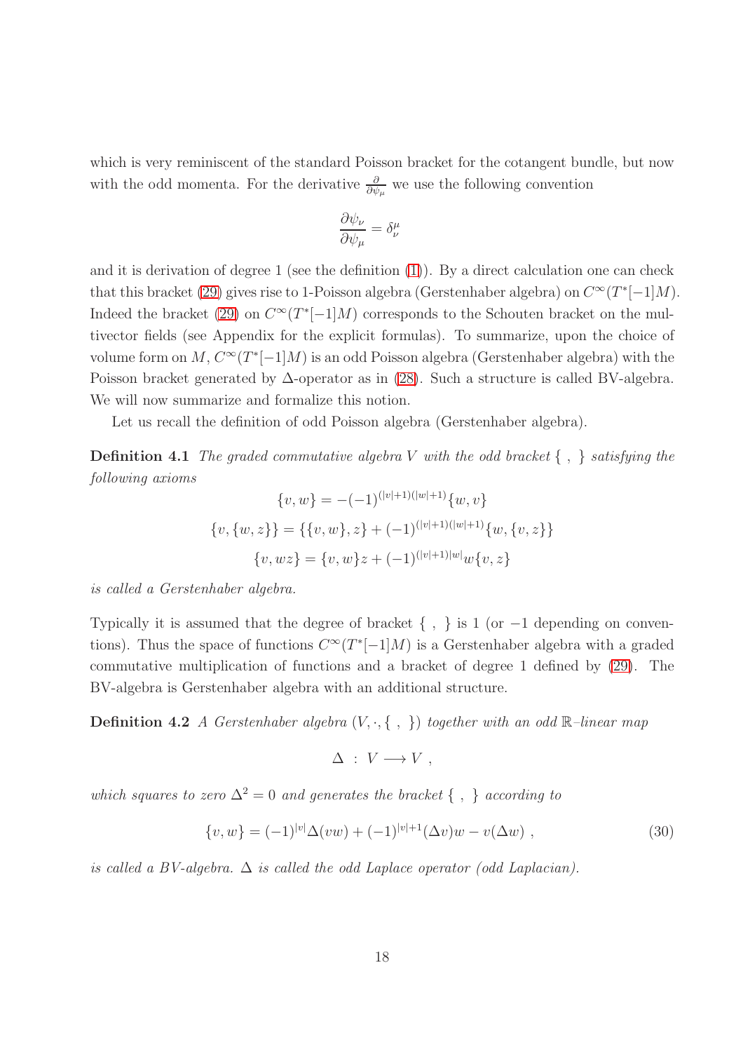which is very reminiscent of the standard Poisson bracket for the cotangent bundle, but now with the odd momenta. For the derivative $\frac{\partial}{\partial \psi_\mu}$ we use the following convention

$$\frac{\partial \psi_\nu}{\partial \psi_\mu} = \delta^\mu_\nu$$

and it is derivation of degree 1 (see the definition (1)). By a direct calculation one can check that this bracket (29) gives rise to 1-Poisson algebra (Gerstenhaber algebra) on $C^\infty(T^*[-1]M)$. Indeed the bracket (29) on $C^\infty(T^*[-1]M)$ corresponds to the Schouten bracket on the multivector fields (see Appendix for the explicit formulas). To summarize, upon the choice of volume form on $M$, $C^\infty(T^*[-1]M)$ is an odd Poisson algebra (Gerstenhaber algebra) with the Poisson bracket generated by $\Delta$-operator as in (28). Such a structure is called BV-algebra. We will now summarize and formalize this notion.

Let us recall the definition of odd Poisson algebra (Gerstenhaber algebra).

**Definition 4.1** *The graded commutative algebra $V$ with the odd bracket $\{\ ,\ \}$ satisfying the following axioms*

$$\{v, w\} = -(-1)^{(|v|+1)(|w|+1)}\{w, v\}$$

$$\{v, \{w, z\}\} = \{\{v, w\}, z\} + (-1)^{(|v|+1)(|w|+1)}\{w, \{v, z\}\}$$

$$\{v, wz\} = \{v, w\}z + (-1)^{(|v|+1)|w|}w\{v, z\}$$

*is called a Gerstenhaber algebra.*

Typically it is assumed that the degree of bracket $\{\ ,\ \}$ is 1 (or $-1$ depending on conventions). Thus the space of functions $C^\infty(T^*[-1]M)$ is a Gerstenhaber algebra with a graded commutative multiplication of functions and a bracket of degree 1 defined by (29). The BV-algebra is Gerstenhaber algebra with an additional structure.

**Definition 4.2** *A Gerstenhaber algebra $(V, \cdot, \{\ ,\ \})$ together with an odd $\mathbb{R}$–linear map*

$$\Delta \ : \ V \longrightarrow V \ ,$$

*which squares to zero $\Delta^2 = 0$ and generates the bracket $\{\ ,\ \}$ according to*

$$\{v, w\} = (-1)^{|v|}\Delta(vw) + (-1)^{|v|+1}(\Delta v)w - v(\Delta w) \ , \tag{30}$$

*is called a BV-algebra. $\Delta$ is called the odd Laplace operator (odd Laplacian).*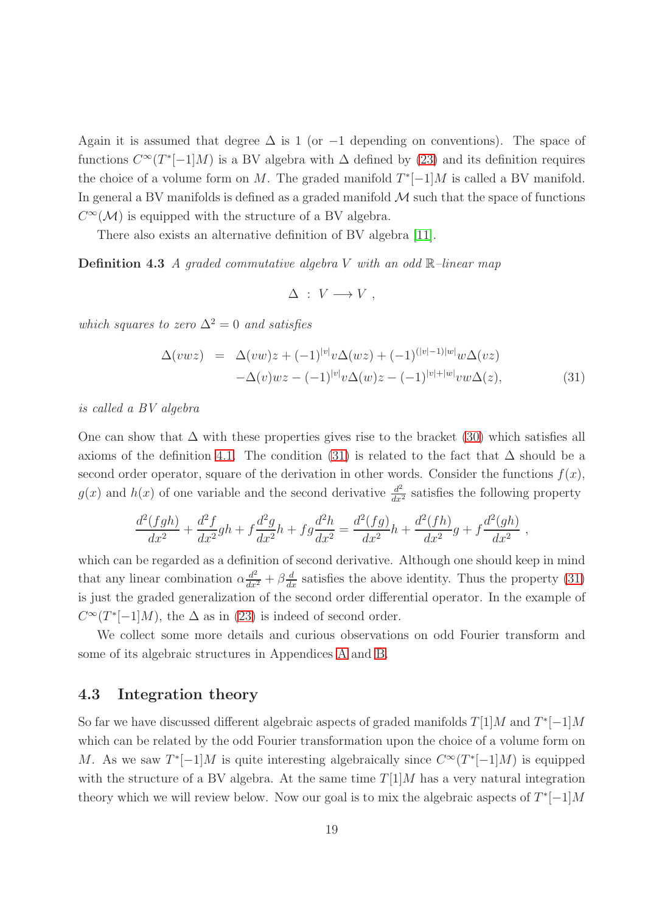Again it is assumed that degree $\Delta$ is 1 (or $-1$ depending on conventions). The space of functions $C^\infty(T^*[-1]M)$ is a BV algebra with $\Delta$ defined by (23) and its definition requires the choice of a volume form on $M$. The graded manifold $T^*[-1]M$ is called a BV manifold. In general a BV manifolds is defined as a graded manifold $\mathcal{M}$ such that the space of functions $C^\infty(\mathcal{M})$ is equipped with the structure of a BV algebra.

There also exists an alternative definition of BV algebra [11].

**Definition 4.3** *A graded commutative algebra $V$ with an odd $\mathbb{R}$–linear map*

$$\Delta \ : \ V \longrightarrow V \ ,$$

*which squares to zero $\Delta^2 = 0$ and satisfies*

$$\begin{aligned}
\Delta(vwz) &= \Delta(vw)z + (-1)^{|v|}v\Delta(wz) + (-1)^{(|v|-1)|w|}w\Delta(vz) \\
&\quad -\Delta(v)wz - (-1)^{|v|}v\Delta(w)z - (-1)^{|v|+|w|}vw\Delta(z),
\end{aligned} \tag{31}$$

*is called a BV algebra*

One can show that $\Delta$ with these properties gives rise to the bracket (30) which satisfies all axioms of the definition 4.1. The condition (31) is related to the fact that $\Delta$ should be a second order operator, square of the derivation in other words. Consider the functions $f(x)$, $g(x)$ and $h(x)$ of one variable and the second derivative $\frac{d^2}{dx^2}$ satisfies the following property

$$\frac{d^2(fgh)}{dx^2} + \frac{d^2 f}{dx^2}gh + f\frac{d^2 g}{dx^2}h + fg\frac{d^2 h}{dx^2} = \frac{d^2(fg)}{dx^2}h + \frac{d^2(fh)}{dx^2}g + f\frac{d^2(gh)}{dx^2} \ ,$$

which can be regarded as a definition of second derivative. Although one should keep in mind that any linear combination $\alpha\frac{d^2}{dx^2} + \beta\frac{d}{dx}$ satisfies the above identity. Thus the property (31) is just the graded generalization of the second order differential operator. In the example of $C^\infty(T^*[-1]M)$, the $\Delta$ as in (23) is indeed of second order.

We collect some more details and curious observations on odd Fourier transform and some of its algebraic structures in Appendices A and B.

### 4.3 Integration theory

So far we have discussed different algebraic aspects of graded manifolds $T[1]M$ and $T^*[-1]M$ which can be related by the odd Fourier transformation upon the choice of a volume form on $M$. As we saw $T^*[-1]M$ is quite interesting algebraically since $C^\infty(T^*[-1]M)$ is equipped with the structure of a BV algebra. At the same time $T[1]M$ has a very natural integration theory which we will review below. Now our goal is to mix the algebraic aspects of $T^*[-1]M$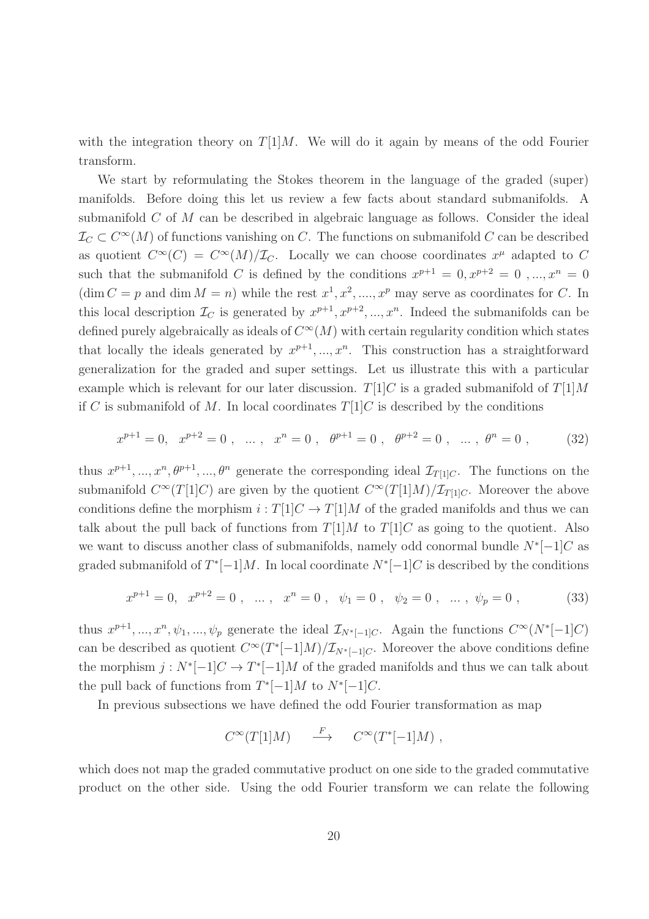with the integration theory on $T[1]M$. We will do it again by means of the odd Fourier transform.

We start by reformulating the Stokes theorem in the language of the graded (super) manifolds. Before doing this let us review a few facts about standard submanifolds. A submanifold $C$ of $M$ can be described in algebraic language as follows. Consider the ideal $\mathcal{I}_C \subset C^\infty(M)$ of functions vanishing on $C$. The functions on submanifold $C$ can be described as quotient $C^\infty(C) = C^\infty(M)/\mathcal{I}_C$. Locally we can choose coordinates $x^\mu$ adapted to $C$ such that the submanifold $C$ is defined by the conditions $x^{p+1} = 0, x^{p+2} = 0\ , ..., x^n = 0$ ($\dim C = p$ and $\dim M = n$) while the rest $x^1, x^2, ...., x^p$ may serve as coordinates for $C$. In this local description $\mathcal{I}_C$ is generated by $x^{p+1}, x^{p+2}, ..., x^n$. Indeed the submanifolds can be defined purely algebraically as ideals of $C^\infty(M)$ with certain regularity condition which states that locally the ideals generated by $x^{p+1}, ..., x^n$. This construction has a straightforward generalization for the graded and super settings. Let us illustrate this with a particular example which is relevant for our later discussion. $T[1]C$ is a graded submanifold of $T[1]M$ if $C$ is submanifold of $M$. In local coordinates $T[1]C$ is described by the conditions

$$x^{p+1} = 0,\ \ x^{p+2} = 0\ ,\ \ ...\ ,\ \ x^n = 0\ ,\ \ \theta^{p+1} = 0\ ,\ \ \theta^{p+2} = 0\ ,\ \ ...\ ,\ \theta^n = 0\ , \tag{32}$$

thus $x^{p+1}, ..., x^n, \theta^{p+1}, ..., \theta^n$ generate the corresponding ideal $\mathcal{I}_{T[1]C}$. The functions on the submanifold $C^\infty(T[1]C)$ are given by the quotient $C^\infty(T[1]M)/\mathcal{I}_{T[1]C}$. Moreover the above conditions define the morphism $i : T[1]C \to T[1]M$ of the graded manifolds and thus we can talk about the pull back of functions from $T[1]M$ to $T[1]C$ as going to the quotient. Also we want to discuss another class of submanifolds, namely odd conormal bundle $N^*[-1]C$ as graded submanifold of $T^*[-1]M$. In local coordinate $N^*[-1]C$ is described by the conditions

$$x^{p+1} = 0,\ \ x^{p+2} = 0\ ,\ \ ...\ ,\ \ x^n = 0\ ,\ \ \psi_1 = 0\ ,\ \ \psi_2 = 0\ ,\ \ ...\ ,\ \psi_p = 0\ , \tag{33}$$

thus $x^{p+1}, ..., x^n, \psi_1, ..., \psi_p$ generate the ideal $\mathcal{I}_{N^*[-1]C}$. Again the functions $C^\infty(N^*[-1]C)$ can be described as quotient $C^\infty(T^*[-1]M)/\mathcal{I}_{N^*[-1]C}$. Moreover the above conditions define the morphism $j : N^*[-1]C \to T^*[-1]M$ of the graded manifolds and thus we can talk about the pull back of functions from $T^*[-1]M$ to $N^*[-1]C$.

In previous subsections we have defined the odd Fourier transformation as map

$$C^\infty(T[1]M) \quad \stackrel{F}{\longrightarrow} \quad C^\infty(T^*[-1]M)\ ,$$

which does not map the graded commutative product on one side to the graded commutative product on the other side. Using the odd Fourier transform we can relate the following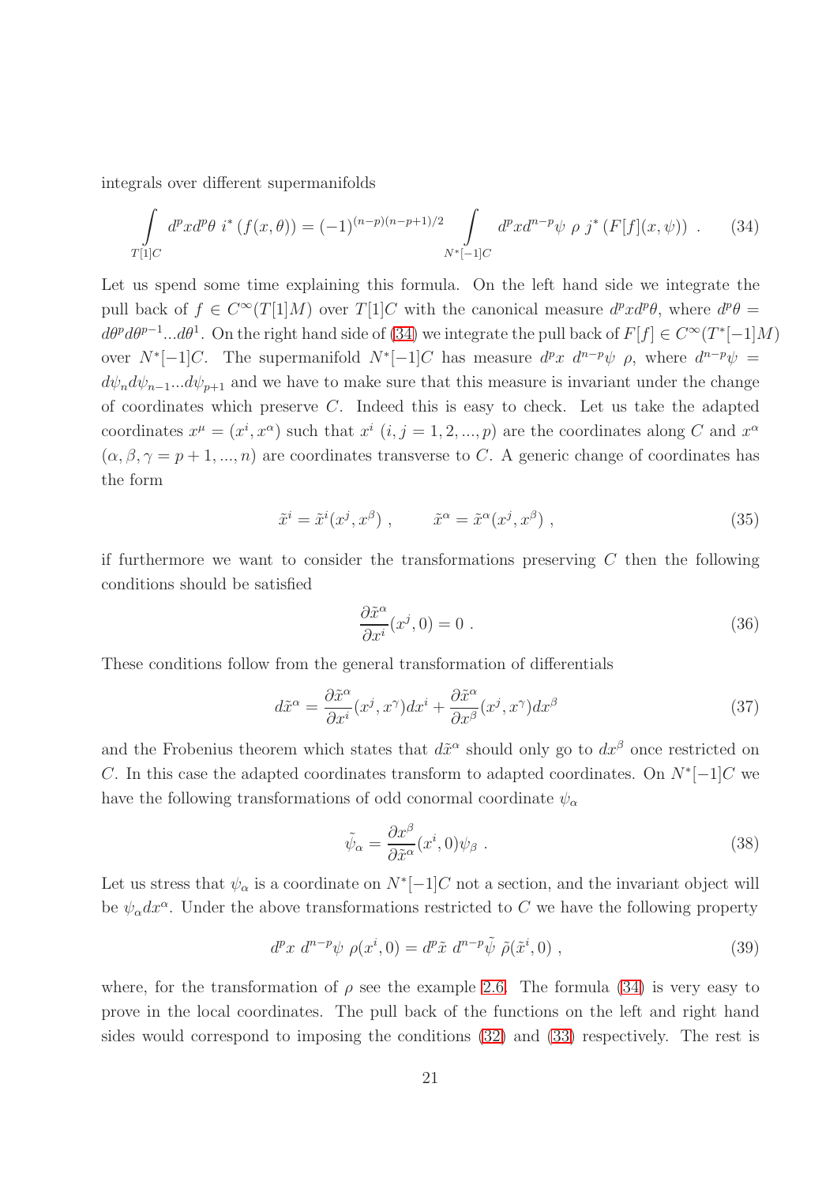integrals over different supermanifolds

$$\int\limits_{T[1]C} d^p x d^p \theta \; i^* \left(f(x,\theta)\right) = (-1)^{(n-p)(n-p+1)/2} \int\limits_{N^*[-1]C} d^p x d^{n-p}\psi \; \rho \; j^* \left(F[f](x,\psi)\right) \; . \tag{34}$$

Let us spend some time explaining this formula. On the left hand side we integrate the pull back of $f \in C^\infty(T[1]M)$ over $T[1]C$ with the canonical measure $d^p x d^p \theta$, where $d^p\theta = d\theta^p d\theta^{p-1}...d\theta^1$. On the right hand side of (34) we integrate the pull back of $F[f] \in C^\infty(T^*[-1]M)$ over $N^*[-1]C$. The supermanifold $N^*[-1]C$ has measure $d^p x \; d^{n-p}\psi \; \rho$, where $d^{n-p}\psi = d\psi_n d\psi_{n-1}...d\psi_{p+1}$ and we have to make sure that this measure is invariant under the change of coordinates which preserve $C$. Indeed this is easy to check. Let us take the adapted coordinates $x^\mu = (x^i, x^\alpha)$ such that $x^i$ $(i,j = 1,2,...,p)$ are the coordinates along $C$ and $x^\alpha$ $(\alpha, \beta, \gamma = p+1, ..., n)$ are coordinates transverse to $C$. A generic change of coordinates has the form

$$\tilde{x}^i = \tilde{x}^i(x^j, x^\beta) \; , \qquad \tilde{x}^\alpha = \tilde{x}^\alpha(x^j, x^\beta) \; , \tag{35}$$

if furthermore we want to consider the transformations preserving $C$ then the following conditions should be satisfied

$$\frac{\partial \tilde{x}^\alpha}{\partial x^i}(x^j, 0) = 0 \; . \tag{36}$$

These conditions follow from the general transformation of differentials

$$d\tilde{x}^\alpha = \frac{\partial \tilde{x}^\alpha}{\partial x^i}(x^j, x^\gamma) dx^i + \frac{\partial \tilde{x}^\alpha}{\partial x^\beta}(x^j, x^\gamma) dx^\beta \tag{37}$$

and the Frobenius theorem which states that $d\tilde{x}^\alpha$ should only go to $dx^\beta$ once restricted on $C$. In this case the adapted coordinates transform to adapted coordinates. On $N^*[-1]C$ we have the following transformations of odd conormal coordinate $\psi_\alpha$

$$\tilde{\psi}_\alpha = \frac{\partial x^\beta}{\partial \tilde{x}^\alpha}(x^i, 0) \psi_\beta \; . \tag{38}$$

Let us stress that $\psi_\alpha$ is a coordinate on $N^*[-1]C$ not a section, and the invariant object will be $\psi_\alpha dx^\alpha$. Under the above transformations restricted to $C$ we have the following property

$$d^p x \; d^{n-p}\psi \; \rho(x^i, 0) = d^p \tilde{x} \; d^{n-p}\tilde{\psi} \; \tilde{\rho}(\tilde{x}^i, 0) \; , \tag{39}$$

where, for the transformation of $\rho$ see the example 2.6. The formula (34) is very easy to prove in the local coordinates. The pull back of the functions on the left and right hand sides would correspond to imposing the conditions (32) and (33) respectively. The rest is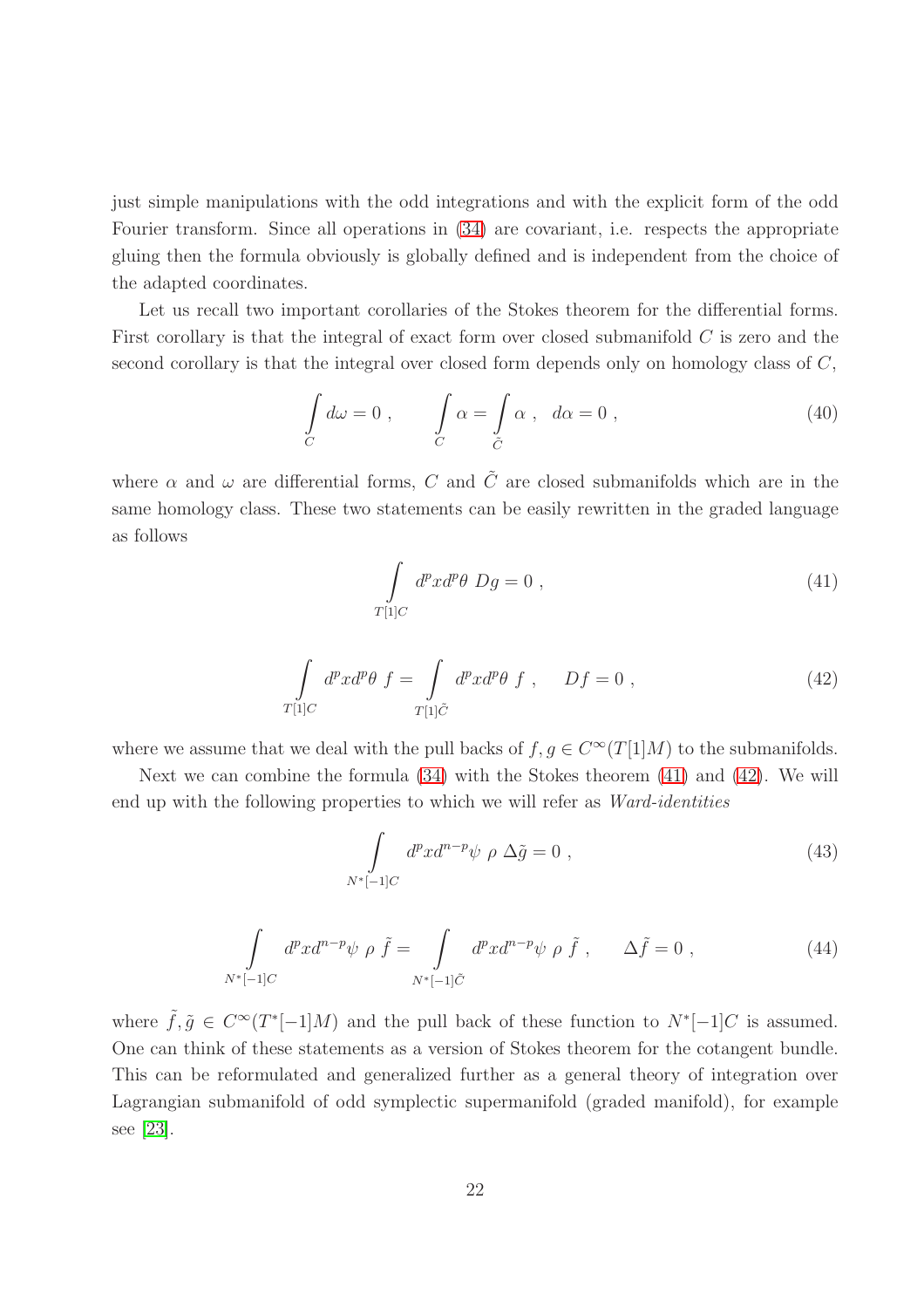just simple manipulations with the odd integrations and with the explicit form of the odd Fourier transform. Since all operations in (34) are covariant, i.e. respects the appropriate gluing then the formula obviously is globally defined and is independent from the choice of the adapted coordinates.

Let us recall two important corollaries of the Stokes theorem for the differential forms. First corollary is that the integral of exact form over closed submanifold $C$ is zero and the second corollary is that the integral over closed form depends only on homology class of $C$,

$$\int\limits_C d\omega = 0 \ , \qquad \int\limits_C \alpha = \int\limits_{\tilde{C}} \alpha \ , \ \ d\alpha = 0 \ , \tag{40}$$

where $\alpha$ and $\omega$ are differential forms, $C$ and $\tilde{C}$ are closed submanifolds which are in the same homology class. These two statements can be easily rewritten in the graded language as follows

$$\int\limits_{T[1]C} d^p x d^p \theta \ Dg = 0 \ , \tag{41}$$

$$\int\limits_{T[1]C} d^p x d^p \theta \ f = \int\limits_{T[1]\tilde{C}} d^p x d^p \theta \ f \ , \qquad Df = 0 \ , \tag{42}$$

where we assume that we deal with the pull backs of $f, g \in C^\infty(T[1]M)$ to the submanifolds.

Next we can combine the formula (34) with the Stokes theorem (41) and (42). We will end up with the following properties to which we will refer as *Ward-identities*

$$\int\limits_{N^*[-1]C} d^p x d^{n-p} \psi \ \rho \ \Delta \tilde{g} = 0 \ , \tag{43}$$

$$\int\limits_{N^*[-1]C} d^p x d^{n-p} \psi \ \rho \ \tilde{f} = \int\limits_{N^*[-1]\tilde{C}} d^p x d^{n-p} \psi \ \rho \ \tilde{f} \ , \qquad \Delta \tilde{f} = 0 \ , \tag{44}$$

where $\tilde{f}, \tilde{g} \in C^\infty(T^*[-1]M)$ and the pull back of these function to $N^*[-1]C$ is assumed. One can think of these statements as a version of Stokes theorem for the cotangent bundle. This can be reformulated and generalized further as a general theory of integration over Lagrangian submanifold of odd symplectic supermanifold (graded manifold), for example see [23].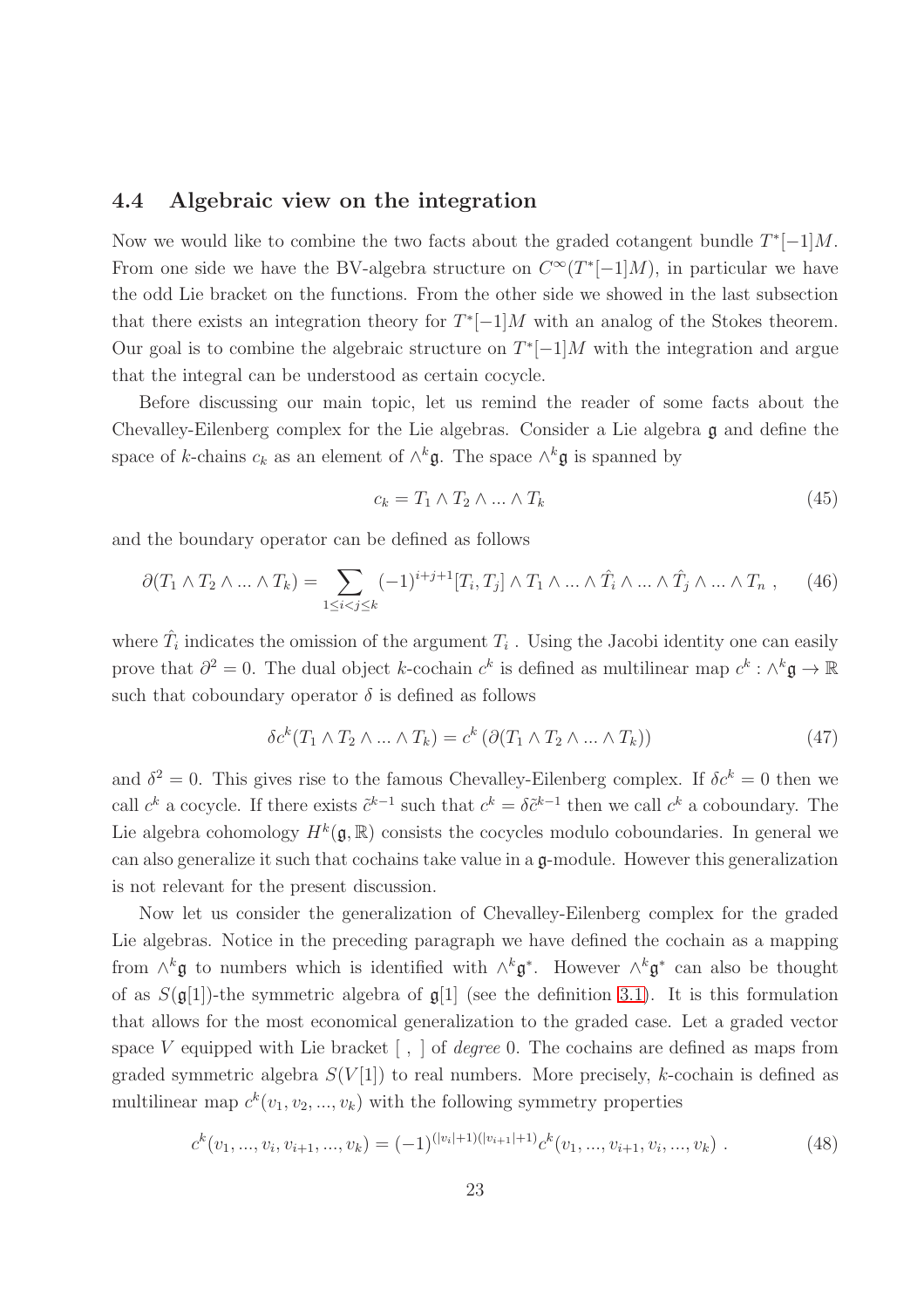### 4.4 Algebraic view on the integration

Now we would like to combine the two facts about the graded cotangent bundle $T^*[-1]M$. From one side we have the BV-algebra structure on $C^\infty(T^*[-1]M)$, in particular we have the odd Lie bracket on the functions. From the other side we showed in the last subsection that there exists an integration theory for $T^*[-1]M$ with an analog of the Stokes theorem. Our goal is to combine the algebraic structure on $T^*[-1]M$ with the integration and argue that the integral can be understood as certain cocycle.

Before discussing our main topic, let us remind the reader of some facts about the Chevalley-Eilenberg complex for the Lie algebras. Consider a Lie algebra $\mathfrak{g}$ and define the space of $k$-chains $c_k$ as an element of $\wedge^k\mathfrak{g}$. The space $\wedge^k\mathfrak{g}$ is spanned by

$$c_k = T_1 \wedge T_2 \wedge ... \wedge T_k \tag{45}$$

and the boundary operator can be defined as follows

$$\partial(T_1 \wedge T_2 \wedge ... \wedge T_k) = \sum_{1 \leq i < j \leq k} (-1)^{i+j+1} [T_i, T_j] \wedge T_1 \wedge ... \wedge \hat{T}_i \wedge ... \wedge \hat{T}_j \wedge ... \wedge T_n \ , \tag{46}$$

where $\hat{T}_i$ indicates the omission of the argument $T_i$ . Using the Jacobi identity one can easily prove that $\partial^2 = 0$. The dual object $k$-cochain $c^k$ is defined as multilinear map $c^k : \wedge^k\mathfrak{g} \to \mathbb{R}$ such that coboundary operator $\delta$ is defined as follows

$$\delta c^k(T_1 \wedge T_2 \wedge ... \wedge T_k) = c^k\left(\partial(T_1 \wedge T_2 \wedge ... \wedge T_k)\right) \tag{47}$$

and $\delta^2 = 0$. This gives rise to the famous Chevalley-Eilenberg complex. If $\delta c^k = 0$ then we call $c^k$ a cocycle. If there exists $\tilde{c}^{k-1}$ such that $c^k = \delta\tilde{c}^{k-1}$ then we call $c^k$ a coboundary. The Lie algebra cohomology $H^k(\mathfrak{g}, \mathbb{R})$ consists the cocycles modulo coboundaries. In general we can also generalize it such that cochains take value in a $\mathfrak{g}$-module. However this generalization is not relevant for the present discussion.

Now let us consider the generalization of Chevalley-Eilenberg complex for the graded Lie algebras. Notice in the preceding paragraph we have defined the cochain as a mapping from $\wedge^k\mathfrak{g}$ to numbers which is identified with $\wedge^k\mathfrak{g}^*$. However $\wedge^k\mathfrak{g}^*$ can also be thought of as $S(\mathfrak{g}[1])$-the symmetric algebra of $\mathfrak{g}[1]$ (see the definition 3.1). It is this formulation that allows for the most economical generalization to the graded case. Let a graded vector space $V$ equipped with Lie bracket $[\ ,\ ]$ of *degree* 0. The cochains are defined as maps from graded symmetric algebra $S(V[1])$ to real numbers. More precisely, $k$-cochain is defined as multilinear map $c^k(v_1, v_2, ..., v_k)$ with the following symmetry properties

$$c^k(v_1, ..., v_i, v_{i+1}, ..., v_k) = (-1)^{(|v_i|+1)(|v_{i+1}|+1)} c^k(v_1, ..., v_{i+1}, v_i, ..., v_k) \ . \tag{48}$$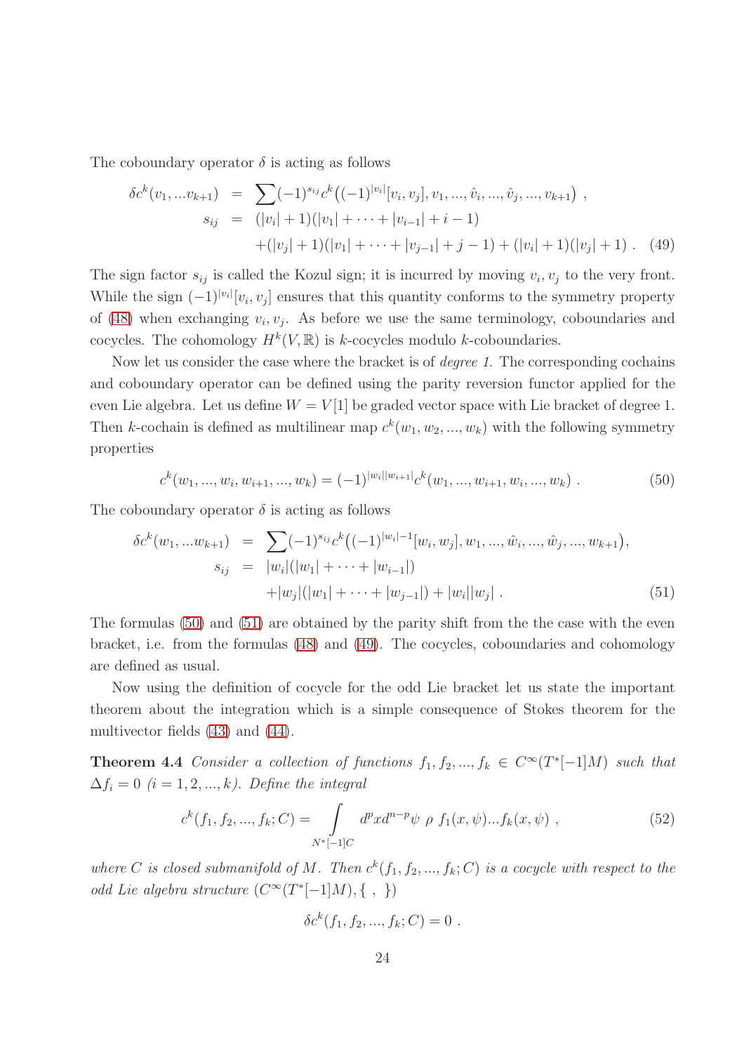The coboundary operator $\delta$ is acting as follows

$$
\begin{aligned}
\delta c^k(v_1, ... v_{k+1}) &= \sum (-1)^{s_{ij}} c^k\big((-1)^{|v_i|}[v_i, v_j], v_1, ..., \hat{v}_i, ..., \hat{v}_j, ..., v_{k+1}\big) \ , \\
s_{ij} &= (|v_i| + 1)(|v_1| + \cdots + |v_{i-1}| + i - 1) \\
&\quad + (|v_j| + 1)(|v_1| + \cdots + |v_{j-1}| + j - 1) + (|v_i| + 1)(|v_j| + 1) \ . \qquad (49)
\end{aligned}
$$

The sign factor $s_{ij}$ is called the Kozul sign; it is incurred by moving $v_i, v_j$ to the very front. While the sign $(-1)^{|v_i|}[v_i, v_j]$ ensures that this quantity conforms to the symmetry property of (48) when exchanging $v_i, v_j$. As before we use the same terminology, coboundaries and cocycles. The cohomology $H^k(V, \mathbb{R})$ is $k$-cocycles modulo $k$-coboundaries.

Now let us consider the case where the bracket is of *degree 1*. The corresponding cochains and coboundary operator can be defined using the parity reversion functor applied for the even Lie algebra. Let us define $W = V[1]$ be graded vector space with Lie bracket of degree 1. Then $k$-cochain is defined as multilinear map $c^k(w_1, w_2, ..., w_k)$ with the following symmetry properties

$$
c^k(w_1, ..., w_i, w_{i+1}, ..., w_k) = (-1)^{|w_i||w_{i+1}|} c^k(w_1, ..., w_{i+1}, w_i, ..., w_k) \ . \qquad (50)
$$

The coboundary operator $\delta$ is acting as follows

$$
\begin{aligned}
\delta c^k(w_1, ... w_{k+1}) &= \sum (-1)^{s_{ij}} c^k\big((-1)^{|w_i|-1}[w_i, w_j], w_1, ..., \hat{w}_i, ..., \hat{w}_j, ..., w_{k+1}\big), \\
s_{ij} &= |w_i|(|w_1| + \cdots + |w_{i-1}|) \\
&\quad + |w_j|(|w_1| + \cdots + |w_{j-1}|) + |w_i||w_j| \ . \qquad (51)
\end{aligned}
$$

The formulas (50) and (51) are obtained by the parity shift from the the case with the even bracket, i.e. from the formulas (48) and (49). The cocycles, coboundaries and cohomology are defined as usual.

Now using the definition of cocycle for the odd Lie bracket let us state the important theorem about the integration which is a simple consequence of Stokes theorem for the multivector fields (43) and (44).

**Theorem 4.4** *Consider a collection of functions $f_1, f_2, ..., f_k \in C^\infty(T^*[-1]M)$ such that $\Delta f_i = 0$ $(i = 1, 2, ..., k)$. Define the integral*

$$
c^k(f_1, f_2, ..., f_k; C) = \int\limits_{N^*[-1]C} d^p x d^{n-p}\psi \ \rho \ f_1(x, \psi) ... f_k(x, \psi) \ , \qquad (52)
$$

*where $C$ is closed submanifold of $M$. Then $c^k(f_1, f_2, ..., f_k; C)$ is a cocycle with respect to the odd Lie algebra structure $(C^\infty(T^*[-1]M), \{\ ,\ \})$*

$$
\delta c^k(f_1, f_2, ..., f_k; C) = 0 \ .
$$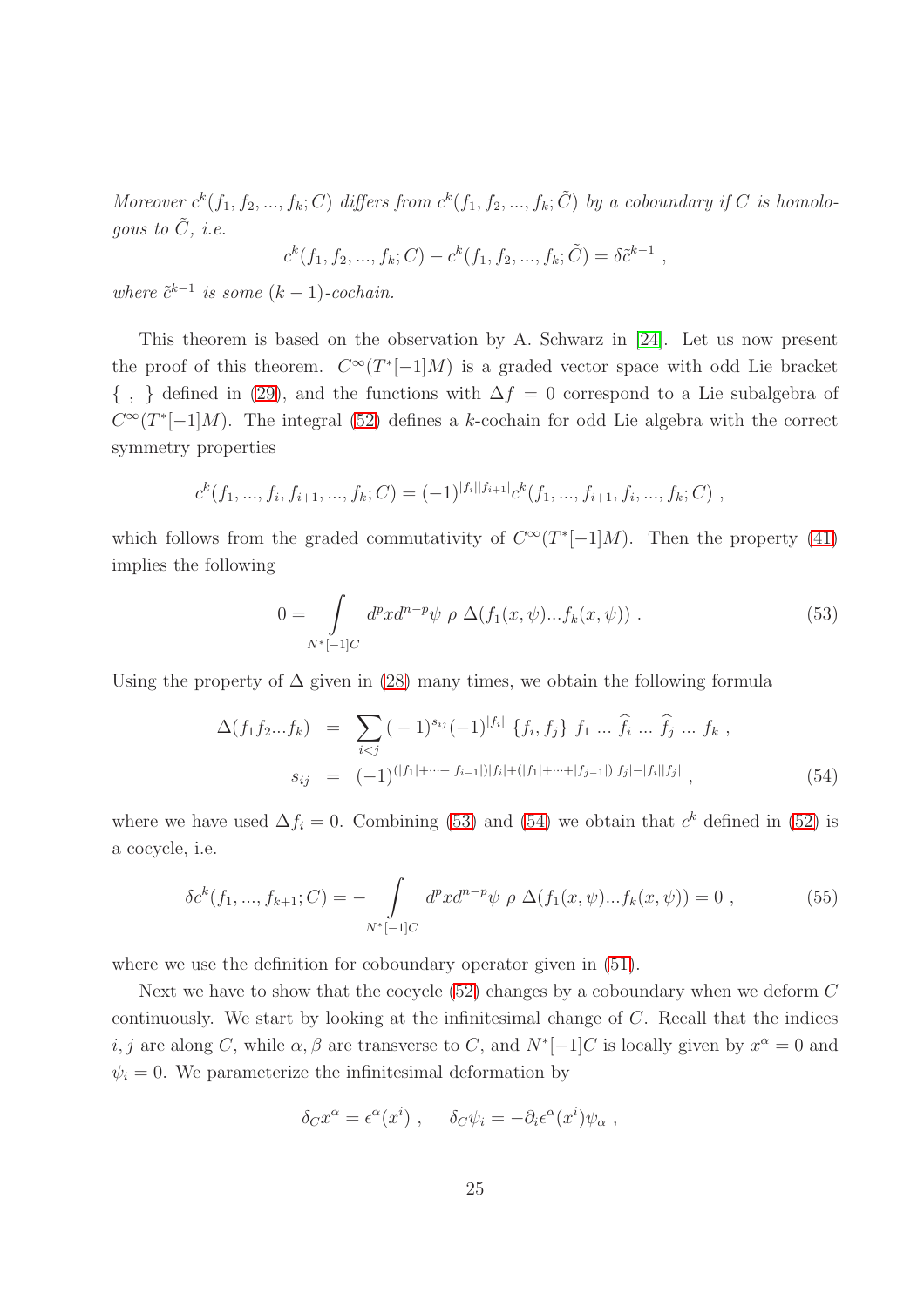*Moreover $c^k(f_1, f_2, ..., f_k; C)$ differs from $c^k(f_1, f_2, ..., f_k; \tilde{C})$ by a coboundary if $C$ is homologous to $\tilde{C}$, i.e.*

$$c^k(f_1, f_2, ..., f_k; C) - c^k(f_1, f_2, ..., f_k; \tilde{C}) = \delta \tilde{c}^{k-1} ,$$

*where $\tilde{c}^{k-1}$ is some $(k-1)$-cochain.*

This theorem is based on the observation by A. Schwarz in [24]. Let us now present the proof of this theorem. $C^\infty(T^*[-1]M)$ is a graded vector space with odd Lie bracket $\{ \ , \ \}$ defined in (29), and the functions with $\Delta f = 0$ correspond to a Lie subalgebra of $C^\infty(T^*[-1]M)$. The integral (52) defines a $k$-cochain for odd Lie algebra with the correct symmetry properties

$$c^k(f_1, ..., f_i, f_{i+1}, ..., f_k; C) = (-1)^{|f_i||f_{i+1}|} c^k(f_1, ..., f_{i+1}, f_i, ..., f_k; C) ,$$

which follows from the graded commutativity of $C^\infty(T^*[-1]M)$. Then the property (41) implies the following

$$0 = \int\limits_{N^*[-1]C} d^p x d^{n-p}\psi \ \rho \ \Delta(f_1(x,\psi)...f_k(x,\psi)) \ . \tag{53}$$

Using the property of $\Delta$ given in (28) many times, we obtain the following formula

$$\begin{aligned} \Delta(f_1 f_2 ... f_k) &= \sum_{i<j} (-1)^{s_{ij}} (-1)^{|f_i|} \{f_i, f_j\} \ f_1 \ ... \ \widehat{f_i} \ ... \ \widehat{f_j} \ ... \ f_k \ , \\ s_{ij} &= (-1)^{(|f_1|+\cdots+|f_{i-1}|)|f_i| + (|f_1|+\cdots+|f_{j-1}|)|f_j| - |f_i||f_j|} \ , \end{aligned} \tag{54}$$

where we have used $\Delta f_i = 0$. Combining (53) and (54) we obtain that $c^k$ defined in (52) is a cocycle, i.e.

$$\delta c^k(f_1, ..., f_{k+1}; C) = - \int\limits_{N^*[-1]C} d^p x d^{n-p}\psi \ \rho \ \Delta(f_1(x,\psi)...f_k(x,\psi)) = 0 \ , \tag{55}$$

where we use the definition for coboundary operator given in (51).

Next we have to show that the cocycle (52) changes by a coboundary when we deform $C$ continuously. We start by looking at the infinitesimal change of $C$. Recall that the indices $i, j$ are along $C$, while $\alpha, \beta$ are transverse to $C$, and $N^*[-1]C$ is locally given by $x^\alpha = 0$ and $\psi_i = 0$. We parameterize the infinitesimal deformation by

$$\delta_C x^\alpha = \epsilon^\alpha(x^i) \ , \qquad \delta_C \psi_i = -\partial_i \epsilon^\alpha(x^i) \psi_\alpha \ ,$$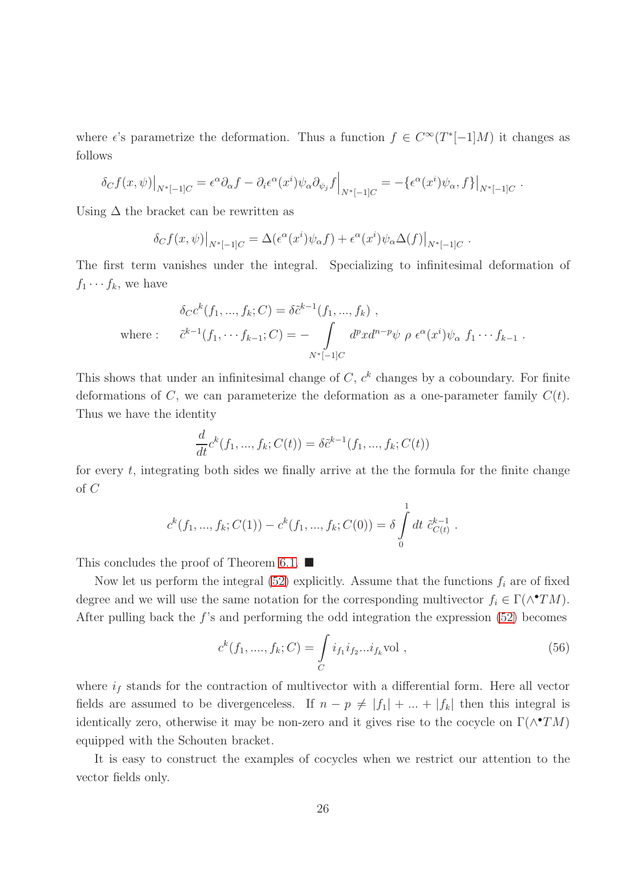where $\epsilon$'s parametrize the deformation. Thus a function $f \in C^\infty(T^*[-1]M)$ it changes as follows

$$\delta_C f(x,\psi)\big|_{N^*[-1]C} = \epsilon^\alpha \partial_\alpha f - \partial_i \epsilon^\alpha(x^i)\psi_\alpha \partial_{\psi_j} f\Big|_{N^*[-1]C} = -\{\epsilon^\alpha(x^i)\psi_\alpha, f\}\big|_{N^*[-1]C} .$$

Using $\Delta$ the bracket can be rewritten as

$$\delta_C f(x,\psi)\big|_{N^*[-1]C} = \Delta(\epsilon^\alpha(x^i)\psi_\alpha f) + \epsilon^\alpha(x^i)\psi_\alpha \Delta(f)\big|_{N^*[-1]C} .$$

The first term vanishes under the integral. Specializing to infinitesimal deformation of $f_1 \cdots f_k$, we have

$$\begin{aligned}
&\delta_C c^k(f_1,...,f_k;C) = \delta \tilde{c}^{k-1}(f_1,...,f_k) , \\
\text{where :} \quad &\tilde{c}^{k-1}(f_1,\cdots f_{k-1};C) = -\int\limits_{N^*[-1]C} d^p x d^{n-p}\psi \ \rho \ \epsilon^\alpha(x^i)\psi_\alpha \ f_1 \cdots f_{k-1} .
\end{aligned}$$

This shows that under an infinitesimal change of $C$, $c^k$ changes by a coboundary. For finite deformations of $C$, we can parameterize the deformation as a one-parameter family $C(t)$. Thus we have the identity

$$\frac{d}{dt} c^k(f_1,...,f_k;C(t)) = \delta \tilde{c}^{k-1}(f_1,...,f_k;C(t))$$

for every $t$, integrating both sides we finally arrive at the the formula for the finite change of $C$

$$c^k(f_1,...,f_k;C(1)) - c^k(f_1,...,f_k;C(0)) = \delta \int\limits_0^1 dt \ \tilde{c}^{k-1}_{C(t)} .$$

This concludes the proof of Theorem 6.1. ■

Now let us perform the integral (52) explicitly. Assume that the functions $f_i$ are of fixed degree and we will use the same notation for the corresponding multivector $f_i \in \Gamma(\wedge^\bullet TM)$. After pulling back the $f$'s and performing the odd integration the expression (52) becomes

$$c^k(f_1,....,f_k;C) = \int\limits_C i_{f_1} i_{f_2} ... i_{f_k} \mathrm{vol} , \tag{56}$$

where $i_f$ stands for the contraction of multivector with a differential form. Here all vector fields are assumed to be divergenceless. If $n-p \neq |f_1| + ... + |f_k|$ then this integral is identically zero, otherwise it may be non-zero and it gives rise to the cocycle on $\Gamma(\wedge^\bullet TM)$ equipped with the Schouten bracket.

It is easy to construct the examples of cocycles when we restrict our attention to the vector fields only.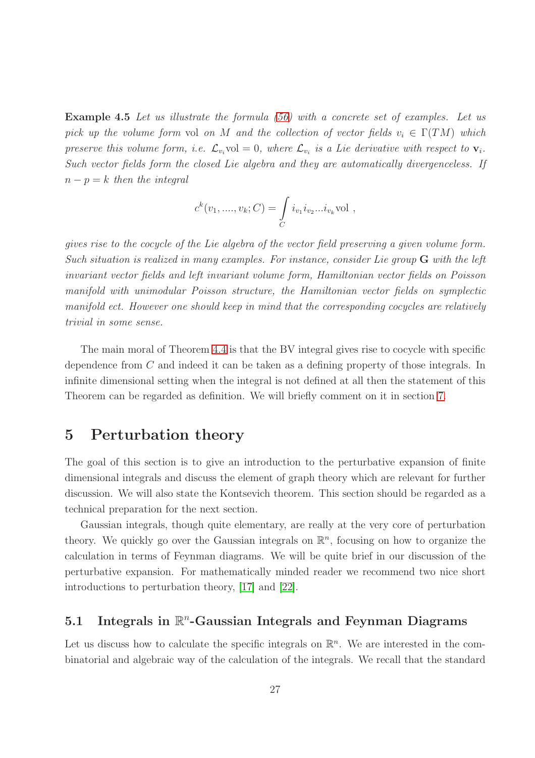**Example 4.5** *Let us illustrate the formula (56) with a concrete set of examples. Let us pick up the volume form* vol *on $M$ and the collection of vector fields $v_i \in \Gamma(TM)$ which preserve this volume form, i.e. $\mathcal{L}_{v_i}\text{vol} = 0$, where $\mathcal{L}_{v_i}$ is a Lie derivative with respect to $\mathbf{v}_i$. Such vector fields form the closed Lie algebra and they are automatically divergenceless. If $n - p = k$ then the integral*

$$c^k(v_1, ...., v_k; C) = \int\limits_C i_{v_1} i_{v_2} ... i_{v_k} \text{vol} \ ,$$

*gives rise to the cocycle of the Lie algebra of the vector field preserving a given volume form. Such situation is realized in many examples. For instance, consider Lie group $\mathbf{G}$ with the left invariant vector fields and left invariant volume form, Hamiltonian vector fields on Poisson manifold with unimodular Poisson structure, the Hamiltonian vector fields on symplectic manifold ect. However one should keep in mind that the corresponding cocycles are relatively trivial in some sense.*

The main moral of Theorem 4.4 is that the BV integral gives rise to cocycle with specific dependence from $C$ and indeed it can be taken as a defining property of those integrals. In infinite dimensional setting when the integral is not defined at all then the statement of this Theorem can be regarded as definition. We will briefly comment on it in section 7.

# 5 Perturbation theory

The goal of this section is to give an introduction to the perturbative expansion of finite dimensional integrals and discuss the element of graph theory which are relevant for further discussion. We will also state the Kontsevich theorem. This section should be regarded as a technical preparation for the next section.

Gaussian integrals, though quite elementary, are really at the very core of perturbation theory. We quickly go over the Gaussian integrals on $\mathbb{R}^n$, focusing on how to organize the calculation in terms of Feynman diagrams. We will be quite brief in our discussion of the perturbative expansion. For mathematically minded reader we recommend two nice short introductions to perturbation theory, [17] and [22].

## 5.1 Integrals in $\mathbb{R}^n$-Gaussian Integrals and Feynman Diagrams

Let us discuss how to calculate the specific integrals on $\mathbb{R}^n$. We are interested in the combinatorial and algebraic way of the calculation of the integrals. We recall that the standard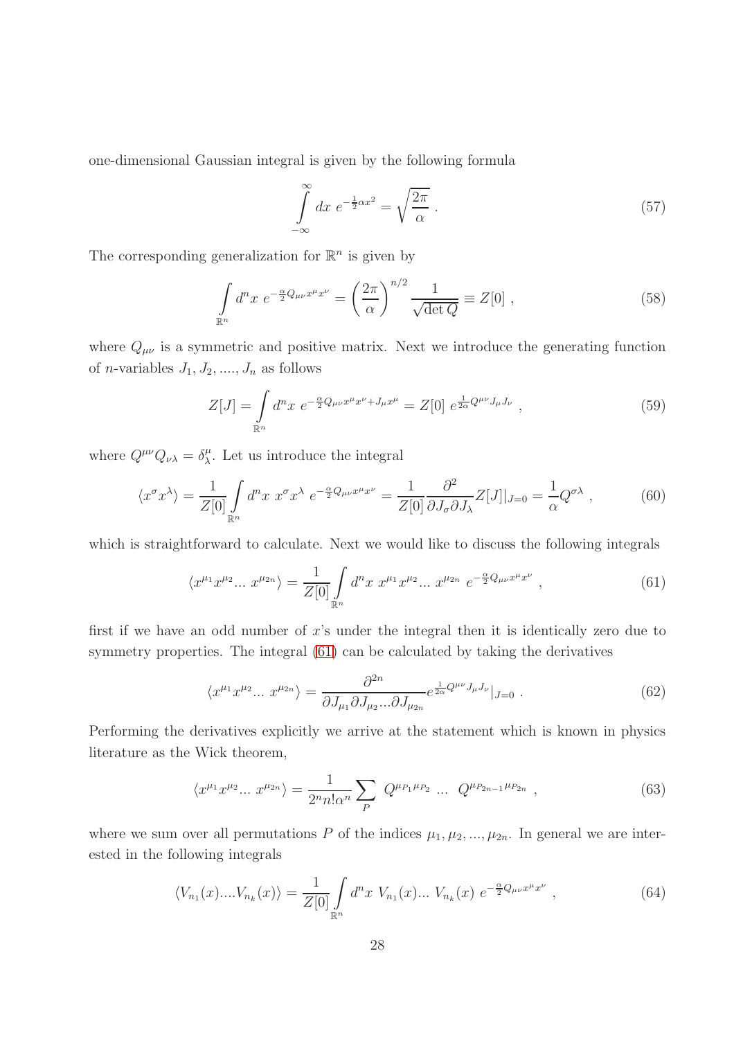one-dimensional Gaussian integral is given by the following formula

$$\int_{-\infty}^{\infty} dx \; e^{-\frac{1}{2}\alpha x^2} = \sqrt{\frac{2\pi}{\alpha}} \; . \tag{57}$$

The corresponding generalization for $\mathbb{R}^n$ is given by

$$\int_{\mathbb{R}^n} d^n x \; e^{-\frac{\alpha}{2} Q_{\mu\nu} x^\mu x^\nu} = \left(\frac{2\pi}{\alpha}\right)^{n/2} \frac{1}{\sqrt{\det Q}} \equiv Z[0] \; , \tag{58}$$

where $Q_{\mu\nu}$ is a symmetric and positive matrix. Next we introduce the generating function of $n$-variables $J_1, J_2, ...., J_n$ as follows

$$Z[J] = \int_{\mathbb{R}^n} d^n x \; e^{-\frac{\alpha}{2} Q_{\mu\nu} x^\mu x^\nu + J_\mu x^\mu} = Z[0] \; e^{\frac{1}{2\alpha} Q^{\mu\nu} J_\mu J_\nu} \; , \tag{59}$$

where $Q^{\mu\nu} Q_{\nu\lambda} = \delta^\mu_\lambda$. Let us introduce the integral

$$\langle x^\sigma x^\lambda \rangle = \frac{1}{Z[0]} \int_{\mathbb{R}^n} d^n x \; x^\sigma x^\lambda \; e^{-\frac{\alpha}{2} Q_{\mu\nu} x^\mu x^\nu} = \frac{1}{Z[0]} \frac{\partial^2}{\partial J_\sigma \partial J_\lambda} Z[J]|_{J=0} = \frac{1}{\alpha} Q^{\sigma\lambda} \; , \tag{60}$$

which is straightforward to calculate. Next we would like to discuss the following integrals

$$\langle x^{\mu_1} x^{\mu_2} ... \; x^{\mu_{2n}} \rangle = \frac{1}{Z[0]} \int_{\mathbb{R}^n} d^n x \; x^{\mu_1} x^{\mu_2} ... \; x^{\mu_{2n}} \; e^{-\frac{\alpha}{2} Q_{\mu\nu} x^\mu x^\nu} \; , \tag{61}$$

first if we have an odd number of $x$'s under the integral then it is identically zero due to symmetry properties. The integral (61) can be calculated by taking the derivatives

$$\langle x^{\mu_1} x^{\mu_2} ... \; x^{\mu_{2n}} \rangle = \frac{\partial^{2n}}{\partial J_{\mu_1} \partial J_{\mu_2} ... \partial J_{\mu_{2n}}} e^{\frac{1}{2\alpha} Q^{\mu\nu} J_\mu J_\nu}|_{J=0} \; . \tag{62}$$

Performing the derivatives explicitly we arrive at the statement which is known in physics literature as the Wick theorem,

$$\langle x^{\mu_1} x^{\mu_2} ... \; x^{\mu_{2n}} \rangle = \frac{1}{2^n n! \alpha^n} \sum_P \; Q^{\mu_{P_1} \mu_{P_2}} \; ... \; Q^{\mu_{P_{2n-1}} \mu_{P_{2n}}} \; , \tag{63}$$

where we sum over all permutations $P$ of the indices $\mu_1, \mu_2, ..., \mu_{2n}$. In general we are interested in the following integrals

$$\langle V_{n_1}(x) .... V_{n_k}(x) \rangle = \frac{1}{Z[0]} \int_{\mathbb{R}^n} d^n x \; V_{n_1}(x) ... \; V_{n_k}(x) \; e^{-\frac{\alpha}{2} Q_{\mu\nu} x^\mu x^\nu} \; , \tag{64}$$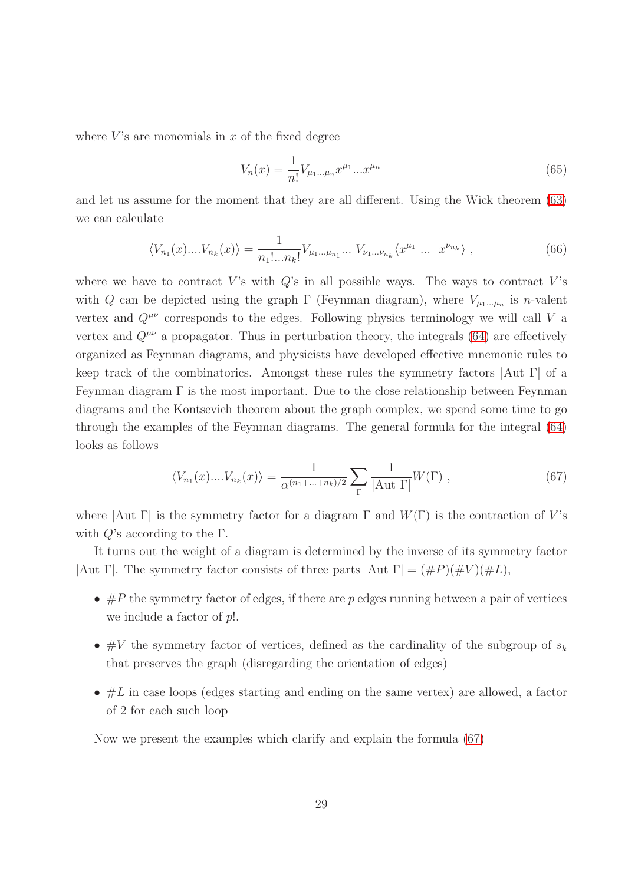where $V$'s are monomials in $x$ of the fixed degree

$$V_n(x) = \frac{1}{n!} V_{\mu_1 \dots \mu_n} x^{\mu_1} \dots x^{\mu_n} \tag{65}$$

and let us assume for the moment that they are all different. Using the Wick theorem (63) we can calculate

$$\langle V_{n_1}(x) \dots V_{n_k}(x) \rangle = \frac{1}{n_1! \dots n_k!} V_{\mu_1 \dots \mu_{n_1}} \dots \, V_{\nu_1 \dots \nu_{n_k}} \langle x^{\mu_1} \, \dots \, x^{\nu_{n_k}} \rangle \, , \tag{66}$$

where we have to contract $V$'s with $Q$'s in all possible ways. The ways to contract $V$'s with $Q$ can be depicted using the graph $\Gamma$ (Feynman diagram), where $V_{\mu_1 \dots \mu_n}$ is $n$-valent vertex and $Q^{\mu\nu}$ corresponds to the edges. Following physics terminology we will call $V$ a vertex and $Q^{\mu\nu}$ a propagator. Thus in perturbation theory, the integrals (64) are effectively organized as Feynman diagrams, and physicists have developed effective mnemonic rules to keep track of the combinatorics. Amongst these rules the symmetry factors $|\text{Aut } \Gamma|$ of a Feynman diagram $\Gamma$ is the most important. Due to the close relationship between Feynman diagrams and the Kontsevich theorem about the graph complex, we spend some time to go through the examples of the Feynman diagrams. The general formula for the integral (64) looks as follows

$$\langle V_{n_1}(x) \dots V_{n_k}(x) \rangle = \frac{1}{\alpha^{(n_1 + \dots + n_k)/2}} \sum_{\Gamma} \frac{1}{|\text{Aut } \Gamma|} W(\Gamma) \, , \tag{67}$$

where $|\text{Aut } \Gamma|$ is the symmetry factor for a diagram $\Gamma$ and $W(\Gamma)$ is the contraction of $V$'s with $Q$'s according to the $\Gamma$.

It turns out the weight of a diagram is determined by the inverse of its symmetry factor $|\text{Aut } \Gamma|$. The symmetry factor consists of three parts $|\text{Aut } \Gamma| = (\#P)(\#V)(\#L)$,

- $\#P$ the symmetry factor of edges, if there are $p$ edges running between a pair of vertices we include a factor of $p!$.
- $\#V$ the symmetry factor of vertices, defined as the cardinality of the subgroup of $s_k$ that preserves the graph (disregarding the orientation of edges)
- $\#L$ in case loops (edges starting and ending on the same vertex) are allowed, a factor of 2 for each such loop

Now we present the examples which clarify and explain the formula (67)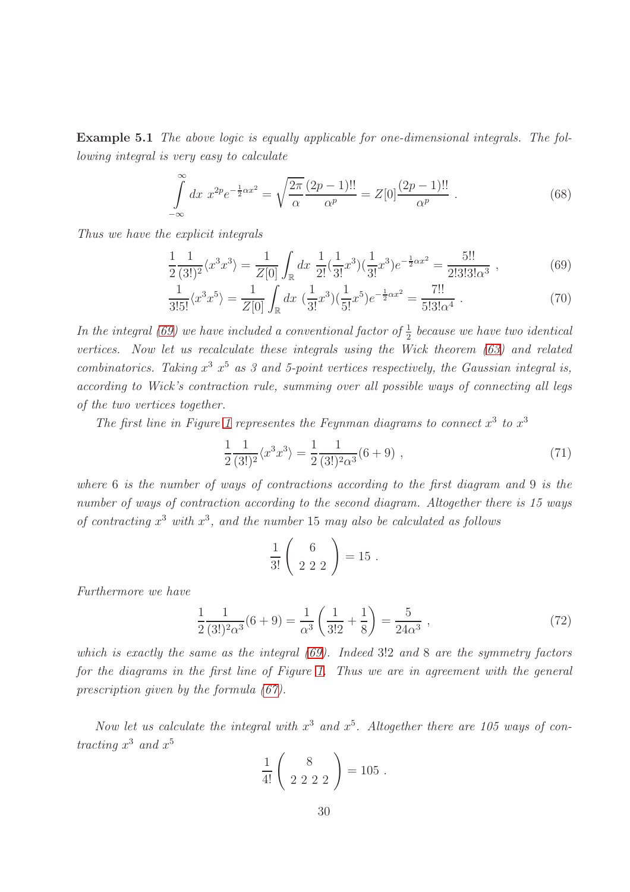**Example 5.1** *The above logic is equally applicable for one-dimensional integrals. The following integral is very easy to calculate*

$$\int_{-\infty}^{\infty} dx\ x^{2p} e^{-\frac{1}{2}\alpha x^2} = \sqrt{\frac{2\pi}{\alpha}} \frac{(2p-1)!!}{\alpha^p} = Z[0] \frac{(2p-1)!!}{\alpha^p} \ . \tag{68}$$

*Thus we have the explicit integrals*

$$\frac{1}{2}\frac{1}{(3!)^2}\langle x^3 x^3 \rangle = \frac{1}{Z[0]} \int_{\mathbb{R}} dx\ \frac{1}{2!}(\frac{1}{3!}x^3)(\frac{1}{3!}x^3) e^{-\frac{1}{2}\alpha x^2} = \frac{5!!}{2!3!3!\alpha^3} \ , \tag{69}$$

$$\frac{1}{3!5!}\langle x^3 x^5 \rangle = \frac{1}{Z[0]} \int_{\mathbb{R}} dx\ (\frac{1}{3!}x^3)(\frac{1}{5!}x^5) e^{-\frac{1}{2}\alpha x^2} = \frac{7!!}{5!3!\alpha^4} \ . \tag{70}$$

*In the integral (69) we have included a conventional factor of $\frac{1}{2}$ because we have two identical vertices. Now let us recalculate these integrals using the Wick theorem (63) and related combinatorics. Taking $x^3$ $x^5$ as 3 and 5-point vertices respectively, the Gaussian integral is, according to Wick's contraction rule, summing over all possible ways of connecting all legs of the two vertices together.*

*The first line in Figure 1 representes the Feynman diagrams to connect $x^3$ to $x^3$*

$$\frac{1}{2}\frac{1}{(3!)^2}\langle x^3 x^3 \rangle = \frac{1}{2}\frac{1}{(3!)^2\alpha^3}(6+9) \ , \tag{71}$$

*where 6 is the number of ways of contractions according to the first diagram and 9 is the number of ways of contraction according to the second diagram. Altogether there is 15 ways of contracting $x^3$ with $x^3$, and the number 15 may also be calculated as follows*

$$\frac{1}{3!}\begin{pmatrix} 6 \\ 2\ 2\ 2 \end{pmatrix} = 15 \ .$$

*Furthermore we have*

$$\frac{1}{2}\frac{1}{(3!)^2\alpha^3}(6+9) = \frac{1}{\alpha^3}\left(\frac{1}{3!2} + \frac{1}{8}\right) = \frac{5}{24\alpha^3} \ , \tag{72}$$

*which is exactly the same as the integral (69). Indeed $3!2$ and $8$ are the symmetry factors for the diagrams in the first line of Figure 1. Thus we are in agreement with the general prescription given by the formula (67).*

*Now let us calculate the integral with $x^3$ and $x^5$. Altogether there are 105 ways of contracting $x^3$ and $x^5$*

$$\frac{1}{4!}\begin{pmatrix} 8 \\ 2\ 2\ 2\ 2 \end{pmatrix} = 105 \ .$$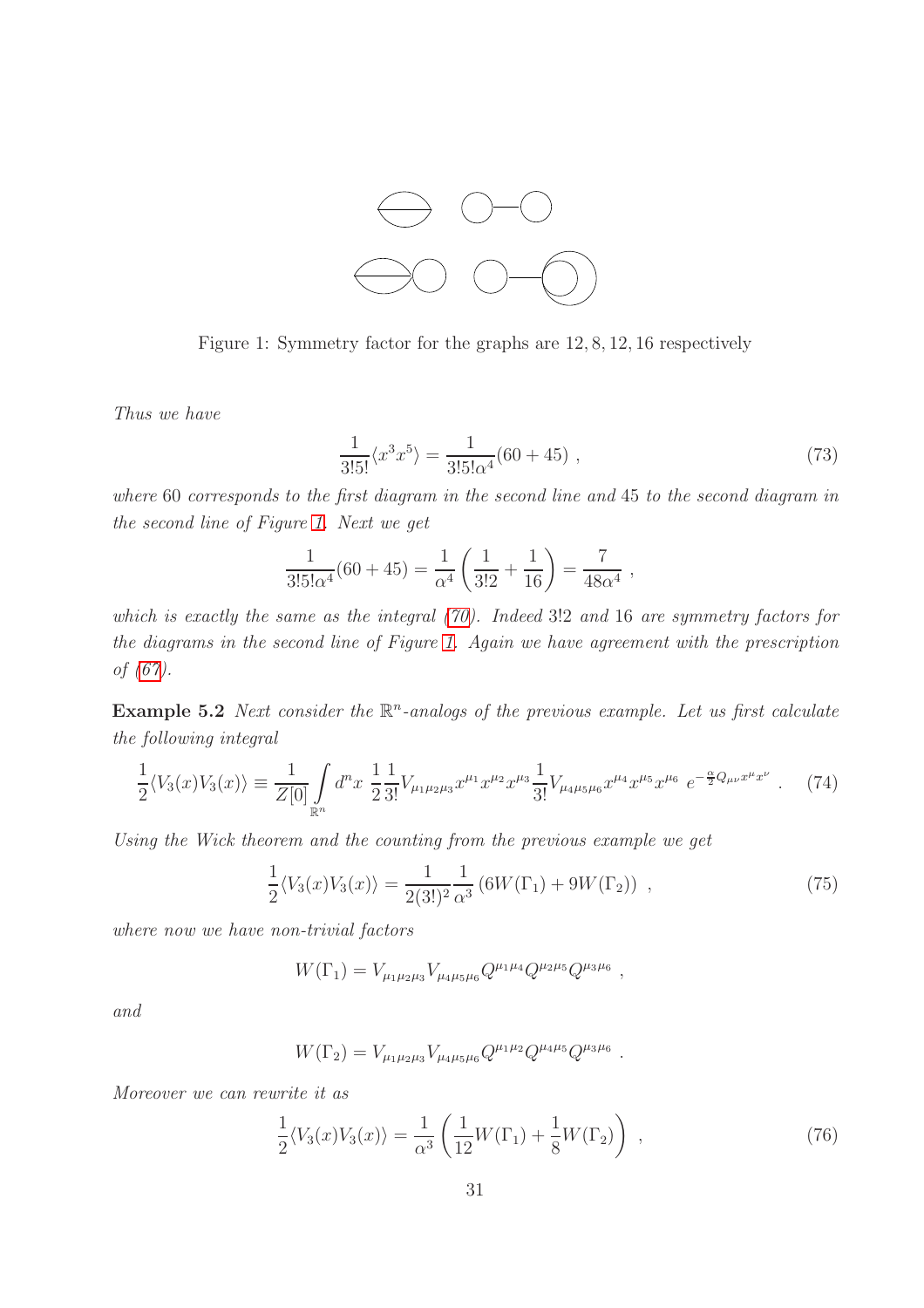Figure 1: Symmetry factor for the graphs are 12, 8, 12, 16 respectively

*Thus we have*

$$\frac{1}{3!5!}\langle x^3 x^5\rangle = \frac{1}{3!5!\alpha^4}(60+45)\ , \tag{73}$$

*where* 60 *corresponds to the first diagram in the second line and* 45 *to the second diagram in the second line of Figure 1. Next we get*

$$\frac{1}{3!5!\alpha^4}(60+45) = \frac{1}{\alpha^4}\left(\frac{1}{3!2}+\frac{1}{16}\right) = \frac{7}{48\alpha^4}\ ,$$

*which is exactly the same as the integral (70). Indeed* $3!2$ *and* $16$ *are symmetry factors for the diagrams in the second line of Figure 1. Again we have agreement with the prescription of (67).*

**Example 5.2** *Next consider the* $\mathbb{R}^n$*-analogs of the previous example. Let us first calculate the following integral*

$$\frac{1}{2}\langle V_3(x)V_3(x)\rangle \equiv \frac{1}{Z[0]}\int\limits_{\mathbb{R}^n} d^n x\ \frac{1}{2}\frac{1}{3!}V_{\mu_1\mu_2\mu_3}x^{\mu_1}x^{\mu_2}x^{\mu_3}\frac{1}{3!}V_{\mu_4\mu_5\mu_6}x^{\mu_4}x^{\mu_5}x^{\mu_6}\ e^{-\frac{\alpha}{2}Q_{\mu\nu}x^\mu x^\nu}\ . \tag{74}$$

*Using the Wick theorem and the counting from the previous example we get*

$$\frac{1}{2}\langle V_3(x)V_3(x)\rangle = \frac{1}{2(3!)^2}\frac{1}{\alpha^3}\left(6W(\Gamma_1)+9W(\Gamma_2)\right)\ , \tag{75}$$

*where now we have non-trivial factors*

$$W(\Gamma_1) = V_{\mu_1\mu_2\mu_3}V_{\mu_4\mu_5\mu_6}Q^{\mu_1\mu_4}Q^{\mu_2\mu_5}Q^{\mu_3\mu_6}\ ,$$

*and*

$$W(\Gamma_2) = V_{\mu_1\mu_2\mu_3}V_{\mu_4\mu_5\mu_6}Q^{\mu_1\mu_2}Q^{\mu_4\mu_5}Q^{\mu_3\mu_6}\ .$$

*Moreover we can rewrite it as*

$$\frac{1}{2}\langle V_3(x)V_3(x)\rangle = \frac{1}{\alpha^3}\left(\frac{1}{12}W(\Gamma_1)+\frac{1}{8}W(\Gamma_2)\right)\ , \tag{76}$$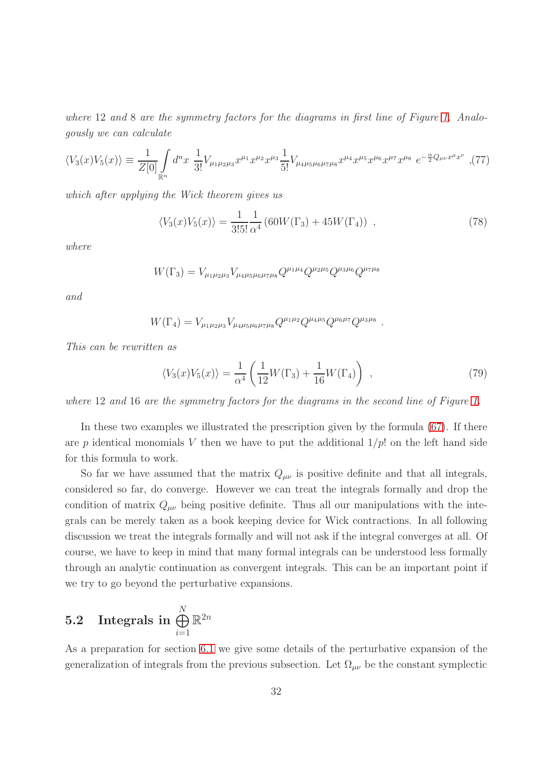*where* 12 *and* 8 *are the symmetry factors for the diagrams in first line of Figure 1. Analogously we can calculate*

$$\langle V_3(x)V_5(x)\rangle \equiv \frac{1}{Z[0]}\int_{\mathbb{R}^n} d^n x\ \frac{1}{3!}V_{\mu_1\mu_2\mu_3}x^{\mu_1}x^{\mu_2}x^{\mu_3}\frac{1}{5!}V_{\mu_4\mu_5\mu_6\mu_7\mu_8}x^{\mu_4}x^{\mu_5}x^{\mu_6}x^{\mu_7}x^{\mu_8}\ e^{-\frac{\alpha}{2}Q_{\mu\nu}x^\mu x^\nu}\ , \tag{77}$$

*which after applying the Wick theorem gives us*

$$\langle V_3(x)V_5(x)\rangle = \frac{1}{3!5!}\frac{1}{\alpha^4}\left(60W(\Gamma_3)+45W(\Gamma_4)\right)\ , \tag{78}$$

*where*

$$W(\Gamma_3) = V_{\mu_1\mu_2\mu_3}V_{\mu_4\mu_5\mu_6\mu_7\mu_8}Q^{\mu_1\mu_4}Q^{\mu_2\mu_5}Q^{\mu_3\mu_6}Q^{\mu_7\mu_8}$$

*and*

$$W(\Gamma_4) = V_{\mu_1\mu_2\mu_3}V_{\mu_4\mu_5\mu_6\mu_7\mu_8}Q^{\mu_1\mu_2}Q^{\mu_4\mu_5}Q^{\mu_6\mu_7}Q^{\mu_3\mu_8}\ .$$

*This can be rewritten as*

$$\langle V_3(x)V_5(x)\rangle = \frac{1}{\alpha^4}\left(\frac{1}{12}W(\Gamma_3)+\frac{1}{16}W(\Gamma_4)\right)\ , \tag{79}$$

*where* 12 *and* 16 *are the symmetry factors for the diagrams in the second line of Figure 1.*

In these two examples we illustrated the prescription given by the formula (67). If there are $p$ identical monomials $V$ then we have to put the additional $1/p!$ on the left hand side for this formula to work.

So far we have assumed that the matrix $Q_{\mu\nu}$ is positive definite and that all integrals, considered so far, do converge. However we can treat the integrals formally and drop the condition of matrix $Q_{\mu\nu}$ being positive definite. Thus all our manipulations with the integrals can be merely taken as a book keeping device for Wick contractions. In all following discussion we treat the integrals formally and will not ask if the integral converges at all. Of course, we have to keep in mind that many formal integrals can be understood less formally through an analytic continuation as convergent integrals. This can be an important point if we try to go beyond the perturbative expansions.

## 5.2 Integrals in $\bigoplus_{i=1}^{N}\mathbb{R}^{2n}$

As a preparation for section 6.1 we give some details of the perturbative expansion of the generalization of integrals from the previous subsection. Let $\Omega_{\mu\nu}$ be the constant symplectic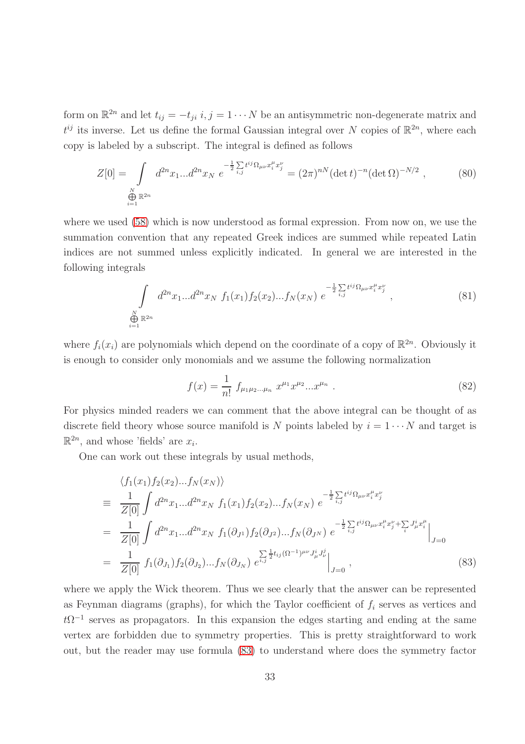form on $\mathbb{R}^{2n}$ and let $t_{ij} = -t_{ji}$ $i,j = 1 \cdots N$ be an antisymmetric non-degenerate matrix and $t^{ij}$ its inverse. Let us define the formal Gaussian integral over $N$ copies of $\mathbb{R}^{2n}$, where each copy is labeled by a subscript. The integral is defined as follows

$$Z[0] = \int\limits_{\bigoplus\limits_{i=1}^{N} \mathbb{R}^{2n}} d^{2n}x_1 ... d^{2n}x_N \; e^{-\frac{1}{2}\sum\limits_{i,j} t^{ij}\Omega_{\mu\nu} x_i^\mu x_j^\nu} = (2\pi)^{nN} (\det t)^{-n} (\det \Omega)^{-N/2} \;, \tag{80}$$

where we used (58) which is now understood as formal expression. From now on, we use the summation convention that any repeated Greek indices are summed while repeated Latin indices are not summed unless explicitly indicated. In general we are interested in the following integrals

$$\int\limits_{\bigoplus\limits_{i=1}^{N} \mathbb{R}^{2n}} d^{2n}x_1 ... d^{2n}x_N \; f_1(x_1) f_2(x_2) ... f_N(x_N) \; e^{-\frac{1}{2}\sum\limits_{i,j} t^{ij}\Omega_{\mu\nu} x_i^\mu x_j^\nu} \;, \tag{81}$$

where $f_i(x_i)$ are polynomials which depend on the coordinate of a copy of $\mathbb{R}^{2n}$. Obviously it is enough to consider only monomials and we assume the following normalization

$$f(x) = \frac{1}{n!} \; f_{\mu_1 \mu_2 ... \mu_n} \; x^{\mu_1} x^{\mu_2} ... x^{\mu_n} \;. \tag{82}$$

For physics minded readers we can comment that the above integral can be thought of as discrete field theory whose source manifold is $N$ points labeled by $i = 1 \cdots N$ and target is $\mathbb{R}^{2n}$, and whose 'fields' are $x_i$.

One can work out these integrals by usual methods,

$$\begin{aligned}
& \langle f_1(x_1) f_2(x_2) ... f_N(x_N) \rangle \\
\equiv \;& \frac{1}{Z[0]} \int d^{2n}x_1 ... d^{2n}x_N \; f_1(x_1) f_2(x_2) ... f_N(x_N) \; e^{-\frac{1}{2}\sum\limits_{i,j} t^{ij}\Omega_{\mu\nu} x_i^\mu x_j^\nu} \\
= \;& \frac{1}{Z[0]} \int d^{2n}x_1 ... d^{2n}x_N \; f_1(\partial_{J^1}) f_2(\partial_{J^2}) ... f_N(\partial_{J^N}) \; e^{-\frac{1}{2}\sum\limits_{i,j} t^{ij}\Omega_{\mu\nu} x_i^\mu x_j^\nu + \sum\limits_i J_\mu^i x_i^\mu} \Big|_{J=0} \\
= \;& \frac{1}{Z[0]} \; f_1(\partial_{J_1}) f_2(\partial_{J_2}) ... f_N(\partial_{J_N}) \; e^{\sum\limits_{i,j} \frac{1}{2} t_{ij} (\Omega^{-1})^{\mu\nu} J_\mu^i J_\nu^j} \Big|_{J=0} \;,
\end{aligned} \tag{83}$$

where we apply the Wick theorem. Thus we see clearly that the answer can be represented as Feynman diagrams (graphs), for which the Taylor coefficient of $f_i$ serves as vertices and $t\Omega^{-1}$ serves as propagators. In this expansion the edges starting and ending at the same vertex are forbidden due to symmetry properties. This is pretty straightforward to work out, but the reader may use formula (83) to understand where does the symmetry factor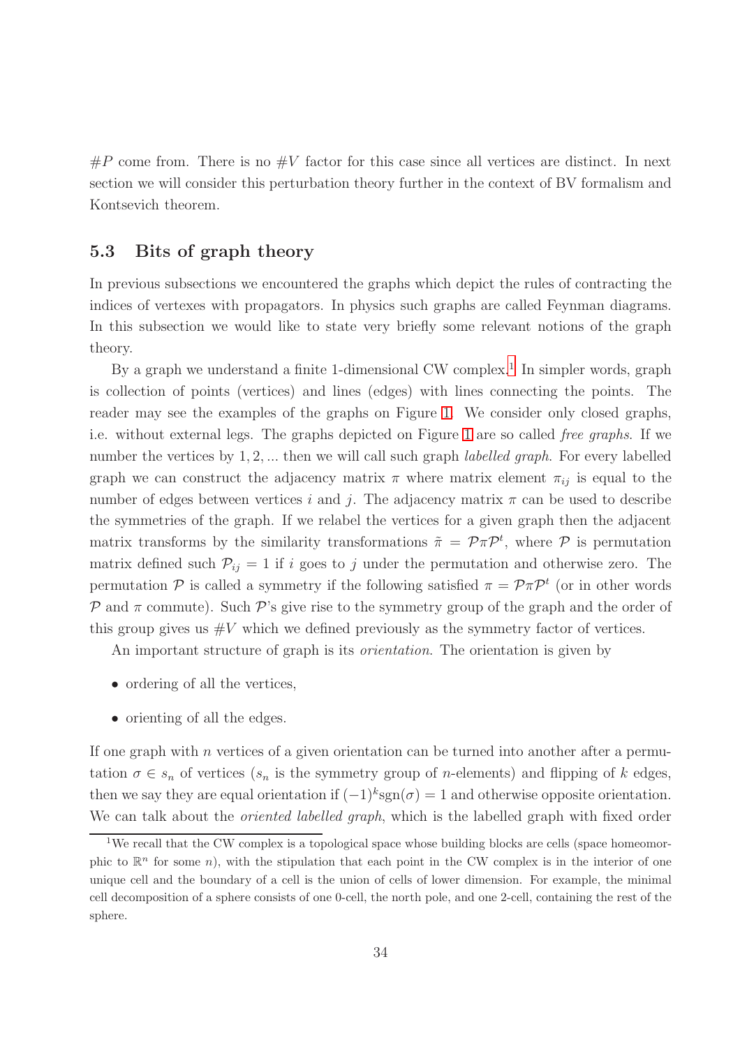$\#P$ come from. There is no $\#V$ factor for this case since all vertices are distinct. In next section we will consider this perturbation theory further in the context of BV formalism and Kontsevich theorem.

## 5.3 Bits of graph theory

In previous subsections we encountered the graphs which depict the rules of contracting the indices of vertexes with propagators. In physics such graphs are called Feynman diagrams. In this subsection we would like to state very briefly some relevant notions of the graph theory.

By a graph we understand a finite 1-dimensional CW complex.[1] In simpler words, graph is collection of points (vertices) and lines (edges) with lines connecting the points. The reader may see the examples of the graphs on Figure 1. We consider only closed graphs, i.e. without external legs. The graphs depicted on Figure 1 are so called *free graphs*. If we number the vertices by $1, 2, ...$ then we will call such graph *labelled graph*. For every labelled graph we can construct the adjacency matrix $\pi$ where matrix element $\pi_{ij}$ is equal to the number of edges between vertices $i$ and $j$. The adjacency matrix $\pi$ can be used to describe the symmetries of the graph. If we relabel the vertices for a given graph then the adjacent matrix transforms by the similarity transformations $\tilde{\pi} = \mathcal{P}\pi\mathcal{P}^t$, where $\mathcal{P}$ is permutation matrix defined such $\mathcal{P}_{ij} = 1$ if $i$ goes to $j$ under the permutation and otherwise zero. The permutation $\mathcal{P}$ is called a symmetry if the following satisfied $\pi = \mathcal{P}\pi\mathcal{P}^t$ (or in other words $\mathcal{P}$ and $\pi$ commute). Such $\mathcal{P}$'s give rise to the symmetry group of the graph and the order of this group gives us $\#V$ which we defined previously as the symmetry factor of vertices.

An important structure of graph is its *orientation*. The orientation is given by

- ordering of all the vertices,
- orienting of all the edges.

If one graph with $n$ vertices of a given orientation can be turned into another after a permutation $\sigma \in s_n$ of vertices ($s_n$ is the symmetry group of $n$-elements) and flipping of $k$ edges, then we say they are equal orientation if $(-1)^k \text{sgn}(\sigma) = 1$ and otherwise opposite orientation. We can talk about the *oriented labelled graph*, which is the labelled graph with fixed order

[1] We recall that the CW complex is a topological space whose building blocks are cells (space homeomorphic to $\mathbb{R}^n$ for some $n$), with the stipulation that each point in the CW complex is in the interior of one unique cell and the boundary of a cell is the union of cells of lower dimension. For example, the minimal cell decomposition of a sphere consists of one 0-cell, the north pole, and one 2-cell, containing the rest of the sphere.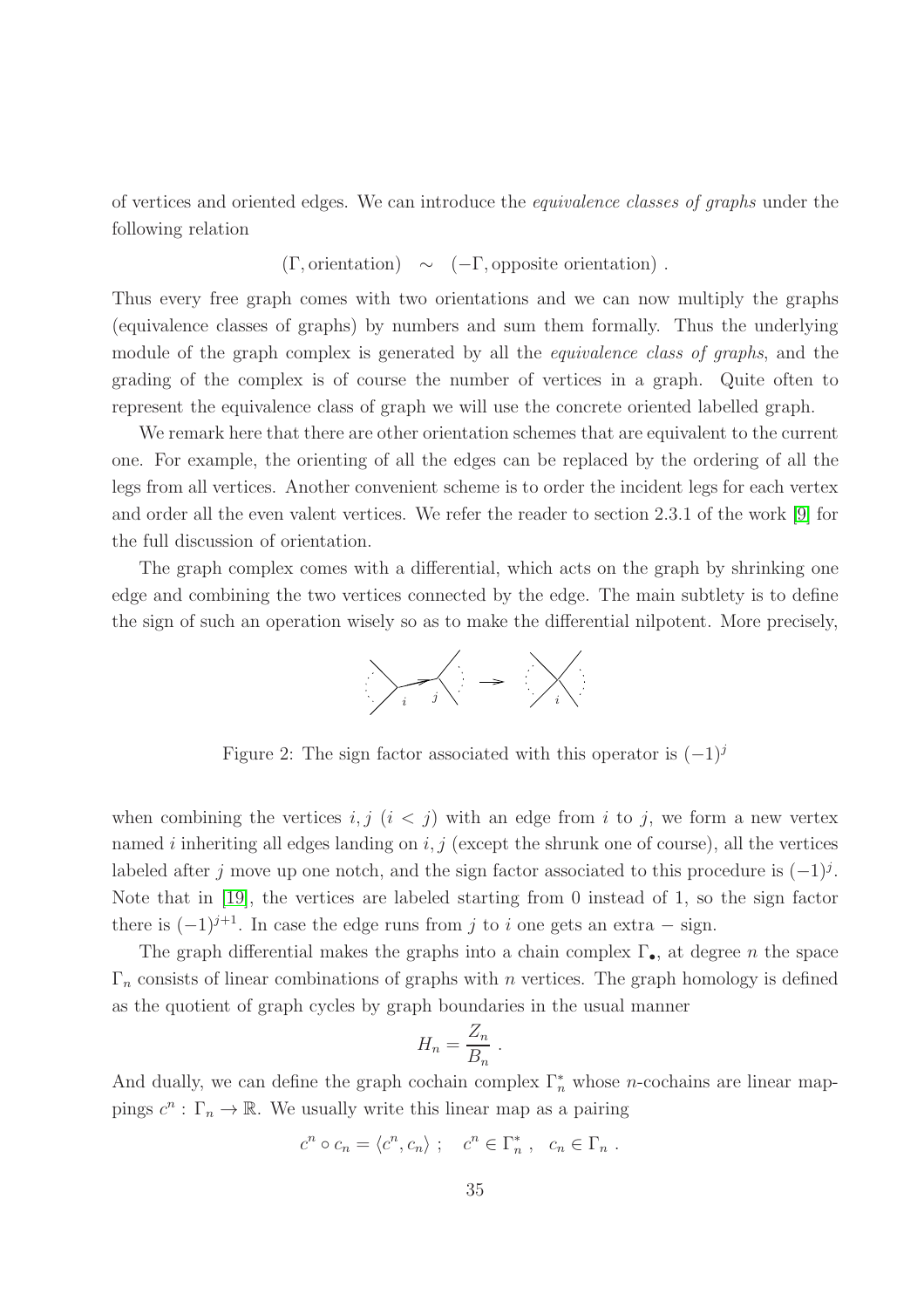of vertices and oriented edges. We can introduce the *equivalence classes of graphs* under the following relation

$$(\Gamma, \text{orientation}) \quad \sim \quad (-\Gamma, \text{opposite orientation}) \; .$$

Thus every free graph comes with two orientations and we can now multiply the graphs (equivalence classes of graphs) by numbers and sum them formally. Thus the underlying module of the graph complex is generated by all the *equivalence class of graphs*, and the grading of the complex is of course the number of vertices in a graph. Quite often to represent the equivalence class of graph we will use the concrete oriented labelled graph.

We remark here that there are other orientation schemes that are equivalent to the current one. For example, the orienting of all the edges can be replaced by the ordering of all the legs from all vertices. Another convenient scheme is to order the incident legs for each vertex and order all the even valent vertices. We refer the reader to section 2.3.1 of the work [9] for the full discussion of orientation.

The graph complex comes with a differential, which acts on the graph by shrinking one edge and combining the two vertices connected by the edge. The main subtlety is to define the sign of such an operation wisely so as to make the differential nilpotent. More precisely,

Figure 2: The sign factor associated with this operator is $(-1)^j$

when combining the vertices $i, j$ ($i < j$) with an edge from $i$ to $j$, we form a new vertex named $i$ inheriting all edges landing on $i, j$ (except the shrunk one of course), all the vertices labeled after $j$ move up one notch, and the sign factor associated to this procedure is $(-1)^j$. Note that in [19], the vertices are labeled starting from 0 instead of 1, so the sign factor there is $(-1)^{j+1}$. In case the edge runs from $j$ to $i$ one gets an extra $-$ sign.

The graph differential makes the graphs into a chain complex $\Gamma_\bullet$, at degree $n$ the space $\Gamma_n$ consists of linear combinations of graphs with $n$ vertices. The graph homology is defined as the quotient of graph cycles by graph boundaries in the usual manner

$$H_n = \frac{Z_n}{B_n} \; .$$

And dually, we can define the graph cochain complex $\Gamma^*_n$ whose $n$-cochains are linear mappings $c^n : \Gamma_n \to \mathbb{R}$. We usually write this linear map as a pairing

$$c^n \circ c_n = \langle c^n, c_n \rangle \; ; \quad c^n \in \Gamma^*_n \; , \quad c_n \in \Gamma_n \; .$$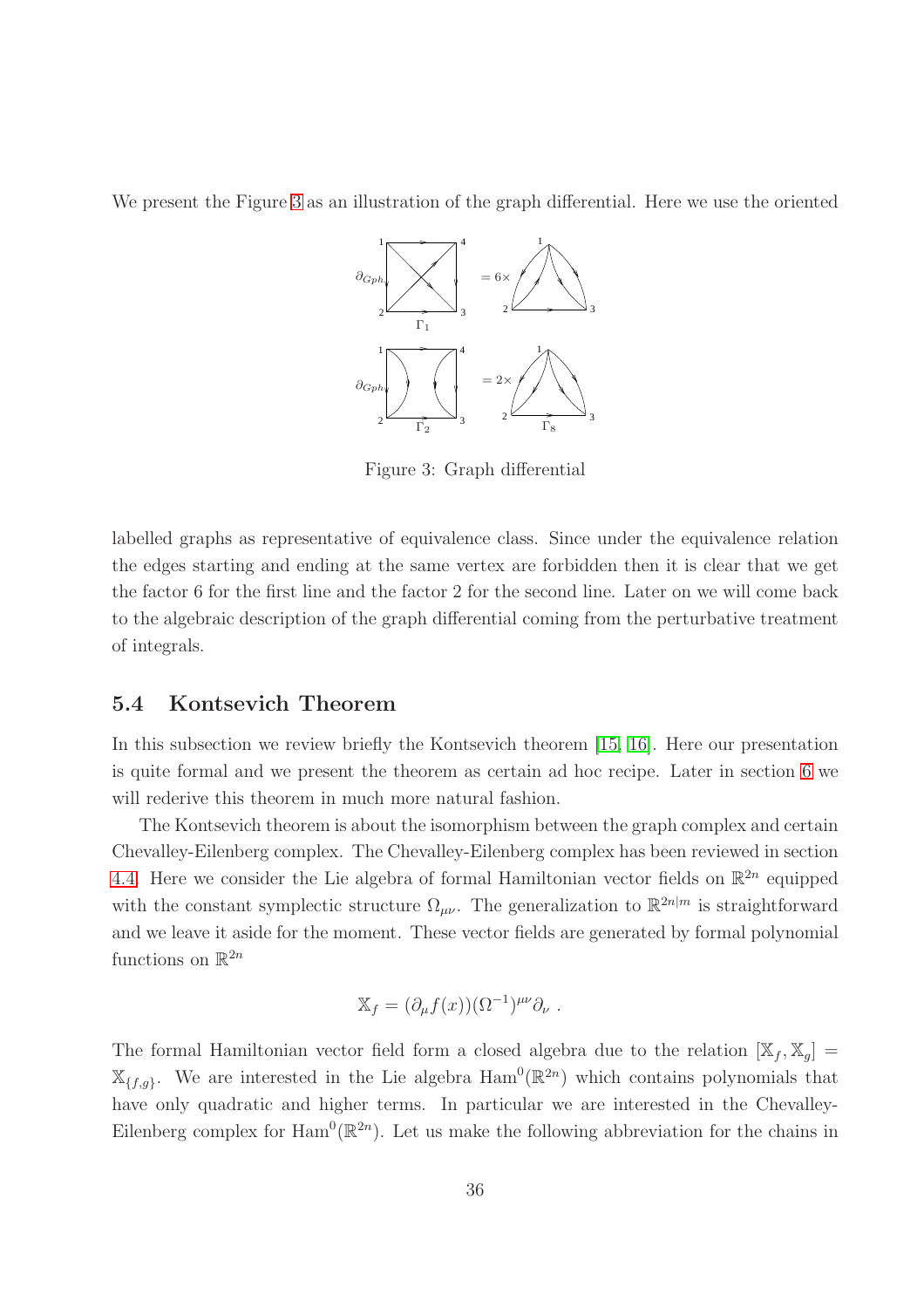We present the Figure 3 as an illustration of the graph differential. Here we use the oriented

Figure 3: Graph differential

labelled graphs as representative of equivalence class. Since under the equivalence relation the edges starting and ending at the same vertex are forbidden then it is clear that we get the factor 6 for the first line and the factor 2 for the second line. Later on we will come back to the algebraic description of the graph differential coming from the perturbative treatment of integrals.

### 5.4 Kontsevich Theorem

In this subsection we review briefly the Kontsevich theorem [15, 16]. Here our presentation is quite formal and we present the theorem as certain ad hoc recipe. Later in section 6 we will rederive this theorem in much more natural fashion.

The Kontsevich theorem is about the isomorphism between the graph complex and certain Chevalley-Eilenberg complex. The Chevalley-Eilenberg complex has been reviewed in section 4.4. Here we consider the Lie algebra of formal Hamiltonian vector fields on $\mathbb{R}^{2n}$ equipped with the constant symplectic structure $\Omega_{\mu\nu}$. The generalization to $\mathbb{R}^{2n|m}$ is straightforward and we leave it aside for the moment. These vector fields are generated by formal polynomial functions on $\mathbb{R}^{2n}$

$$\mathbb{X}_f = (\partial_\mu f(x))(\Omega^{-1})^{\mu\nu}\partial_\nu \ .$$

The formal Hamiltonian vector field form a closed algebra due to the relation $[\mathbb{X}_f, \mathbb{X}_g] = \mathbb{X}_{\{f,g\}}$. We are interested in the Lie algebra $\mathrm{Ham}^0(\mathbb{R}^{2n})$ which contains polynomials that have only quadratic and higher terms. In particular we are interested in the Chevalley-Eilenberg complex for $\mathrm{Ham}^0(\mathbb{R}^{2n})$. Let us make the following abbreviation for the chains in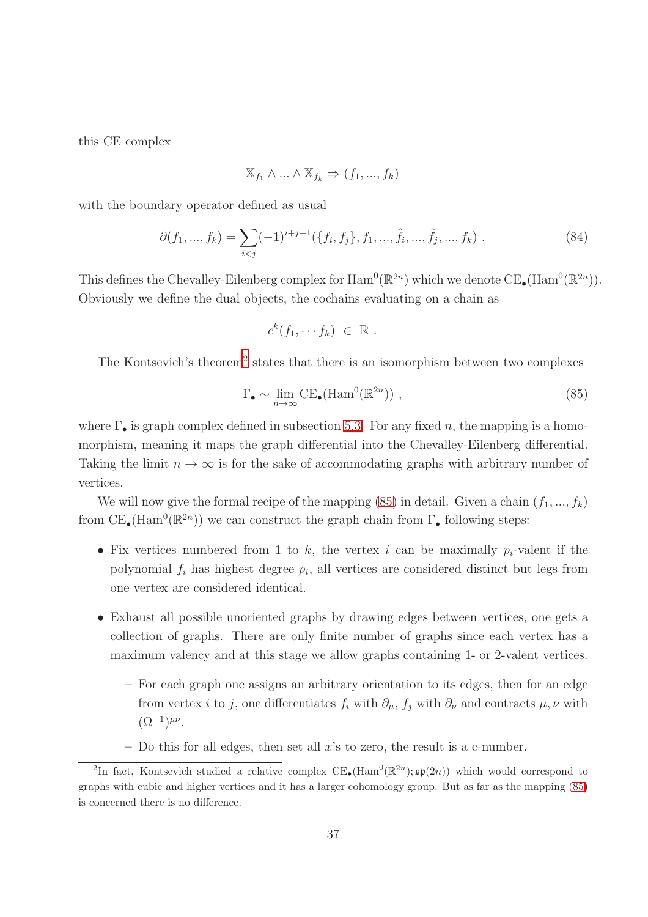this CE complex

$$\mathbb{X}_{f_1} \wedge ... \wedge \mathbb{X}_{f_k} \Rightarrow (f_1, ..., f_k)$$

with the boundary operator defined as usual

$$\partial(f_1, ..., f_k) = \sum_{i<j} (-1)^{i+j+1} (\{f_i, f_j\}, f_1, ..., \hat{f}_i, ..., \hat{f}_j, ..., f_k) \ . \tag{84}$$

This defines the Chevalley-Eilenberg complex for $\mathrm{Ham}^0(\mathbb{R}^{2n})$ which we denote $\mathrm{CE}_\bullet(\mathrm{Ham}^0(\mathbb{R}^{2n}))$. Obviously we define the dual objects, the cochains evaluating on a chain as

$$c^k(f_1, \cdots f_k) \ \in \ \mathbb{R} \ .$$

The Kontsevich's theorem[2] states that there is an isomorphism between two complexes

$$\Gamma_\bullet \sim \lim_{n \to \infty} \mathrm{CE}_\bullet(\mathrm{Ham}^0(\mathbb{R}^{2n})) \ , \tag{85}$$

where $\Gamma_\bullet$ is graph complex defined in subsection 5.3. For any fixed $n$, the mapping is a homomorphism, meaning it maps the graph differential into the Chevalley-Eilenberg differential. Taking the limit $n \to \infty$ is for the sake of accommodating graphs with arbitrary number of vertices.

We will now give the formal recipe of the mapping (85) in detail. Given a chain $(f_1, ..., f_k)$ from $\mathrm{CE}_\bullet(\mathrm{Ham}^0(\mathbb{R}^{2n}))$ we can construct the graph chain from $\Gamma_\bullet$ following steps:

- Fix vertices numbered from 1 to $k$, the vertex $i$ can be maximally $p_i$-valent if the polynomial $f_i$ has highest degree $p_i$, all vertices are considered distinct but legs from one vertex are considered identical.
- Exhaust all possible unoriented graphs by drawing edges between vertices, one gets a collection of graphs. There are only finite number of graphs since each vertex has a maximum valency and at this stage we allow graphs containing 1- or 2-valent vertices.
  - For each graph one assigns an arbitrary orientation to its edges, then for an edge from vertex $i$ to $j$, one differentiates $f_i$ with $\partial_\mu$, $f_j$ with $\partial_\nu$ and contracts $\mu, \nu$ with $(\Omega^{-1})^{\mu\nu}$.
  - Do this for all edges, then set all $x$'s to zero, the result is a c-number.

[2] In fact, Kontsevich studied a relative complex $\mathrm{CE}_\bullet(\mathrm{Ham}^0(\mathbb{R}^{2n}); \mathfrak{sp}(2n))$ which would correspond to graphs with cubic and higher vertices and it has a larger cohomology group. But as far as the mapping (85) is concerned there is no difference.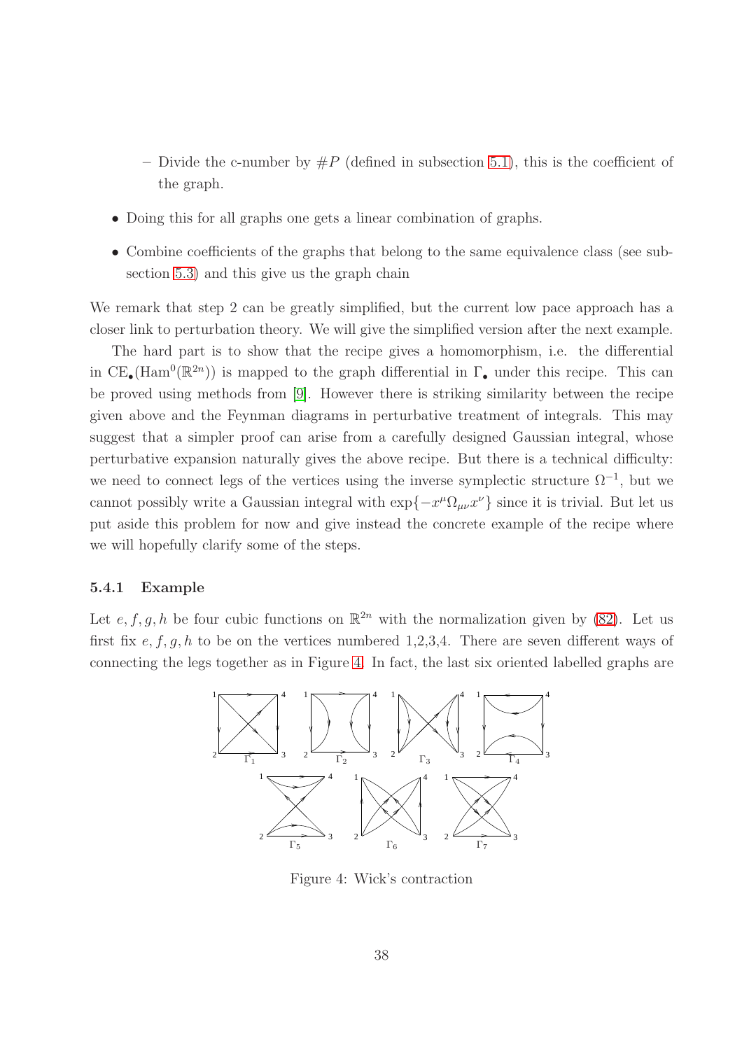- Divide the c-number by $\#P$ (defined in subsection 5.1), this is the coefficient of the graph.

- Doing this for all graphs one gets a linear combination of graphs.
- Combine coefficients of the graphs that belong to the same equivalence class (see subsection 5.3) and this give us the graph chain

We remark that step 2 can be greatly simplified, but the current low pace approach has a closer link to perturbation theory. We will give the simplified version after the next example.

The hard part is to show that the recipe gives a homomorphism, i.e. the differential in $\mathrm{CE}_\bullet(\mathrm{Ham}^0(\mathbb{R}^{2n}))$ is mapped to the graph differential in $\Gamma_\bullet$ under this recipe. This can be proved using methods from [9]. However there is striking similarity between the recipe given above and the Feynman diagrams in perturbative treatment of integrals. This may suggest that a simpler proof can arise from a carefully designed Gaussian integral, whose perturbative expansion naturally gives the above recipe. But there is a technical difficulty: we need to connect legs of the vertices using the inverse symplectic structure $\Omega^{-1}$, but we cannot possibly write a Gaussian integral with $\exp\{-x^\mu \Omega_{\mu\nu} x^\nu\}$ since it is trivial. But let us put aside this problem for now and give instead the concrete example of the recipe where we will hopefully clarify some of the steps.

### 5.4.1 Example

Let $e, f, g, h$ be four cubic functions on $\mathbb{R}^{2n}$ with the normalization given by (82). Let us first fix $e, f, g, h$ to be on the vertices numbered 1,2,3,4. There are seven different ways of connecting the legs together as in Figure 4. In fact, the last six oriented labelled graphs are

Figure 4: Wick's contraction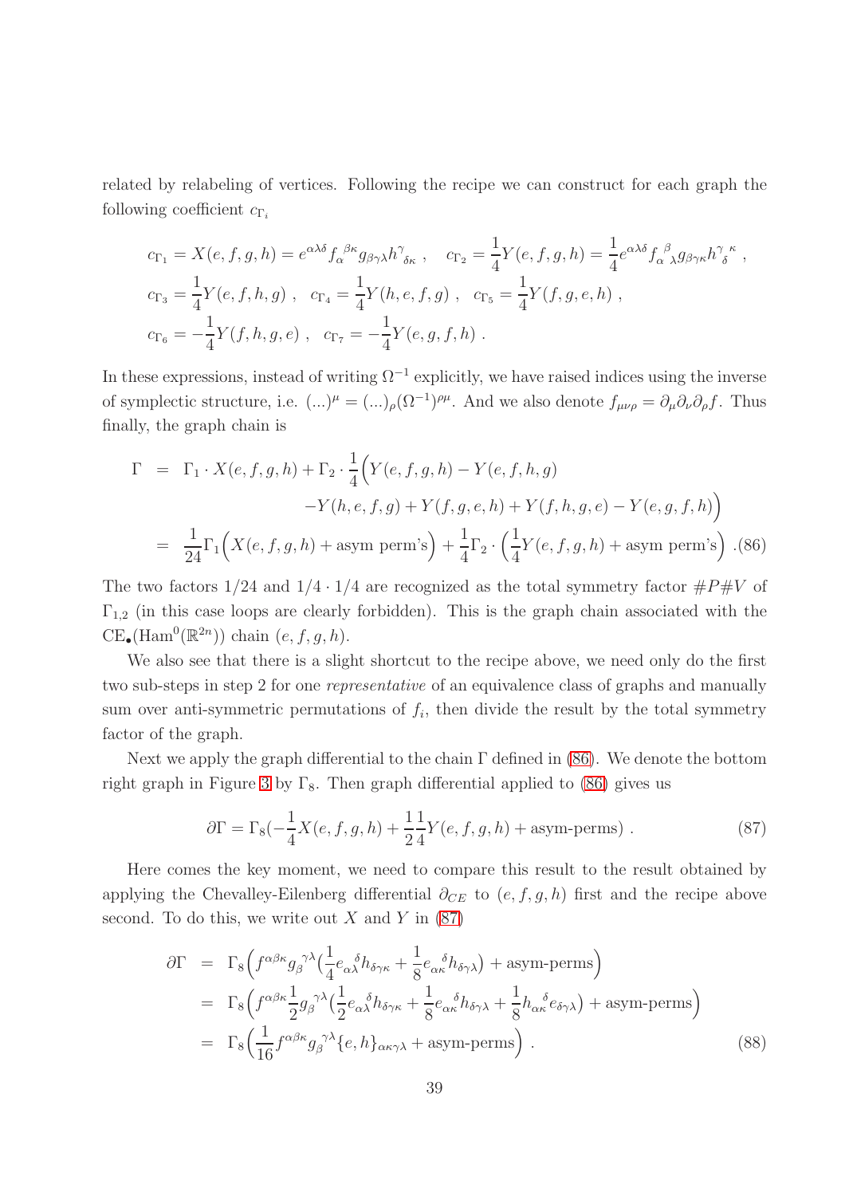related by relabeling of vertices. Following the recipe we can construct for each graph the following coefficient $c_{\Gamma_i}$

$$
c_{\Gamma_1} = X(e,f,g,h) = e^{\alpha\lambda\delta} f_{\alpha}^{\ \beta\kappa} g_{\beta\gamma\lambda} h^{\gamma}_{\ \delta\kappa} \ , \quad c_{\Gamma_2} = \frac{1}{4} Y(e,f,g,h) = \frac{1}{4} e^{\alpha\lambda\delta} f_{\alpha\ \lambda}^{\ \beta} g_{\beta\gamma\kappa} h^{\gamma\ \kappa}_{\ \delta} \ ,
$$
$$
c_{\Gamma_3} = \frac{1}{4} Y(e,f,h,g) \ , \quad c_{\Gamma_4} = \frac{1}{4} Y(h,e,f,g) \ , \quad c_{\Gamma_5} = \frac{1}{4} Y(f,g,e,h) \ ,
$$
$$
c_{\Gamma_6} = -\frac{1}{4} Y(f,h,g,e) \ , \quad c_{\Gamma_7} = -\frac{1}{4} Y(e,g,f,h) \ .
$$

In these expressions, instead of writing $\Omega^{-1}$ explicitly, we have raised indices using the inverse of symplectic structure, i.e. $(...)^{\mu} = (...)_{\rho} (\Omega^{-1})^{\rho\mu}$. And we also denote $f_{\mu\nu\rho} = \partial_{\mu}\partial_{\nu}\partial_{\rho} f$. Thus finally, the graph chain is

$$
\begin{aligned}
\Gamma &= \Gamma_1 \cdot X(e,f,g,h) + \Gamma_2 \cdot \frac{1}{4} \Big( Y(e,f,g,h) - Y(e,f,h,g) \\
&\qquad\qquad - Y(h,e,f,g) + Y(f,g,e,h) + Y(f,h,g,e) - Y(e,g,f,h) \Big) \\
&= \frac{1}{24} \Gamma_1 \Big( X(e,f,g,h) + \text{asym perm's} \Big) + \frac{1}{4} \Gamma_2 \cdot \Big( \frac{1}{4} Y(e,f,g,h) + \text{asym perm's} \Big) \ . \qquad (86)
\end{aligned}
$$

The two factors $1/24$ and $1/4 \cdot 1/4$ are recognized as the total symmetry factor $\#P\#V$ of $\Gamma_{1,2}$ (in this case loops are clearly forbidden). This is the graph chain associated with the $\mathrm{CE}_{\bullet}(\mathrm{Ham}^0(\mathbb{R}^{2n}))$ chain $(e,f,g,h)$.

We also see that there is a slight shortcut to the recipe above, we need only do the first two sub-steps in step 2 for one *representative* of an equivalence class of graphs and manually sum over anti-symmetric permutations of $f_i$, then divide the result by the total symmetry factor of the graph.

Next we apply the graph differential to the chain $\Gamma$ defined in (86). We denote the bottom right graph in Figure 3 by $\Gamma_8$. Then graph differential applied to (86) gives us

$$
\partial \Gamma = \Gamma_8 \big( -\frac{1}{4} X(e,f,g,h) + \frac{1}{2}\frac{1}{4} Y(e,f,g,h) + \text{asym-perms} \big) \ . \qquad (87)
$$

Here comes the key moment, we need to compare this result to the result obtained by applying the Chevalley-Eilenberg differential $\partial_{CE}$ to $(e,f,g,h)$ first and the recipe above second. To do this, we write out $X$ and $Y$ in (87)

$$
\begin{aligned}
\partial \Gamma &= \Gamma_8 \Big( f^{\alpha\beta\kappa} g_{\beta}^{\ \gamma\lambda} \big( \frac{1}{4} e_{\alpha\lambda}^{\ \ \ \delta} h_{\delta\gamma\kappa} + \frac{1}{8} e_{\alpha\kappa}^{\ \ \ \delta} h_{\delta\gamma\lambda} \big) + \text{asym-perms} \Big) \\
&= \Gamma_8 \Big( f^{\alpha\beta\kappa} \frac{1}{2} g_{\beta}^{\ \gamma\lambda} \big( \frac{1}{2} e_{\alpha\lambda}^{\ \ \ \delta} h_{\delta\gamma\kappa} + \frac{1}{8} e_{\alpha\kappa}^{\ \ \ \delta} h_{\delta\gamma\lambda} + \frac{1}{8} h_{\alpha\kappa}^{\ \ \ \delta} e_{\delta\gamma\lambda} \big) + \text{asym-perms} \Big) \\
&= \Gamma_8 \Big( \frac{1}{16} f^{\alpha\beta\kappa} g_{\beta}^{\ \gamma\lambda} \{e,h\}_{\alpha\kappa\gamma\lambda} + \text{asym-perms} \Big) \ . \qquad (88)
\end{aligned}
$$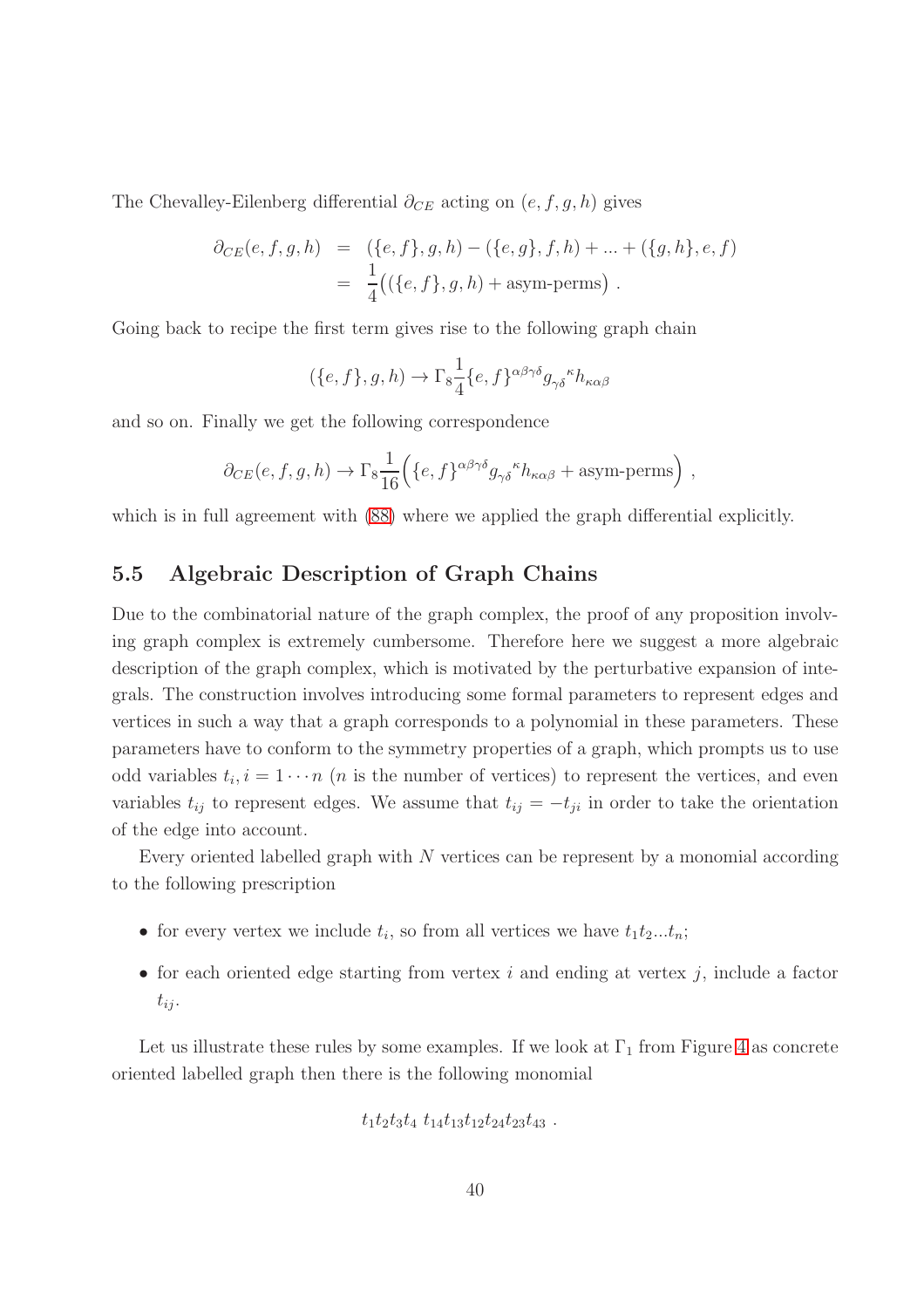The Chevalley-Eilenberg differential $\partial_{CE}$ acting on $(e, f, g, h)$ gives

$$
\begin{aligned}
\partial_{CE}(e, f, g, h) &= (\{e, f\}, g, h) - (\{e, g\}, f, h) + ... + (\{g, h\}, e, f) \\
&= \frac{1}{4}\Big((\{e, f\}, g, h) + \text{asym-perms}\Big) .
\end{aligned}
$$

Going back to recipe the first term gives rise to the following graph chain

$$
(\{e, f\}, g, h) \to \Gamma_8 \frac{1}{4}\{e, f\}^{\alpha\beta\gamma\delta} g_{\gamma\delta}{}^{\kappa} h_{\kappa\alpha\beta}
$$

and so on. Finally we get the following correspondence

$$
\partial_{CE}(e, f, g, h) \to \Gamma_8 \frac{1}{16}\Big(\{e, f\}^{\alpha\beta\gamma\delta} g_{\gamma\delta}{}^{\kappa} h_{\kappa\alpha\beta} + \text{asym-perms}\Big) ,
$$

which is in full agreement with (88) where we applied the graph differential explicitly.

## 5.5 Algebraic Description of Graph Chains

Due to the combinatorial nature of the graph complex, the proof of any proposition involving graph complex is extremely cumbersome. Therefore here we suggest a more algebraic description of the graph complex, which is motivated by the perturbative expansion of integrals. The construction involves introducing some formal parameters to represent edges and vertices in such a way that a graph corresponds to a polynomial in these parameters. These parameters have to conform to the symmetry properties of a graph, which prompts us to use odd variables $t_i, i = 1 \cdots n$ ($n$ is the number of vertices) to represent the vertices, and even variables $t_{ij}$ to represent edges. We assume that $t_{ij} = -t_{ji}$ in order to take the orientation of the edge into account.

Every oriented labelled graph with $N$ vertices can be represent by a monomial according to the following prescription

- for every vertex we include $t_i$, so from all vertices we have $t_1 t_2 ... t_n$;
- for each oriented edge starting from vertex $i$ and ending at vertex $j$, include a factor $t_{ij}$.

Let us illustrate these rules by some examples. If we look at $\Gamma_1$ from Figure 4 as concrete oriented labelled graph then there is the following monomial

$$
t_1 t_2 t_3 t_4 \ t_{14} t_{13} t_{12} t_{24} t_{23} t_{43} .
$$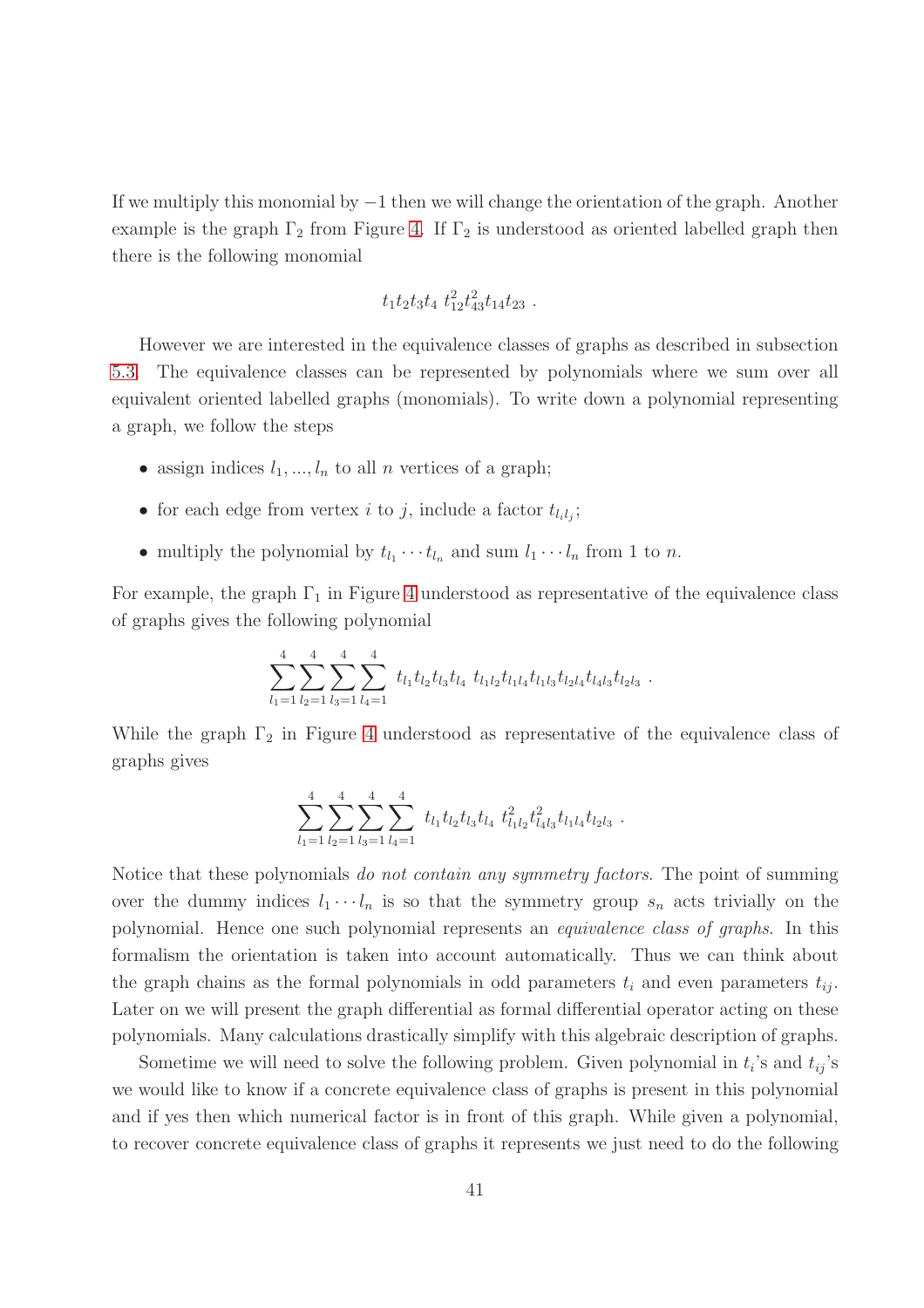If we multiply this monomial by $-1$ then we will change the orientation of the graph. Another example is the graph $\Gamma_2$ from Figure 4. If $\Gamma_2$ is understood as oriented labelled graph then there is the following monomial

$$t_1 t_2 t_3 t_4 \; t_{12}^2 t_{43}^2 t_{14} t_{23} \; .$$

However we are interested in the equivalence classes of graphs as described in subsection 5.3. The equivalence classes can be represented by polynomials where we sum over all equivalent oriented labelled graphs (monomials). To write down a polynomial representing a graph, we follow the steps

- assign indices $l_1, ..., l_n$ to all $n$ vertices of a graph;
- for each edge from vertex $i$ to $j$, include a factor $t_{l_i l_j}$;
- multiply the polynomial by $t_{l_1} \cdots t_{l_n}$ and sum $l_1 \cdots l_n$ from 1 to $n$.

For example, the graph $\Gamma_1$ in Figure 4 understood as representative of the equivalence class of graphs gives the following polynomial

$$\sum_{l_1=1}^{4} \sum_{l_2=1}^{4} \sum_{l_3=1}^{4} \sum_{l_4=1}^{4} \; t_{l_1} t_{l_2} t_{l_3} t_{l_4} \; t_{l_1 l_2} t_{l_1 l_4} t_{l_1 l_3} t_{l_2 l_4} t_{l_4 l_3} t_{l_2 l_3} \; .$$

While the graph $\Gamma_2$ in Figure 4 understood as representative of the equivalence class of graphs gives

$$\sum_{l_1=1}^{4} \sum_{l_2=1}^{4} \sum_{l_3=1}^{4} \sum_{l_4=1}^{4} \; t_{l_1} t_{l_2} t_{l_3} t_{l_4} \; t_{l_1 l_2}^2 t_{l_4 l_3}^2 t_{l_1 l_4} t_{l_2 l_3} \; .$$

Notice that these polynomials *do not contain any symmetry factors*. The point of summing over the dummy indices $l_1 \cdots l_n$ is so that the symmetry group $s_n$ acts trivially on the polynomial. Hence one such polynomial represents an *equivalence class of graphs*. In this formalism the orientation is taken into account automatically. Thus we can think about the graph chains as the formal polynomials in odd parameters $t_i$ and even parameters $t_{ij}$. Later on we will present the graph differential as formal differential operator acting on these polynomials. Many calculations drastically simplify with this algebraic description of graphs.

Sometime we will need to solve the following problem. Given polynomial in $t_i$'s and $t_{ij}$'s we would like to know if a concrete equivalence class of graphs is present in this polynomial and if yes then which numerical factor is in front of this graph. While given a polynomial, to recover concrete equivalence class of graphs it represents we just need to do the following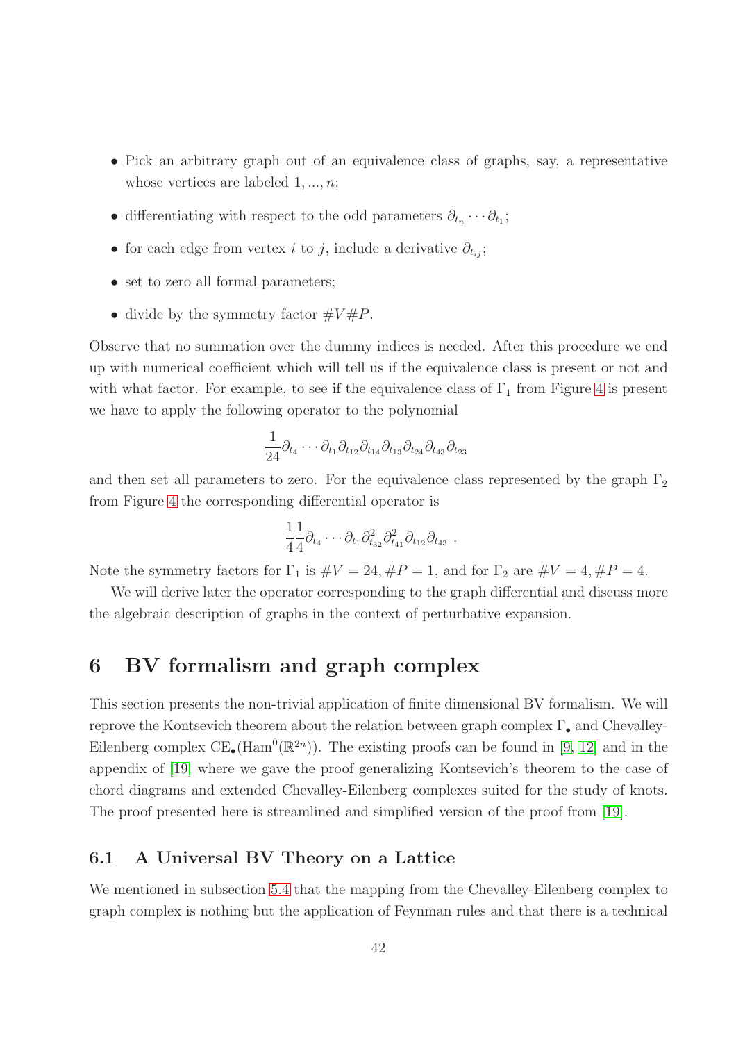- Pick an arbitrary graph out of an equivalence class of graphs, say, a representative whose vertices are labeled $1, ..., n$;
- differentiating with respect to the odd parameters $\partial_{t_n} \cdots \partial_{t_1}$;
- for each edge from vertex $i$ to $j$, include a derivative $\partial_{t_{ij}}$;
- set to zero all formal parameters;
- divide by the symmetry factor $\#V\#P$.

Observe that no summation over the dummy indices is needed. After this procedure we end up with numerical coefficient which will tell us if the equivalence class is present or not and with what factor. For example, to see if the equivalence class of $\Gamma_1$ from Figure 4 is present we have to apply the following operator to the polynomial

$$\frac{1}{24}\partial_{t_4} \cdots \partial_{t_1} \partial_{t_{12}} \partial_{t_{14}} \partial_{t_{13}} \partial_{t_{24}} \partial_{t_{43}} \partial_{t_{23}}$$

and then set all parameters to zero. For the equivalence class represented by the graph $\Gamma_2$ from Figure 4 the corresponding differential operator is

$$\frac{1}{4}\frac{1}{4}\partial_{t_4} \cdots \partial_{t_1} \partial^2_{t_{32}} \partial^2_{t_{41}} \partial_{t_{12}} \partial_{t_{43}} \ .$$

Note the symmetry factors for $\Gamma_1$ is $\#V = 24, \#P = 1$, and for $\Gamma_2$ are $\#V = 4, \#P = 4$.

We will derive later the operator corresponding to the graph differential and discuss more the algebraic description of graphs in the context of perturbative expansion.

# 6 BV formalism and graph complex

This section presents the non-trivial application of finite dimensional BV formalism. We will reprove the Kontsevich theorem about the relation between graph complex $\Gamma_\bullet$ and Chevalley-Eilenberg complex $\mathrm{CE}_\bullet(\mathrm{Ham}^0(\mathbb{R}^{2n}))$. The existing proofs can be found in [9, 12] and in the appendix of [19] where we gave the proof generalizing Kontsevich's theorem to the case of chord diagrams and extended Chevalley-Eilenberg complexes suited for the study of knots. The proof presented here is streamlined and simplified version of the proof from [19].

## 6.1 A Universal BV Theory on a Lattice

We mentioned in subsection 5.4 that the mapping from the Chevalley-Eilenberg complex to graph complex is nothing but the application of Feynman rules and that there is a technical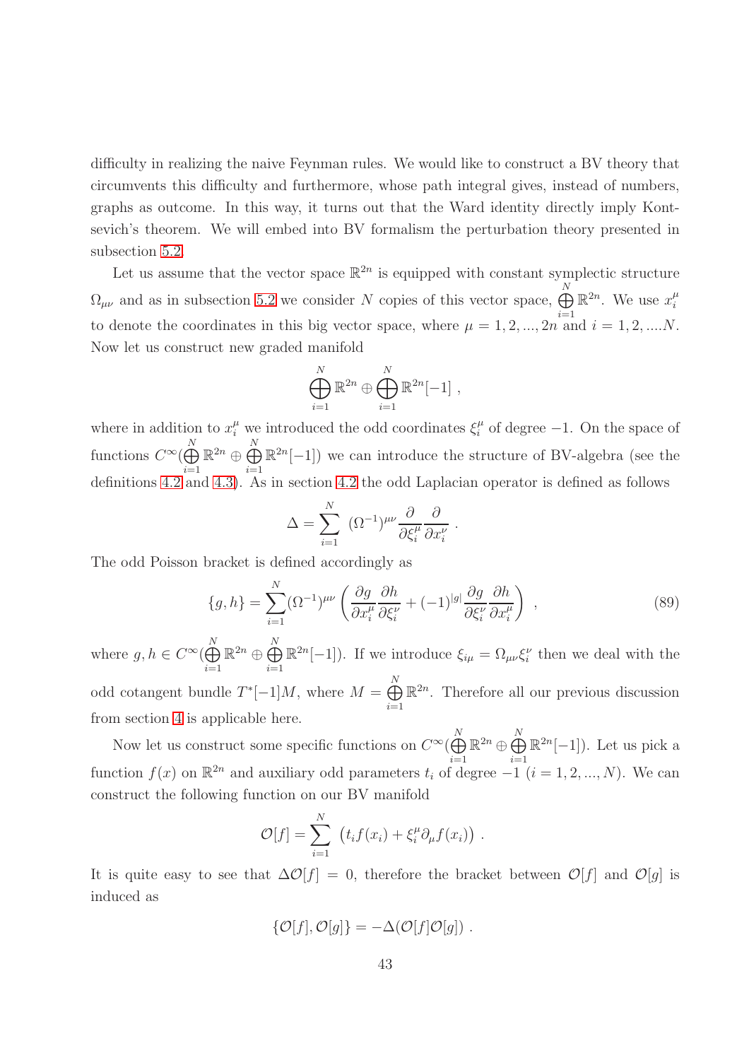difficulty in realizing the naive Feynman rules. We would like to construct a BV theory that circumvents this difficulty and furthermore, whose path integral gives, instead of numbers, graphs as outcome. In this way, it turns out that the Ward identity directly imply Kontsevich's theorem. We will embed into BV formalism the perturbation theory presented in subsection 5.2.

Let us assume that the vector space $\mathbb{R}^{2n}$ is equipped with constant symplectic structure $\Omega_{\mu\nu}$ and as in subsection 5.2 we consider $N$ copies of this vector space, $\bigoplus_{i=1}^{N}\mathbb{R}^{2n}$. We use $x_i^\mu$ to denote the coordinates in this big vector space, where $\mu = 1,2,...,2n$ and $i = 1,2,....N$. Now let us construct new graded manifold

$$\bigoplus_{i=1}^{N}\mathbb{R}^{2n} \oplus \bigoplus_{i=1}^{N}\mathbb{R}^{2n}[-1] \ ,$$

where in addition to $x_i^\mu$ we introduced the odd coordinates $\xi_i^\mu$ of degree $-1$. On the space of functions $C^\infty(\bigoplus_{i=1}^{N}\mathbb{R}^{2n} \oplus \bigoplus_{i=1}^{N}\mathbb{R}^{2n}[-1])$ we can introduce the structure of BV-algebra (see the definitions 4.2 and 4.3). As in section 4.2 the odd Laplacian operator is defined as follows

$$\Delta = \sum_{i=1}^{N} \ (\Omega^{-1})^{\mu\nu}\frac{\partial}{\partial \xi_i^\mu}\frac{\partial}{\partial x_i^\nu} \ .$$

The odd Poisson bracket is defined accordingly as

$$\{g,h\} = \sum_{i=1}^{N}(\Omega^{-1})^{\mu\nu}\left(\frac{\partial g}{\partial x_i^\mu}\frac{\partial h}{\partial \xi_i^\nu} + (-1)^{|g|}\frac{\partial g}{\partial \xi_i^\nu}\frac{\partial h}{\partial x_i^\mu}\right) \ , \tag{89}$$

where $g, h \in C^\infty(\bigoplus_{i=1}^{N}\mathbb{R}^{2n} \oplus \bigoplus_{i=1}^{N}\mathbb{R}^{2n}[-1])$. If we introduce $\xi_{i\mu} = \Omega_{\mu\nu}\xi_i^\nu$ then we deal with the odd cotangent bundle $T^*[-1]M$, where $M = \bigoplus_{i=1}^{N}\mathbb{R}^{2n}$. Therefore all our previous discussion from section 4 is applicable here.

Now let us construct some specific functions on $C^\infty(\bigoplus_{i=1}^{N}\mathbb{R}^{2n} \oplus \bigoplus_{i=1}^{N}\mathbb{R}^{2n}[-1])$. Let us pick a function $f(x)$ on $\mathbb{R}^{2n}$ and auxiliary odd parameters $t_i$ of degree $-1$ ($i = 1,2,...,N$). We can construct the following function on our BV manifold

$$\mathcal{O}[f] = \sum_{i=1}^{N} \ \left(t_i f(x_i) + \xi_i^\mu \partial_\mu f(x_i)\right) \ .$$

It is quite easy to see that $\Delta\mathcal{O}[f] = 0$, therefore the bracket between $\mathcal{O}[f]$ and $\mathcal{O}[g]$ is induced as

$$\{\mathcal{O}[f], \mathcal{O}[g]\} = -\Delta(\mathcal{O}[f]\mathcal{O}[g]) \ .$$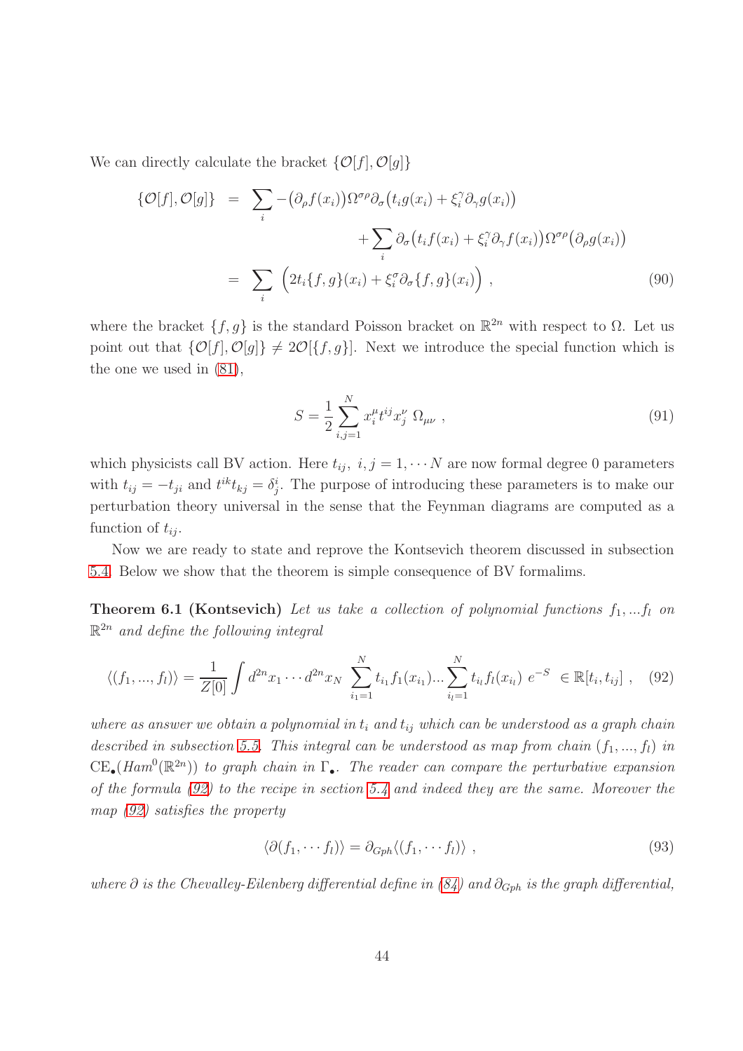We can directly calculate the bracket $\{\mathcal{O}[f], \mathcal{O}[g]\}$

$$
\begin{aligned}
\{\mathcal{O}[f], \mathcal{O}[g]\} &= \sum_i -\big(\partial_\rho f(x_i)\big)\Omega^{\sigma\rho}\partial_\sigma\big(t_i g(x_i) + \xi_i^\gamma \partial_\gamma g(x_i)\big) \\
&\qquad\qquad + \sum_i \partial_\sigma\big(t_i f(x_i) + \xi_i^\gamma \partial_\gamma f(x_i)\big)\Omega^{\sigma\rho}\big(\partial_\rho g(x_i)\big) \\
&= \sum_i \Big(2t_i\{f,g\}(x_i) + \xi_i^\sigma \partial_\sigma \{f,g\}(x_i)\Big) ,
\end{aligned}
\tag{90}
$$

where the bracket $\{f, g\}$ is the standard Poisson bracket on $\mathbb{R}^{2n}$ with respect to $\Omega$. Let us point out that $\{\mathcal{O}[f], \mathcal{O}[g]\} \neq 2\mathcal{O}[\{f, g\}]$. Next we introduce the special function which is the one we used in (81),

$$
S = \frac{1}{2}\sum_{i,j=1}^{N} x_i^\mu t^{ij} x_j^\nu \; \Omega_{\mu\nu} \, ,
\tag{91}
$$

which physicists call BV action. Here $t_{ij},\ i, j = 1, \cdots N$ are now formal degree 0 parameters with $t_{ij} = -t_{ji}$ and $t^{ik}t_{kj} = \delta^i_j$. The purpose of introducing these parameters is to make our perturbation theory universal in the sense that the Feynman diagrams are computed as a function of $t_{ij}$.

Now we are ready to state and reprove the Kontsevich theorem discussed in subsection 5.4. Below we show that the theorem is simple consequence of BV formalims.

**Theorem 6.1 (Kontsevich)** *Let us take a collection of polynomial functions $f_1, ... f_l$ on $\mathbb{R}^{2n}$ and define the following integral*

$$
\langle (f_1, ..., f_l)\rangle = \frac{1}{Z[0]}\int d^{2n}x_1 \cdots d^{2n}x_N \; \sum_{i_1=1}^{N} t_{i_1} f_1(x_{i_1}) ... \sum_{i_l=1}^{N} t_{i_l} f_l(x_{i_l}) \; e^{-S} \; \in \mathbb{R}[t_i, t_{ij}] \, ,
\tag{92}
$$

*where as answer we obtain a polynomial in $t_i$ and $t_{ij}$ which can be understood as a graph chain described in subsection 5.5. This integral can be understood as map from chain $(f_1, ..., f_l)$ in $\mathrm{CE}_\bullet(Ham^0(\mathbb{R}^{2n}))$ to graph chain in $\Gamma_\bullet$. The reader can compare the perturbative expansion of the formula (92) to the recipe in section 5.4 and indeed they are the same. Moreover the map (92) satisfies the property*

$$
\langle \partial (f_1, \cdots f_l)\rangle = \partial_{Gph} \langle (f_1, \cdots f_l)\rangle \, ,
\tag{93}
$$

*where $\partial$ is the Chevalley-Eilenberg differential define in (84) and $\partial_{Gph}$ is the graph differential,*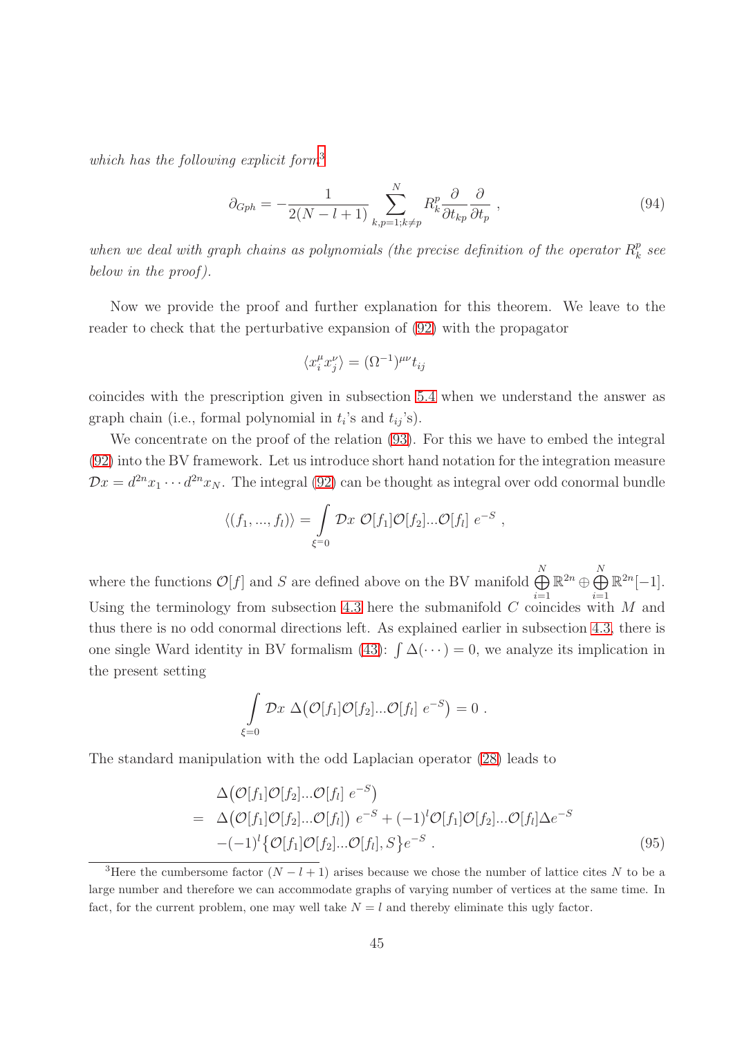*which has the following explicit form*[3]

$$\partial_{Gph} = -\frac{1}{2(N-l+1)} \sum_{k,p=1;k\neq p}^{N} R_k^p \frac{\partial}{\partial t_{kp}} \frac{\partial}{\partial t_p} \ , \tag{94}$$

*when we deal with graph chains as polynomials (the precise definition of the operator $R_k^p$ see below in the proof).*

Now we provide the proof and further explanation for this theorem. We leave to the reader to check that the perturbative expansion of (92) with the propagator

$$\langle x_i^\mu x_j^\nu \rangle = (\Omega^{-1})^{\mu\nu} t_{ij}$$

coincides with the prescription given in subsection 5.4 when we understand the answer as graph chain (i.e., formal polynomial in $t_i$'s and $t_{ij}$'s).

We concentrate on the proof of the relation (93). For this we have to embed the integral (92) into the BV framework. Let us introduce short hand notation for the integration measure $\mathcal{D}x = d^{2n}x_1 \cdots d^{2n}x_N$. The integral (92) can be thought as integral over odd conormal bundle

$$\langle (f_1, ..., f_l) \rangle = \int\limits_{\xi=0} \mathcal{D}x \ \mathcal{O}[f_1]\mathcal{O}[f_2]...\mathcal{O}[f_l] \ e^{-S} \ ,$$

where the functions $\mathcal{O}[f]$ and $S$ are defined above on the BV manifold $\bigoplus\limits_{i=1}^{N} \mathbb{R}^{2n} \oplus \bigoplus\limits_{i=1}^{N} \mathbb{R}^{2n}[-1]$. Using the terminology from subsection 4.3 here the submanifold $C$ coincides with $M$ and thus there is no odd conormal directions left. As explained earlier in subsection 4.3, there is one single Ward identity in BV formalism (43): $\int \Delta(\cdots) = 0$, we analyze its implication in the present setting

$$\int\limits_{\xi=0} \mathcal{D}x \ \Delta\big(\mathcal{O}[f_1]\mathcal{O}[f_2]...\mathcal{O}[f_l] \ e^{-S}\big) = 0 \ .$$

The standard manipulation with the odd Laplacian operator (28) leads to

$$\begin{aligned}
& \Delta\big(\mathcal{O}[f_1]\mathcal{O}[f_2]...\mathcal{O}[f_l] \ e^{-S}\big) \\
= \ & \Delta\big(\mathcal{O}[f_1]\mathcal{O}[f_2]...\mathcal{O}[f_l]\big) \ e^{-S} + (-1)^l \mathcal{O}[f_1]\mathcal{O}[f_2]...\mathcal{O}[f_l]\Delta e^{-S} \\
& -(-1)^l \big\{\mathcal{O}[f_1]\mathcal{O}[f_2]...\mathcal{O}[f_l], S\big\} e^{-S} \ .
\end{aligned} \tag{95}$$

[3]Here the cumbersome factor $(N-l+1)$ arises because we chose the number of lattice cites $N$ to be a large number and therefore we can accommodate graphs of varying number of vertices at the same time. In fact, for the current problem, one may well take $N = l$ and thereby eliminate this ugly factor.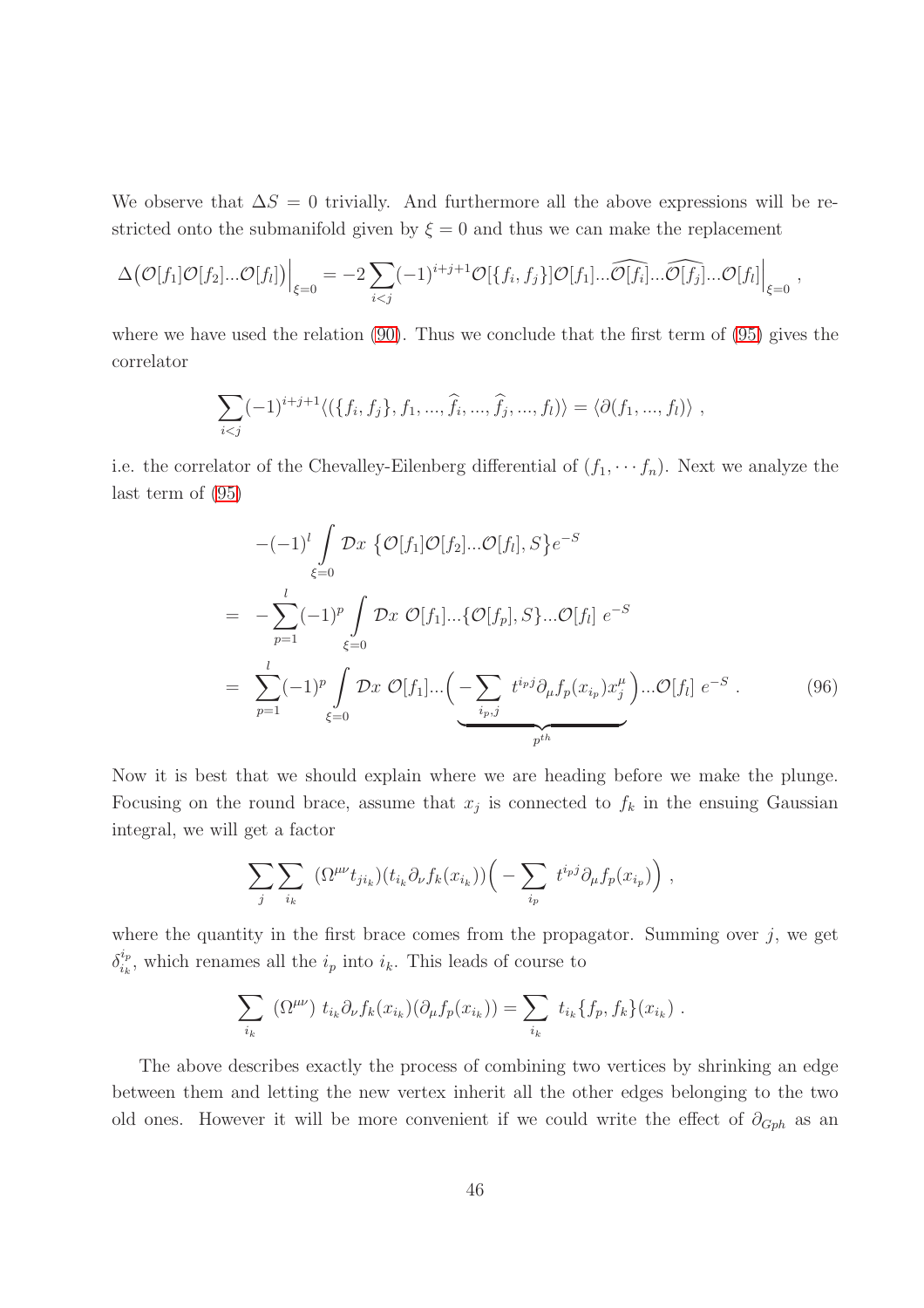We observe that $\Delta S = 0$ trivially. And furthermore all the above expressions will be restricted onto the submanifold given by $\xi = 0$ and thus we can make the replacement

$$\Delta\big(\mathcal{O}[f_1]\mathcal{O}[f_2]...\mathcal{O}[f_l]\big)\Big|_{\xi=0} = -2\sum_{i<j}(-1)^{i+j+1}\mathcal{O}[\{f_i,f_j\}]\mathcal{O}[f_1]...\widehat{\mathcal{O}[f_i]}...\widehat{\mathcal{O}[f_j]}...\mathcal{O}[f_l]\Big|_{\xi=0} ,$$

where we have used the relation (90). Thus we conclude that the first term of (95) gives the correlator

$$\sum_{i<j}(-1)^{i+j+1}\langle(\{f_i,f_j\},f_1,...,\widehat{f}_i,...,\widehat{f}_j,...,f_l)\rangle = \langle\partial(f_1,...,f_l)\rangle ,$$

i.e. the correlator of the Chevalley-Eilenberg differential of $(f_1,\cdots f_n)$. Next we analyze the last term of (95)

$$\begin{aligned}
&-(-1)^l\int\limits_{\xi=0}\mathcal{D}x\ \big\{\mathcal{O}[f_1]\mathcal{O}[f_2]...\mathcal{O}[f_l],S\big\}e^{-S}\\
=&\ -\sum_{p=1}^{l}(-1)^p\int\limits_{\xi=0}\mathcal{D}x\ \mathcal{O}[f_1]...\{\mathcal{O}[f_p],S\}...\mathcal{O}[f_l]\ e^{-S}\\
=&\ \sum_{p=1}^{l}(-1)^p\int\limits_{\xi=0}\mathcal{D}x\ \mathcal{O}[f_1]...\underbrace{\Big(-\sum_{i_p,j}\ t^{i_pj}\partial_\mu f_p(x_{i_p})x_j^\mu\Big)}_{p^{th}}...\mathcal{O}[f_l]\ e^{-S}\ .
\end{aligned} \tag{96}$$

Now it is best that we should explain where we are heading before we make the plunge. Focusing on the round brace, assume that $x_j$ is connected to $f_k$ in the ensuing Gaussian integral, we will get a factor

$$\sum_j\sum_{i_k}\ (\Omega^{\mu\nu}t_{ji_k})(t_{i_k}\partial_\nu f_k(x_{i_k}))\Big(-\sum_{i_p}\ t^{i_pj}\partial_\mu f_p(x_{i_p})\Big) ,$$

where the quantity in the first brace comes from the propagator. Summing over $j$, we get $\delta^{i_p}_{i_k}$, which renames all the $i_p$ into $i_k$. This leads of course to

$$\sum_{i_k}\ (\Omega^{\mu\nu})\ t_{i_k}\partial_\nu f_k(x_{i_k})(\partial_\mu f_p(x_{i_k})) = \sum_{i_k}\ t_{i_k}\{f_p,f_k\}(x_{i_k})\ .$$

The above describes exactly the process of combining two vertices by shrinking an edge between them and letting the new vertex inherit all the other edges belonging to the two old ones. However it will be more convenient if we could write the effect of $\partial_{Gph}$ as an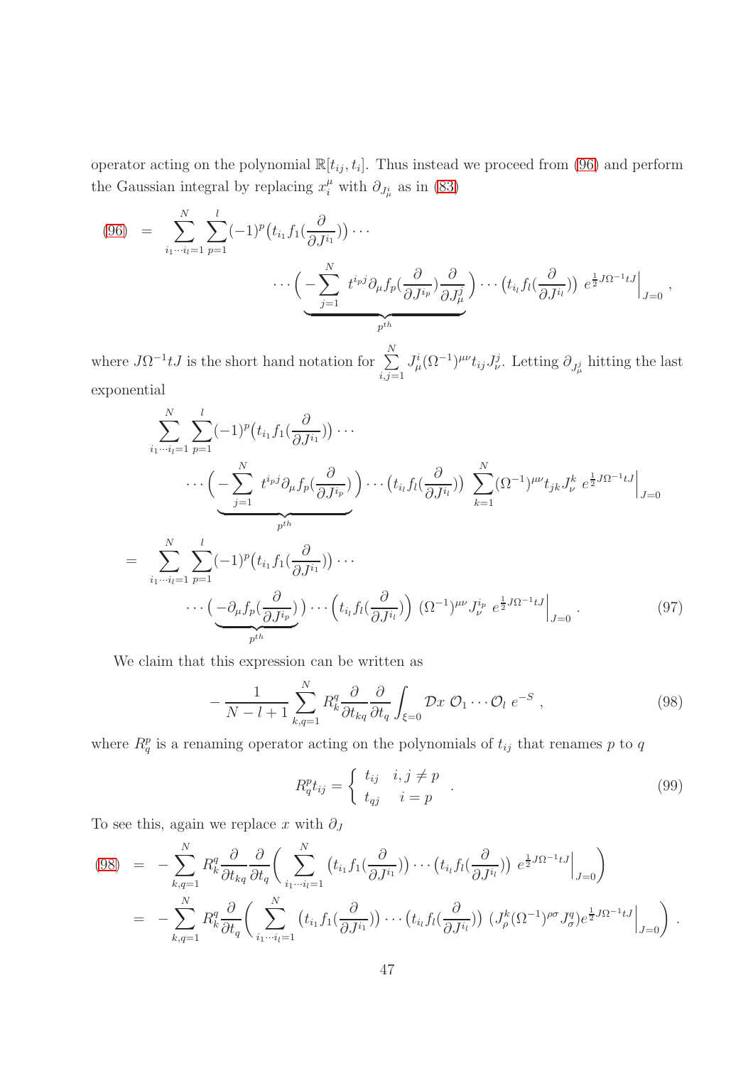operator acting on the polynomial $\mathbb{R}[t_{ij}, t_i]$. Thus instead we proceed from (96) and perform the Gaussian integral by replacing $x_i^\mu$ with $\partial_{J^i_\mu}$ as in (83)

$$
\begin{aligned}
(96) \;\; = \;\; & \sum_{i_1 \cdots i_l = 1}^{N} \sum_{p=1}^{l} (-1)^p \big(t_{i_1} f_1(\frac{\partial}{\partial J^{i_1}})\big) \cdots \\
& \cdots \underbrace{\Big( -\sum_{j=1}^{N} t^{i_p j} \partial_\mu f_p(\frac{\partial}{\partial J^{i_p}}) \frac{\partial}{\partial J^j_\mu} \Big)}_{p^{th}} \cdots \big(t_{i_l} f_l(\frac{\partial}{\partial J^{i_l}})\big) \; e^{\frac{1}{2} J \Omega^{-1} t J} \Big|_{J=0} ,
\end{aligned}
$$

where $J\Omega^{-1}tJ$ is the short hand notation for $\sum_{i,j=1}^{N} J^i_\mu (\Omega^{-1})^{\mu\nu} t_{ij} J^j_\nu$. Letting $\partial_{J^j_\mu}$ hitting the last exponential

$$
\begin{aligned}
& \sum_{i_1 \cdots i_l = 1}^{N} \sum_{p=1}^{l} (-1)^p \big(t_{i_1} f_1(\frac{\partial}{\partial J^{i_1}})\big) \cdots \\
& \qquad \cdots \underbrace{\Big( -\sum_{j=1}^{N} t^{i_p j} \partial_\mu f_p(\frac{\partial}{\partial J^{i_p}}) \Big)}_{p^{th}} \cdots \big(t_{i_l} f_l(\frac{\partial}{\partial J^{i_l}})\big) \; \sum_{k=1}^{N} (\Omega^{-1})^{\mu\nu} t_{jk} J^k_\nu \; e^{\frac{1}{2} J \Omega^{-1} t J} \Big|_{J=0} \\
= \;\; & \sum_{i_1 \cdots i_l = 1}^{N} \sum_{p=1}^{l} (-1)^p \big(t_{i_1} f_1(\frac{\partial}{\partial J^{i_1}})\big) \cdots \\
& \qquad \cdots \underbrace{\Big( -\partial_\mu f_p(\frac{\partial}{\partial J^{i_p}}) \Big)}_{p^{th}} \cdots \Big(t_{i_l} f_l(\frac{\partial}{\partial J^{i_l}})\Big) \; (\Omega^{-1})^{\mu\nu} J^{i_p}_\nu \; e^{\frac{1}{2} J \Omega^{-1} t J} \Big|_{J=0} . \qquad (97)
\end{aligned}
$$

We claim that this expression can be written as

$$
-\frac{1}{N-l+1} \sum_{k,q=1}^{N} R^q_k \frac{\partial}{\partial t_{kq}} \frac{\partial}{\partial t_q} \int_{\xi=0} \mathcal{D}x \; \mathcal{O}_1 \cdots \mathcal{O}_l \; e^{-S} , \qquad (98)
$$

where $R^p_q$ is a renaming operator acting on the polynomials of $t_{ij}$ that renames $p$ to $q$

$$
R^p_q t_{ij} = \begin{cases} t_{ij} & i,j \neq p \\ t_{qj} & i = p \end{cases} . \qquad (99)
$$

To see this, again we replace $x$ with $\partial_J$

$$
\begin{aligned}
(98) \;\; = \;\; & -\sum_{k,q=1}^{N} R^q_k \frac{\partial}{\partial t_{kq}} \frac{\partial}{\partial t_q} \Big( \sum_{i_1 \cdots i_l = 1}^{N} \big(t_{i_1} f_1(\frac{\partial}{\partial J^{i_1}})\big) \cdots \big(t_{i_l} f_l(\frac{\partial}{\partial J^{i_l}})\big) \; e^{\frac{1}{2} J \Omega^{-1} t J} \Big|_{J=0} \Big) \\
= \;\; & -\sum_{k,q=1}^{N} R^q_k \frac{\partial}{\partial t_q} \Big( \sum_{i_1 \cdots i_l = 1}^{N} \big(t_{i_1} f_1(\frac{\partial}{\partial J^{i_1}})\big) \cdots \big(t_{i_l} f_l(\frac{\partial}{\partial J^{i_l}})\big) \; (J^k_\rho (\Omega^{-1})^{\rho\sigma} J^q_\sigma) e^{\frac{1}{2} J \Omega^{-1} t J} \Big|_{J=0} \Big) .
\end{aligned}
$$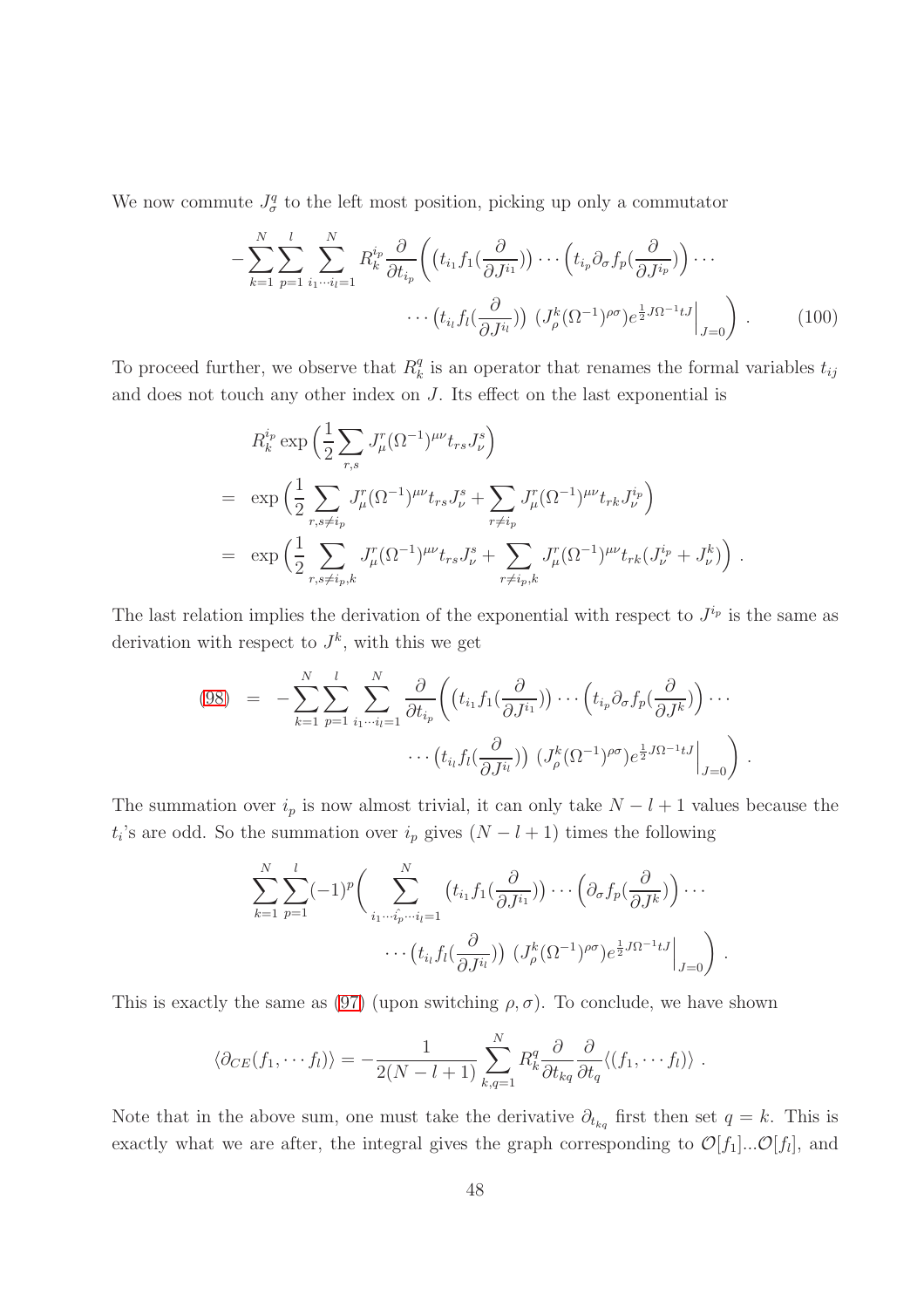We now commute $J^q_\sigma$ to the left most position, picking up only a commutator

$$-\sum_{k=1}^{N}\sum_{p=1}^{l}\sum_{i_1\cdots i_l=1}^{N} R_k^{i_p}\frac{\partial}{\partial t_{i_p}}\bigg(\big(t_{i_1}f_1(\frac{\partial}{\partial J^{i_1}})\big)\cdots\Big(t_{i_p}\partial_\sigma f_p(\frac{\partial}{\partial J^{i_p}})\Big)\cdots \\ \cdots\big(t_{i_l}f_l(\frac{\partial}{\partial J^{i_l}})\big)\ (J^k_\rho(\Omega^{-1})^{\rho\sigma})e^{\frac{1}{2}J\Omega^{-1}tJ}\Big|_{J=0}\bigg)\ . \qquad (100)$$

To proceed further, we observe that $R^q_k$ is an operator that renames the formal variables $t_{ij}$ and does not touch any other index on $J$. Its effect on the last exponential is

$$\begin{aligned} & R_k^{i_p}\exp\Big(\frac{1}{2}\sum_{r,s}J^r_\mu(\Omega^{-1})^{\mu\nu}t_{rs}J^s_\nu\Big) \\ = \ & \exp\Big(\frac{1}{2}\sum_{r,s\neq i_p}J^r_\mu(\Omega^{-1})^{\mu\nu}t_{rs}J^s_\nu+\sum_{r\neq i_p}J^r_\mu(\Omega^{-1})^{\mu\nu}t_{rk}J^{i_p}_\nu\Big) \\ = \ & \exp\Big(\frac{1}{2}\sum_{r,s\neq i_p,k}J^r_\mu(\Omega^{-1})^{\mu\nu}t_{rs}J^s_\nu+\sum_{r\neq i_p,k}J^r_\mu(\Omega^{-1})^{\mu\nu}t_{rk}(J^{i_p}_\nu+J^k_\nu)\Big)\ . \end{aligned}$$

The last relation implies the derivation of the exponential with respect to $J^{i_p}$ is the same as derivation with respect to $J^k$, with this we get

$$(98)\ =\ -\sum_{k=1}^{N}\sum_{p=1}^{l}\sum_{i_1\cdots i_l=1}^{N}\frac{\partial}{\partial t_{i_p}}\bigg(\big(t_{i_1}f_1(\frac{\partial}{\partial J^{i_1}})\big)\cdots\Big(t_{i_p}\partial_\sigma f_p(\frac{\partial}{\partial J^{k}})\Big)\cdots \\ \cdots\big(t_{i_l}f_l(\frac{\partial}{\partial J^{i_l}})\big)\ (J^k_\rho(\Omega^{-1})^{\rho\sigma})e^{\frac{1}{2}J\Omega^{-1}tJ}\Big|_{J=0}\bigg)\ .$$

The summation over $i_p$ is now almost trivial, it can only take $N-l+1$ values because the $t_i$'s are odd. So the summation over $i_p$ gives $(N-l+1)$ times the following

$$\sum_{k=1}^{N}\sum_{p=1}^{l}(-1)^p\bigg(\sum_{i_1\cdots\hat{i_p}\cdots i_l=1}^{N}\big(t_{i_1}f_1(\frac{\partial}{\partial J^{i_1}})\big)\cdots\Big(\partial_\sigma f_p(\frac{\partial}{\partial J^{k}})\Big)\cdots \\ \cdots\big(t_{i_l}f_l(\frac{\partial}{\partial J^{i_l}})\big)\ (J^k_\rho(\Omega^{-1})^{\rho\sigma})e^{\frac{1}{2}J\Omega^{-1}tJ}\Big|_{J=0}\bigg)\ .$$

This is exactly the same as (97) (upon switching $\rho,\sigma$). To conclude, we have shown

$$\langle\partial_{CE}(f_1,\cdots f_l)\rangle=-\frac{1}{2(N-l+1)}\sum_{k,q=1}^{N}R^q_k\frac{\partial}{\partial t_{kq}}\frac{\partial}{\partial t_q}\langle(f_1,\cdots f_l)\rangle\ .$$

Note that in the above sum, one must take the derivative $\partial_{t_{kq}}$ first then set $q=k$. This is exactly what we are after, the integral gives the graph corresponding to $\mathcal{O}[f_1]...\mathcal{O}[f_l]$, and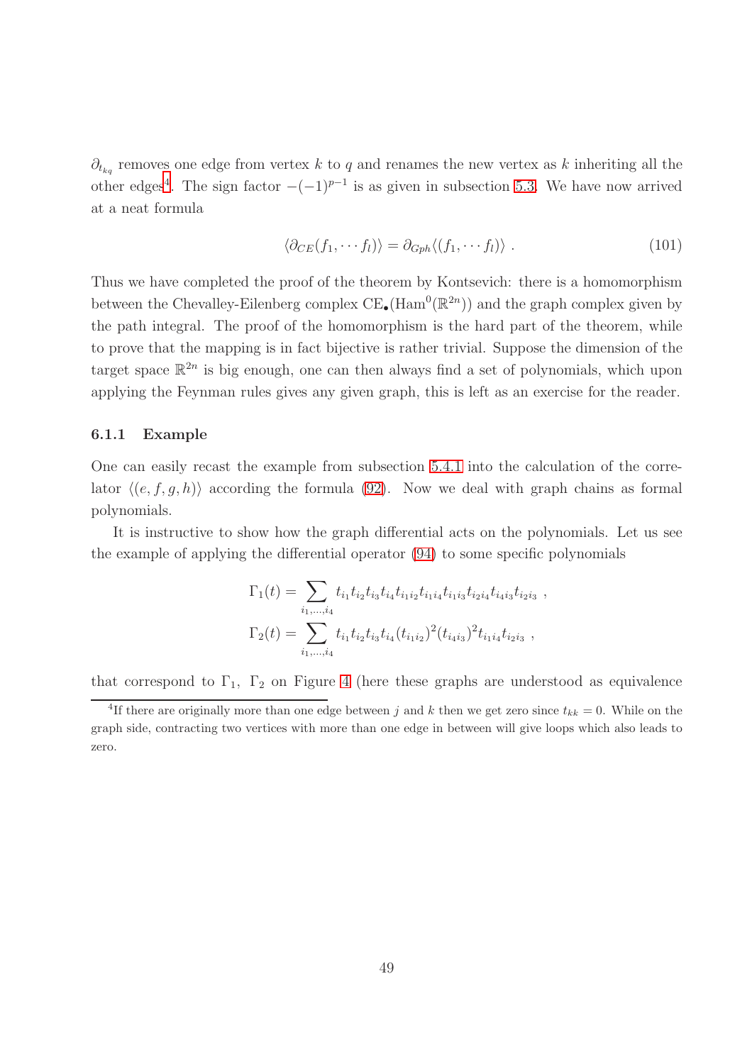$\partial_{t_{kq}}$ removes one edge from vertex $k$ to $q$ and renames the new vertex as $k$ inheriting all the other edges[4]. The sign factor $-(-1)^{p-1}$ is as given in subsection 5.3. We have now arrived at a neat formula

$$\langle \partial_{CE}(f_1, \cdots f_l) \rangle = \partial_{Gph} \langle (f_1, \cdots f_l) \rangle \ . \tag{101}$$

Thus we have completed the proof of the theorem by Kontsevich: there is a homomorphism between the Chevalley-Eilenberg complex $\mathrm{CE}_\bullet(\mathrm{Ham}^0(\mathbb{R}^{2n}))$ and the graph complex given by the path integral. The proof of the homomorphism is the hard part of the theorem, while to prove that the mapping is in fact bijective is rather trivial. Suppose the dimension of the target space $\mathbb{R}^{2n}$ is big enough, one can then always find a set of polynomials, which upon applying the Feynman rules gives any given graph, this is left as an exercise for the reader.

### 6.1.1 Example

One can easily recast the example from subsection 5.4.1 into the calculation of the correlator $\langle (e, f, g, h) \rangle$ according the formula (92). Now we deal with graph chains as formal polynomials.

It is instructive to show how the graph differential acts on the polynomials. Let us see the example of applying the differential operator (94) to some specific polynomials

$$\Gamma_1(t) = \sum_{i_1, \dots, i_4} t_{i_1} t_{i_2} t_{i_3} t_{i_4} t_{i_1 i_2} t_{i_1 i_4} t_{i_1 i_3} t_{i_2 i_4} t_{i_4 i_3} t_{i_2 i_3} \ ,$$

$$\Gamma_2(t) = \sum_{i_1, \dots, i_4} t_{i_1} t_{i_2} t_{i_3} t_{i_4} (t_{i_1 i_2})^2 (t_{i_4 i_3})^2 t_{i_1 i_4} t_{i_2 i_3} \ ,$$

that correspond to $\Gamma_1$, $\Gamma_2$ on Figure 4 (here these graphs are understood as equivalence

[4] If there are originally more than one edge between $j$ and $k$ then we get zero since $t_{kk} = 0$. While on the graph side, contracting two vertices with more than one edge in between will give loops which also leads to zero.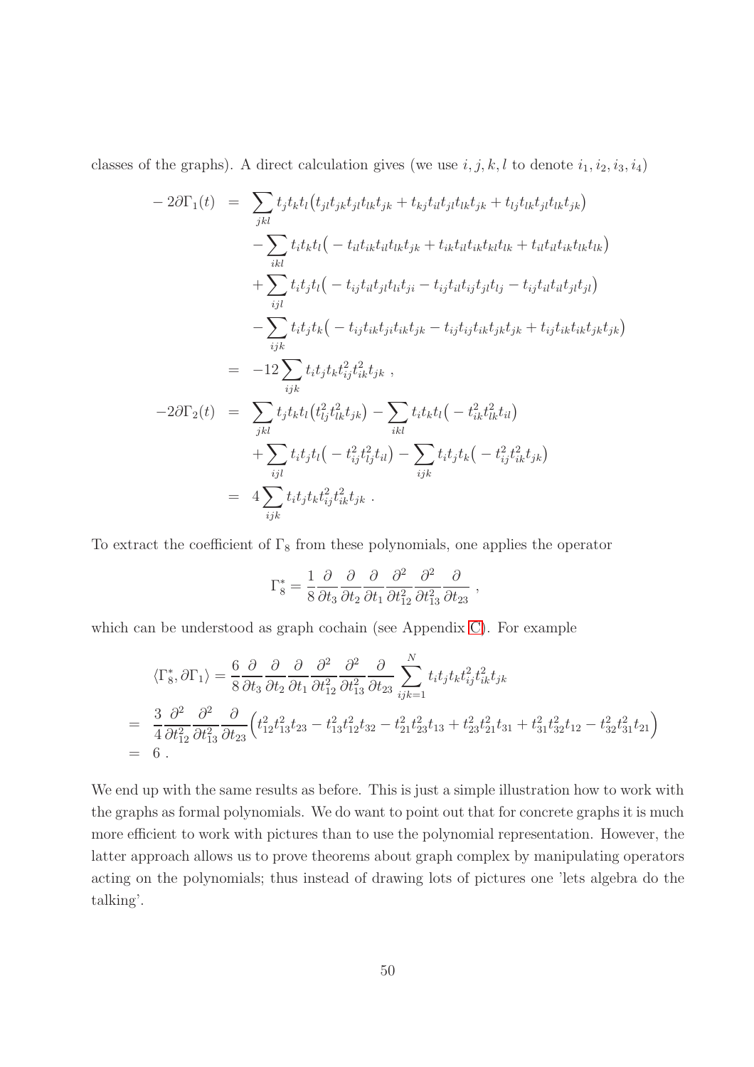classes of the graphs). A direct calculation gives (we use $i, j, k, l$ to denote $i_1, i_2, i_3, i_4$)

$$
\begin{aligned}
-2\partial\Gamma_1(t) &= \sum_{jkl} t_j t_k t_l \big( t_{jl} t_{jk} t_{jl} t_{lk} t_{jk} + t_{kj} t_{il} t_{jl} t_{lk} t_{jk} + t_{lj} t_{lk} t_{jl} t_{lk} t_{jk} \big) \\
&\quad - \sum_{ikl} t_i t_k t_l \big( -t_{il} t_{ik} t_{il} t_{lk} t_{jk} + t_{ik} t_{il} t_{ik} t_{kl} t_{lk} + t_{il} t_{il} t_{ik} t_{lk} t_{lk} \big) \\
&\quad + \sum_{ijl} t_i t_j t_l \big( -t_{ij} t_{il} t_{jl} t_{li} t_{ji} - t_{ij} t_{il} t_{ij} t_{jl} t_{lj} - t_{ij} t_{il} t_{il} t_{jl} t_{jl} \big) \\
&\quad - \sum_{ijk} t_i t_j t_k \big( -t_{ij} t_{ik} t_{ji} t_{ik} t_{jk} - t_{ij} t_{ij} t_{ik} t_{jk} t_{jk} + t_{ij} t_{ik} t_{ik} t_{jk} t_{jk} \big) \\
&= -12 \sum_{ijk} t_i t_j t_k t_{ij}^2 t_{ik}^2 t_{jk} \ , \\
-2\partial\Gamma_2(t) &= \sum_{jkl} t_j t_k t_l \big( t_{lj}^2 t_{lk}^2 t_{jk} \big) - \sum_{ikl} t_i t_k t_l \big( -t_{ik}^2 t_{lk}^2 t_{il} \big) \\
&\quad + \sum_{ijl} t_i t_j t_l \big( -t_{ij}^2 t_{lj}^2 t_{il} \big) - \sum_{ijk} t_i t_j t_k \big( -t_{ij}^2 t_{ik}^2 t_{jk} \big) \\
&= 4 \sum_{ijk} t_i t_j t_k t_{ij}^2 t_{ik}^2 t_{jk} \ .
\end{aligned}
$$

To extract the coefficient of $\Gamma_8$ from these polynomials, one applies the operator

$$
\Gamma_8^* = \frac{1}{8} \frac{\partial}{\partial t_3} \frac{\partial}{\partial t_2} \frac{\partial}{\partial t_1} \frac{\partial^2}{\partial t_{12}^2} \frac{\partial^2}{\partial t_{13}^2} \frac{\partial}{\partial t_{23}} \ ,
$$

which can be understood as graph cochain (see Appendix C). For example

$$
\begin{aligned}
&\langle \Gamma_8^*, \partial\Gamma_1 \rangle = \frac{6}{8} \frac{\partial}{\partial t_3} \frac{\partial}{\partial t_2} \frac{\partial}{\partial t_1} \frac{\partial^2}{\partial t_{12}^2} \frac{\partial^2}{\partial t_{13}^2} \frac{\partial}{\partial t_{23}} \sum_{ijk=1}^{N} t_i t_j t_k t_{ij}^2 t_{ik}^2 t_{jk} \\
&= \frac{3}{4} \frac{\partial^2}{\partial t_{12}^2} \frac{\partial^2}{\partial t_{13}^2} \frac{\partial}{\partial t_{23}} \Big( t_{12}^2 t_{13}^2 t_{23} - t_{13}^2 t_{12}^2 t_{32} - t_{21}^2 t_{23}^2 t_{13} + t_{23}^2 t_{21}^2 t_{31} + t_{31}^2 t_{32}^2 t_{12} - t_{32}^2 t_{31}^2 t_{21} \Big) \\
&= 6 \ .
\end{aligned}
$$

We end up with the same results as before. This is just a simple illustration how to work with the graphs as formal polynomials. We do want to point out that for concrete graphs it is much more efficient to work with pictures than to use the polynomial representation. However, the latter approach allows us to prove theorems about graph complex by manipulating operators acting on the polynomials; thus instead of drawing lots of pictures one 'lets algebra do the talking'.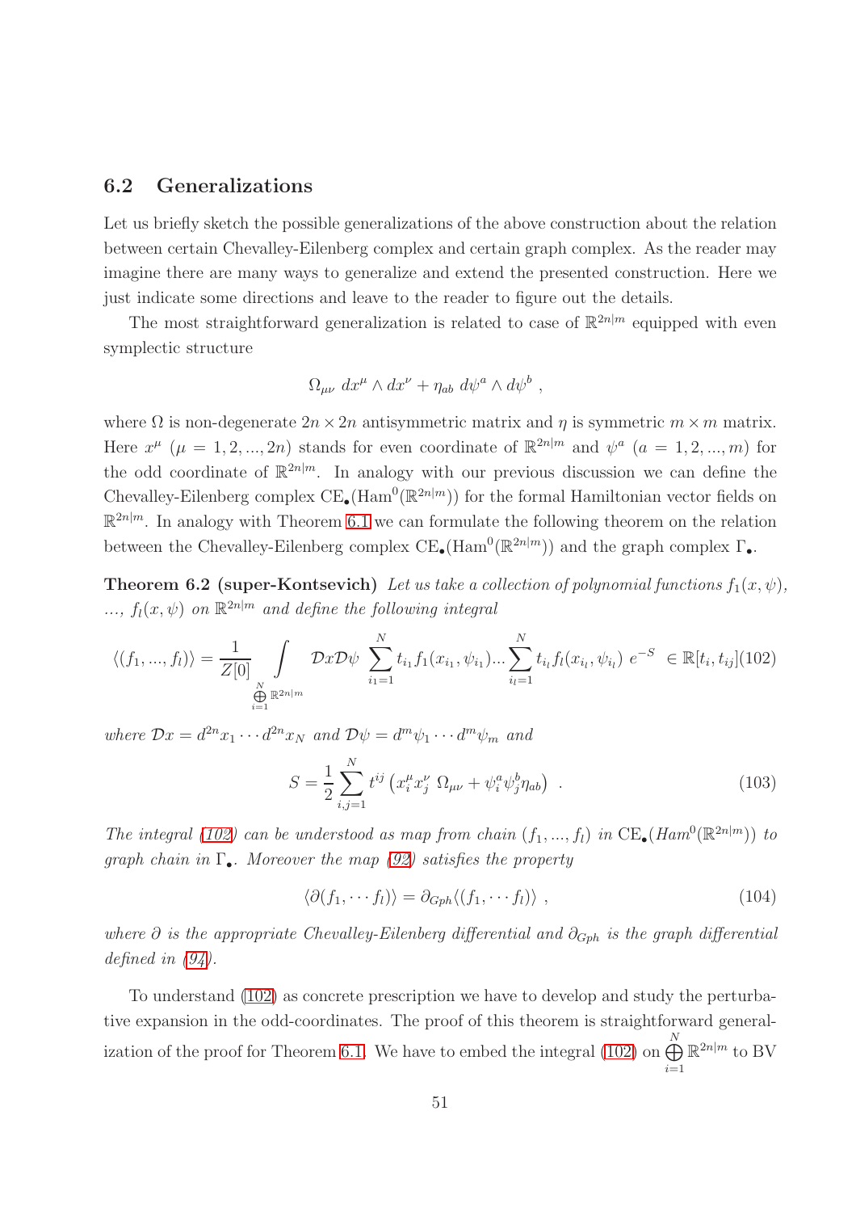## 6.2 Generalizations

Let us briefly sketch the possible generalizations of the above construction about the relation between certain Chevalley-Eilenberg complex and certain graph complex. As the reader may imagine there are many ways to generalize and extend the presented construction. Here we just indicate some directions and leave to the reader to figure out the details.

The most straightforward generalization is related to case of $\mathbb{R}^{2n|m}$ equipped with even symplectic structure

$$
\Omega_{\mu\nu}\ dx^\mu \wedge dx^\nu + \eta_{ab}\ d\psi^a \wedge d\psi^b \ ,
$$

where $\Omega$ is non-degenerate $2n \times 2n$ antisymmetric matrix and $\eta$ is symmetric $m \times m$ matrix. Here $x^\mu$ ($\mu = 1, 2, ..., 2n$) stands for even coordinate of $\mathbb{R}^{2n|m}$ and $\psi^a$ ($a = 1, 2, ..., m$) for the odd coordinate of $\mathbb{R}^{2n|m}$. In analogy with our previous discussion we can define the Chevalley-Eilenberg complex $\mathrm{CE}_\bullet(\mathrm{Ham}^0(\mathbb{R}^{2n|m}))$ for the formal Hamiltonian vector fields on $\mathbb{R}^{2n|m}$. In analogy with Theorem 6.1 we can formulate the following theorem on the relation between the Chevalley-Eilenberg complex $\mathrm{CE}_\bullet(\mathrm{Ham}^0(\mathbb{R}^{2n|m}))$ and the graph complex $\Gamma_\bullet$.

**Theorem 6.2 (super-Kontsevich)** *Let us take a collection of polynomial functions $f_1(x,\psi)$, ..., $f_l(x,\psi)$ on $\mathbb{R}^{2n|m}$ and define the following integral*

$$
\langle (f_1, ..., f_l) \rangle = \frac{1}{Z[0]} \int\limits_{\bigoplus\limits_{i=1}^{N} \mathbb{R}^{2n|m}} \mathcal{D}x\mathcal{D}\psi\ \sum_{i_1=1}^{N} t_{i_1} f_1(x_{i_1}, \psi_{i_1}) ... \sum_{i_l=1}^{N} t_{i_l} f_l(x_{i_l}, \psi_{i_l})\ e^{-S}\ \in \mathbb{R}[t_i, t_{ij}] \quad (102)
$$

*where $\mathcal{D}x = d^{2n}x_1 \cdots d^{2n}x_N$ and $\mathcal{D}\psi = d^m\psi_1 \cdots d^m\psi_m$ and*

$$
S = \frac{1}{2} \sum_{i,j=1}^{N} t^{ij} \left( x_i^\mu x_j^\nu\ \Omega_{\mu\nu} + \psi_i^a \psi_j^b \eta_{ab} \right) \ . \tag{103}
$$

*The integral (102) can be understood as map from chain $(f_1, ..., f_l)$ in $\mathrm{CE}_\bullet(Ham^0(\mathbb{R}^{2n|m}))$ to graph chain in $\Gamma_\bullet$. Moreover the map (92) satisfies the property*

$$
\langle \partial (f_1, \cdots f_l) \rangle = \partial_{Gph} \langle (f_1, \cdots f_l) \rangle \ , \tag{104}
$$

*where $\partial$ is the appropriate Chevalley-Eilenberg differential and $\partial_{Gph}$ is the graph differential defined in (94).*

To understand (102) as concrete prescription we have to develop and study the perturbative expansion in the odd-coordinates. The proof of this theorem is straightforward generalization of the proof for Theorem 6.1. We have to embed the integral (102) on $\bigoplus\limits_{i=1}^{N} \mathbb{R}^{2n|m}$ to BV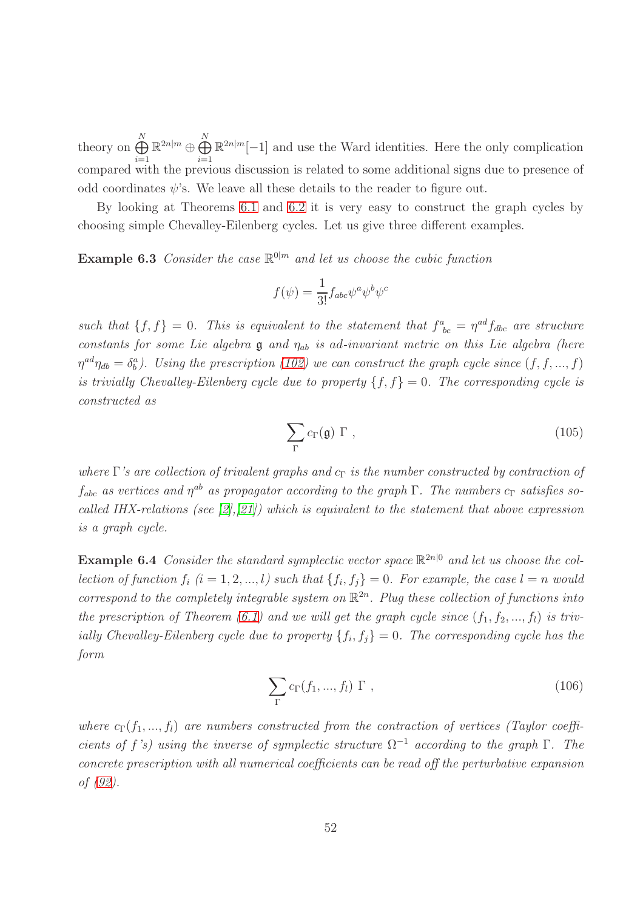theory on $\bigoplus\limits_{i=1}^{N} \mathbb{R}^{2n|m} \oplus \bigoplus\limits_{i=1}^{N} \mathbb{R}^{2n|m}[-1]$ and use the Ward identities. Here the only complication compared with the previous discussion is related to some additional signs due to presence of odd coordinates $\psi$'s. We leave all these details to the reader to figure out.

By looking at Theorems 6.1 and 6.2 it is very easy to construct the graph cycles by choosing simple Chevalley-Eilenberg cycles. Let us give three different examples.

**Example 6.3** *Consider the case $\mathbb{R}^{0|m}$ and let us choose the cubic function*

$$f(\psi) = \frac{1}{3!} f_{abc} \psi^a \psi^b \psi^c$$

*such that $\{f, f\} = 0$. This is equivalent to the statement that $f^a_{\ bc} = \eta^{ad} f_{dbc}$ are structure constants for some Lie algebra $\mathfrak{g}$ and $\eta_{ab}$ is ad-invariant metric on this Lie algebra (here $\eta^{ad}\eta_{db} = \delta^a_b$). Using the prescription (102) we can construct the graph cycle since $(f, f, ..., f)$ is trivially Chevalley-Eilenberg cycle due to property $\{f, f\} = 0$. The corresponding cycle is constructed as*

$$\sum_{\Gamma} c_{\Gamma}(\mathfrak{g}) \; \Gamma \; , \tag{105}$$

*where $\Gamma$'s are collection of trivalent graphs and $c_\Gamma$ is the number constructed by contraction of $f_{abc}$ as vertices and $\eta^{ab}$ as propagator according to the graph $\Gamma$. The numbers $c_\Gamma$ satisfies so-called IHX-relations (see [2],[21]) which is equivalent to the statement that above expression is a graph cycle.*

**Example 6.4** *Consider the standard symplectic vector space $\mathbb{R}^{2n|0}$ and let us choose the collection of function $f_i$ $(i = 1, 2, ..., l)$ such that $\{f_i, f_j\} = 0$. For example, the case $l = n$ would correspond to the completely integrable system on $\mathbb{R}^{2n}$. Plug these collection of functions into the prescription of Theorem (6.1) and we will get the graph cycle since $(f_1, f_2, ..., f_l)$ is trivially Chevalley-Eilenberg cycle due to property $\{f_i, f_j\} = 0$. The corresponding cycle has the form*

$$\sum_{\Gamma} c_{\Gamma}(f_1, ..., f_l) \; \Gamma \; , \tag{106}$$

*where $c_\Gamma(f_1, ..., f_l)$ are numbers constructed from the contraction of vertices (Taylor coefficients of $f$'s) using the inverse of symplectic structure $\Omega^{-1}$ according to the graph $\Gamma$. The concrete prescription with all numerical coefficients can be read off the perturbative expansion of (92).*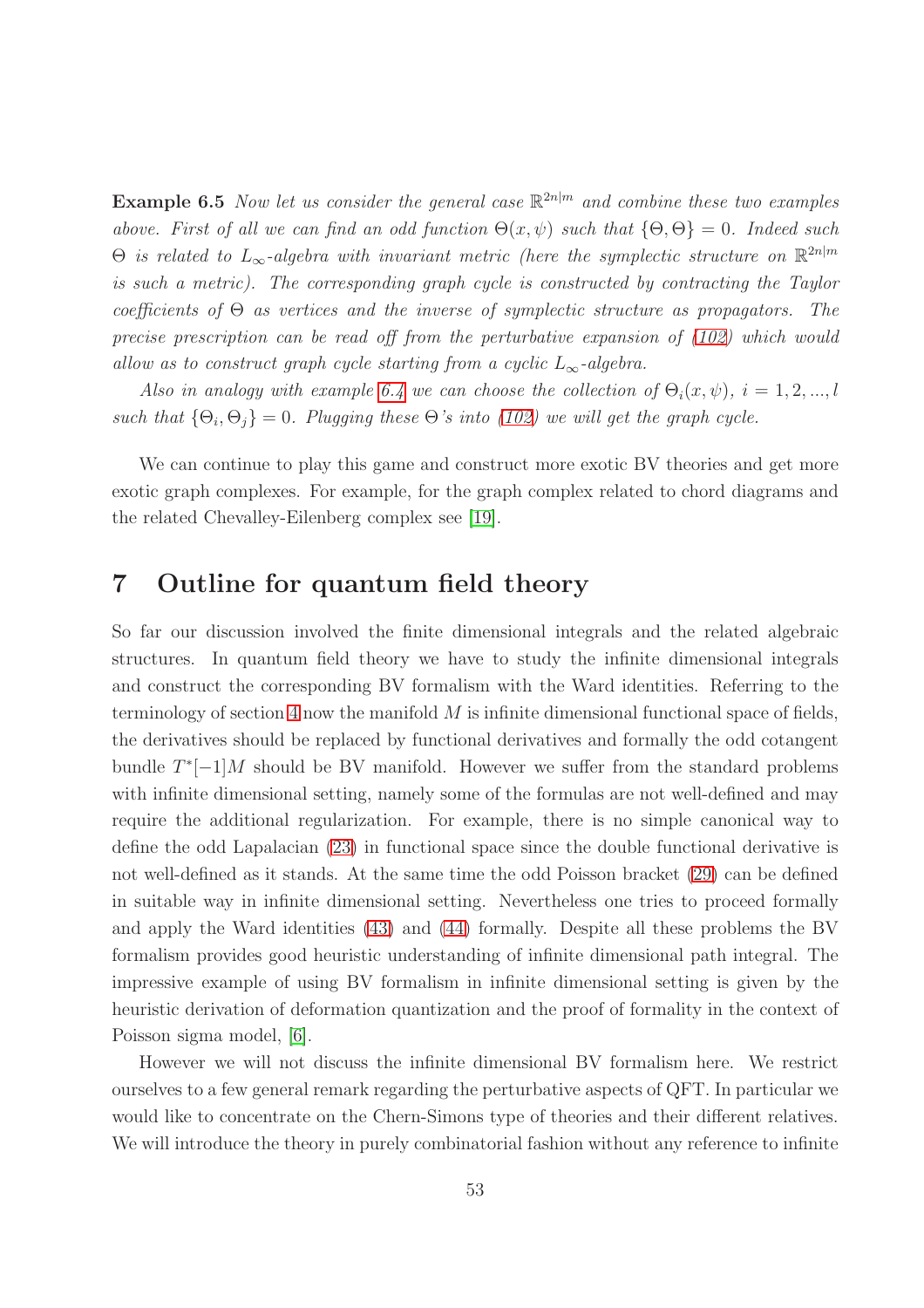**Example 6.5** *Now let us consider the general case $\mathbb{R}^{2n|m}$ and combine these two examples above. First of all we can find an odd function $\Theta(x,\psi)$ such that $\{\Theta,\Theta\}=0$. Indeed such $\Theta$ is related to $L_\infty$-algebra with invariant metric (here the symplectic structure on $\mathbb{R}^{2n|m}$ is such a metric). The corresponding graph cycle is constructed by contracting the Taylor coefficients of $\Theta$ as vertices and the inverse of symplectic structure as propagators. The precise prescription can be read off from the perturbative expansion of (102) which would allow as to construct graph cycle starting from a cyclic $L_\infty$-algebra.*

*Also in analogy with example 6.4 we can choose the collection of $\Theta_i(x,\psi)$, $i=1,2,...,l$ such that $\{\Theta_i,\Theta_j\}=0$. Plugging these $\Theta$'s into (102) we will get the graph cycle.*

We can continue to play this game and construct more exotic BV theories and get more exotic graph complexes. For example, for the graph complex related to chord diagrams and the related Chevalley-Eilenberg complex see [19].

# 7 Outline for quantum field theory

So far our discussion involved the finite dimensional integrals and the related algebraic structures. In quantum field theory we have to study the infinite dimensional integrals and construct the corresponding BV formalism with the Ward identities. Referring to the terminology of section 4 now the manifold $M$ is infinite dimensional functional space of fields, the derivatives should be replaced by functional derivatives and formally the odd cotangent bundle $T^*[-1]M$ should be BV manifold. However we suffer from the standard problems with infinite dimensional setting, namely some of the formulas are not well-defined and may require the additional regularization. For example, there is no simple canonical way to define the odd Lapalacian (23) in functional space since the double functional derivative is not well-defined as it stands. At the same time the odd Poisson bracket (29) can be defined in suitable way in infinite dimensional setting. Nevertheless one tries to proceed formally and apply the Ward identities (43) and (44) formally. Despite all these problems the BV formalism provides good heuristic understanding of infinite dimensional path integral. The impressive example of using BV formalism in infinite dimensional setting is given by the heuristic derivation of deformation quantization and the proof of formality in the context of Poisson sigma model, [6].

However we will not discuss the infinite dimensional BV formalism here. We restrict ourselves to a few general remark regarding the perturbative aspects of QFT. In particular we would like to concentrate on the Chern-Simons type of theories and their different relatives. We will introduce the theory in purely combinatorial fashion without any reference to infinite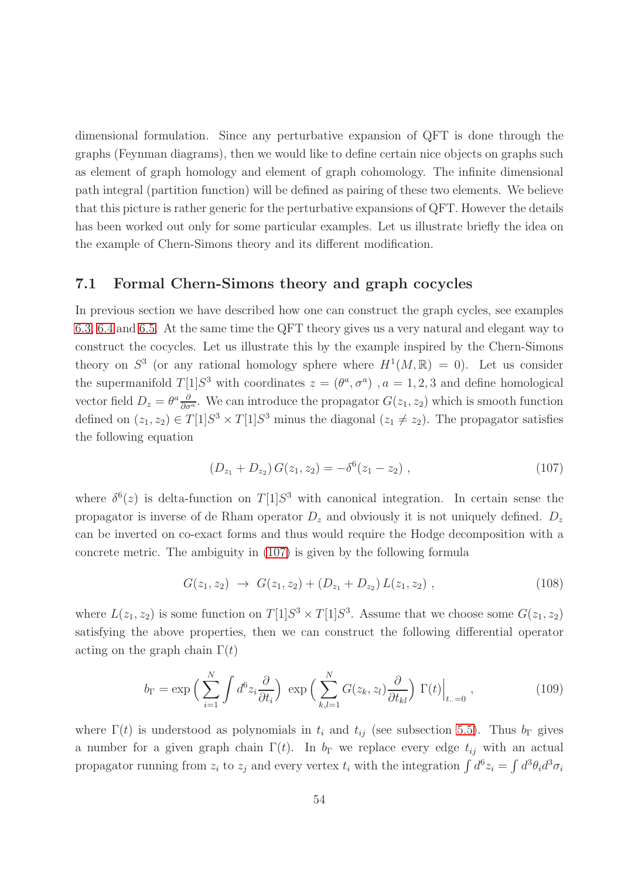dimensional formulation. Since any perturbative expansion of QFT is done through the graphs (Feynman diagrams), then we would like to define certain nice objects on graphs such as element of graph homology and element of graph cohomology. The infinite dimensional path integral (partition function) will be defined as pairing of these two elements. We believe that this picture is rather generic for the perturbative expansions of QFT. However the details has been worked out only for some particular examples. Let us illustrate briefly the idea on the example of Chern-Simons theory and its different modification.

## 7.1 Formal Chern-Simons theory and graph cocycles

In previous section we have described how one can construct the graph cycles, see examples 6.3, 6.4 and 6.5. At the same time the QFT theory gives us a very natural and elegant way to construct the cocycles. Let us illustrate this by the example inspired by the Chern-Simons theory on $S^3$ (or any rational homology sphere where $H^1(M,\mathbb{R}) = 0$). Let us consider the supermanifold $T[1]S^3$ with coordinates $z = (\theta^a, \sigma^a)$ , $a = 1, 2, 3$ and define homological vector field $D_z = \theta^a \frac{\partial}{\partial \sigma^a}$. We can introduce the propagator $G(z_1, z_2)$ which is smooth function defined on $(z_1, z_2) \in T[1]S^3 \times T[1]S^3$ minus the diagonal $(z_1 \neq z_2)$. The propagator satisfies the following equation

$$
(D_{z_1} + D_{z_2})\, G(z_1, z_2) = -\delta^6(z_1 - z_2)\ , \tag{107}
$$

where $\delta^6(z)$ is delta-function on $T[1]S^3$ with canonical integration. In certain sense the propagator is inverse of de Rham operator $D_z$ and obviously it is not uniquely defined. $D_z$ can be inverted on co-exact forms and thus would require the Hodge decomposition with a concrete metric. The ambiguity in (107) is given by the following formula

$$
G(z_1, z_2) \ \rightarrow\ G(z_1, z_2) + (D_{z_1} + D_{z_2})\, L(z_1, z_2)\ , \tag{108}
$$

where $L(z_1, z_2)$ is some function on $T[1]S^3 \times T[1]S^3$. Assume that we choose some $G(z_1, z_2)$ satisfying the above properties, then we can construct the following differential operator acting on the graph chain $\Gamma(t)$

$$
b_\Gamma = \exp\Big( \sum_{i=1}^{N} \int d^6 z_i \frac{\partial}{\partial t_i} \Big)\ \exp\Big( \sum_{k,l=1}^{N} G(z_k, z_l) \frac{\partial}{\partial t_{kl}} \Big)\ \Gamma(t) \Big|_{t_{..}=0}\ , \tag{109}
$$

where $\Gamma(t)$ is understood as polynomials in $t_i$ and $t_{ij}$ (see subsection 5.5). Thus $b_\Gamma$ gives a number for a given graph chain $\Gamma(t)$. In $b_\Gamma$ we replace every edge $t_{ij}$ with an actual propagator running from $z_i$ to $z_j$ and every vertex $t_i$ with the integration $\int d^6 z_i = \int d^3\theta_i d^3\sigma_i$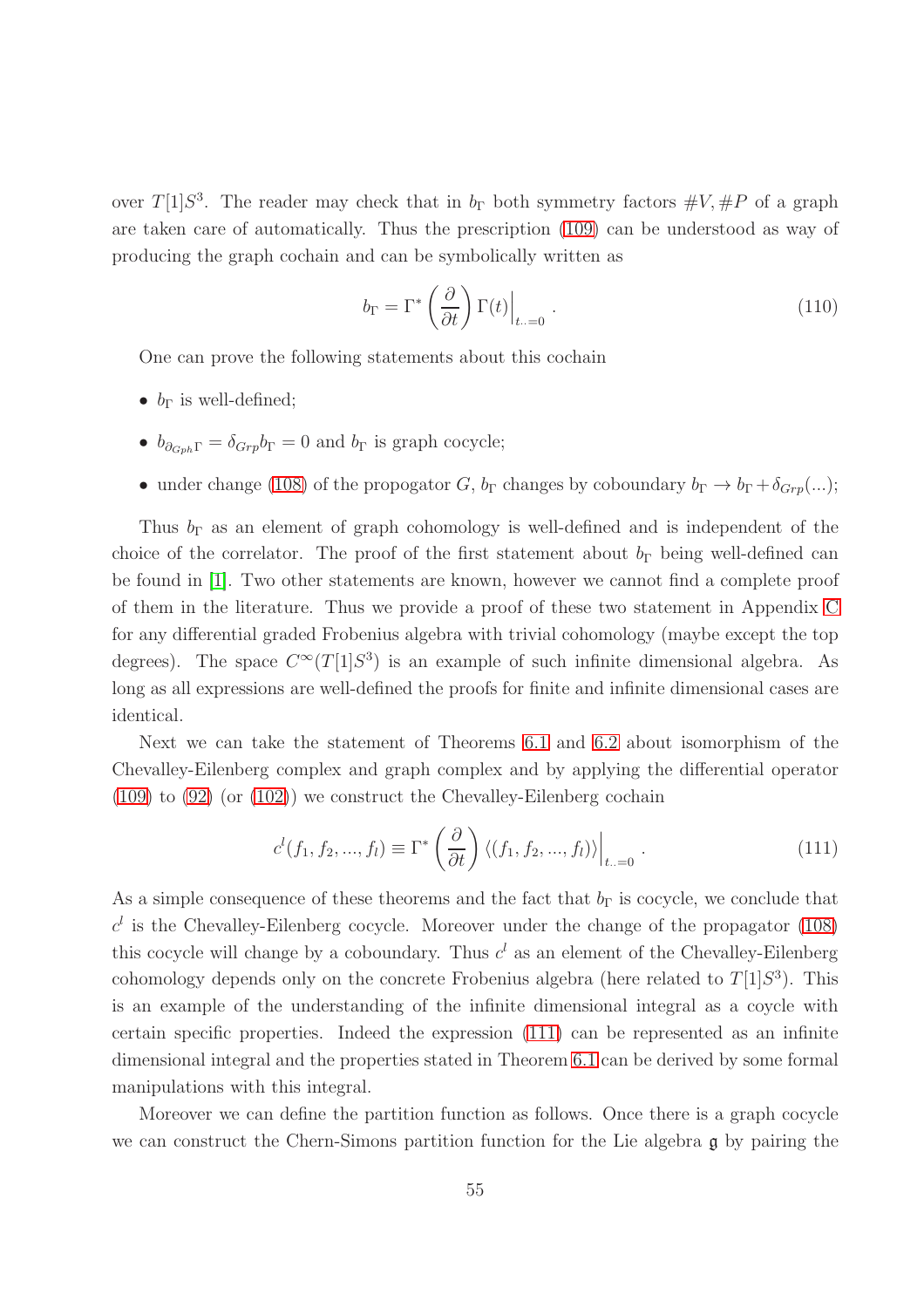over $T[1]S^3$. The reader may check that in $b_\Gamma$ both symmetry factors $\#V, \#P$ of a graph are taken care of automatically. Thus the prescription (109) can be understood as way of producing the graph cochain and can be symbolically written as

$$b_\Gamma = \Gamma^* \left( \frac{\partial}{\partial t} \right) \Gamma(t) \Big|_{t_{..}=0} . \tag{110}$$

One can prove the following statements about this cochain

- $b_\Gamma$ is well-defined;
- $b_{\partial_{Gph}\Gamma} = \delta_{Grp} b_\Gamma = 0$ and $b_\Gamma$ is graph cocycle;
- under change (108) of the propogator $G$, $b_\Gamma$ changes by coboundary $b_\Gamma \to b_\Gamma + \delta_{Grp}(...)$;

Thus $b_\Gamma$ as an element of graph cohomology is well-defined and is independent of the choice of the correlator. The proof of the first statement about $b_\Gamma$ being well-defined can be found in [1]. Two other statements are known, however we cannot find a complete proof of them in the literature. Thus we provide a proof of these two statement in Appendix C for any differential graded Frobenius algebra with trivial cohomology (maybe except the top degrees). The space $C^\infty(T[1]S^3)$ is an example of such infinite dimensional algebra. As long as all expressions are well-defined the proofs for finite and infinite dimensional cases are identical.

Next we can take the statement of Theorems 6.1 and 6.2 about isomorphism of the Chevalley-Eilenberg complex and graph complex and by applying the differential operator (109) to (92) (or (102)) we construct the Chevalley-Eilenberg cochain

$$c^l(f_1, f_2, ..., f_l) \equiv \Gamma^* \left( \frac{\partial}{\partial t} \right) \langle (f_1, f_2, ..., f_l) \rangle \Big|_{t_{..}=0} . \tag{111}$$

As a simple consequence of these theorems and the fact that $b_\Gamma$ is cocycle, we conclude that $c^l$ is the Chevalley-Eilenberg cocycle. Moreover under the change of the propagator (108) this cocycle will change by a coboundary. Thus $c^l$ as an element of the Chevalley-Eilenberg cohomology depends only on the concrete Frobenius algebra (here related to $T[1]S^3$). This is an example of the understanding of the infinite dimensional integral as a cycle with certain specific properties. Indeed the expression (111) can be represented as an infinite dimensional integral and the properties stated in Theorem 6.1 can be derived by some formal manipulations with this integral.

Moreover we can define the partition function as follows. Once there is a graph cocycle we can construct the Chern-Simons partition function for the Lie algebra $\mathfrak{g}$ by pairing the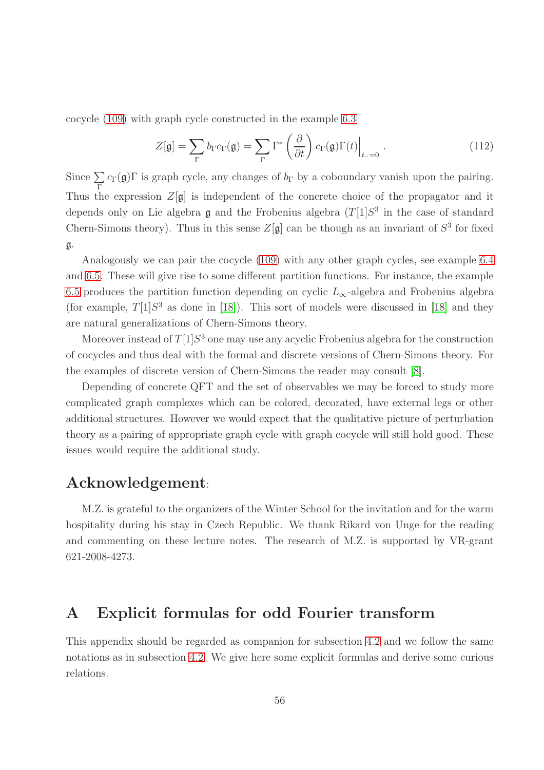cocycle (109) with graph cycle constructed in the example 6.3

$$Z[\mathfrak{g}] = \sum_{\Gamma} b_{\Gamma} c_{\Gamma}(\mathfrak{g}) = \sum_{\Gamma} \Gamma^* \left( \frac{\partial}{\partial t} \right) c_{\Gamma}(\mathfrak{g}) \Gamma(t) \Big|_{t_{\cdot}=0} . \tag{112}$$

Since $\sum_{\Gamma} c_{\Gamma}(\mathfrak{g})\Gamma$ is graph cycle, any changes of $b_{\Gamma}$ by a coboundary vanish upon the pairing. Thus the expression $Z[\mathfrak{g}]$ is independent of the concrete choice of the propagator and it depends only on Lie algebra $\mathfrak{g}$ and the Frobenius algebra ($T[1]S^3$ in the case of standard Chern-Simons theory). Thus in this sense $Z[\mathfrak{g}]$ can be though as an invariant of $S^3$ for fixed $\mathfrak{g}$.

Analogously we can pair the cocycle (109) with any other graph cycles, see example 6.4 and 6.5. These will give rise to some different partition functions. For instance, the example 6.5 produces the partition function depending on cyclic $L_\infty$-algebra and Frobenius algebra (for example, $T[1]S^3$ as done in [18]). This sort of models were discussed in [18] and they are natural generalizations of Chern-Simons theory.

Moreover instead of $T[1]S^3$ one may use any acyclic Frobenius algebra for the construction of cocycles and thus deal with the formal and discrete versions of Chern-Simons theory. For the examples of discrete version of Chern-Simons the reader may consult [8].

Depending of concrete QFT and the set of observables we may be forced to study more complicated graph complexes which can be colored, decorated, have external legs or other additional structures. However we would expect that the qualitative picture of perturbation theory as a pairing of appropriate graph cycle with graph cocycle will still hold good. These issues would require the additional study.

## Acknowledgement:

M.Z. is grateful to the organizers of the Winter School for the invitation and for the warm hospitality during his stay in Czech Republic. We thank Rikard von Unge for the reading and commenting on these lecture notes. The research of M.Z. is supported by VR-grant 621-2008-4273.

# A Explicit formulas for odd Fourier transform

This appendix should be regarded as companion for subsection 4.2 and we follow the same notations as in subsection 4.2. We give here some explicit formulas and derive some curious relations.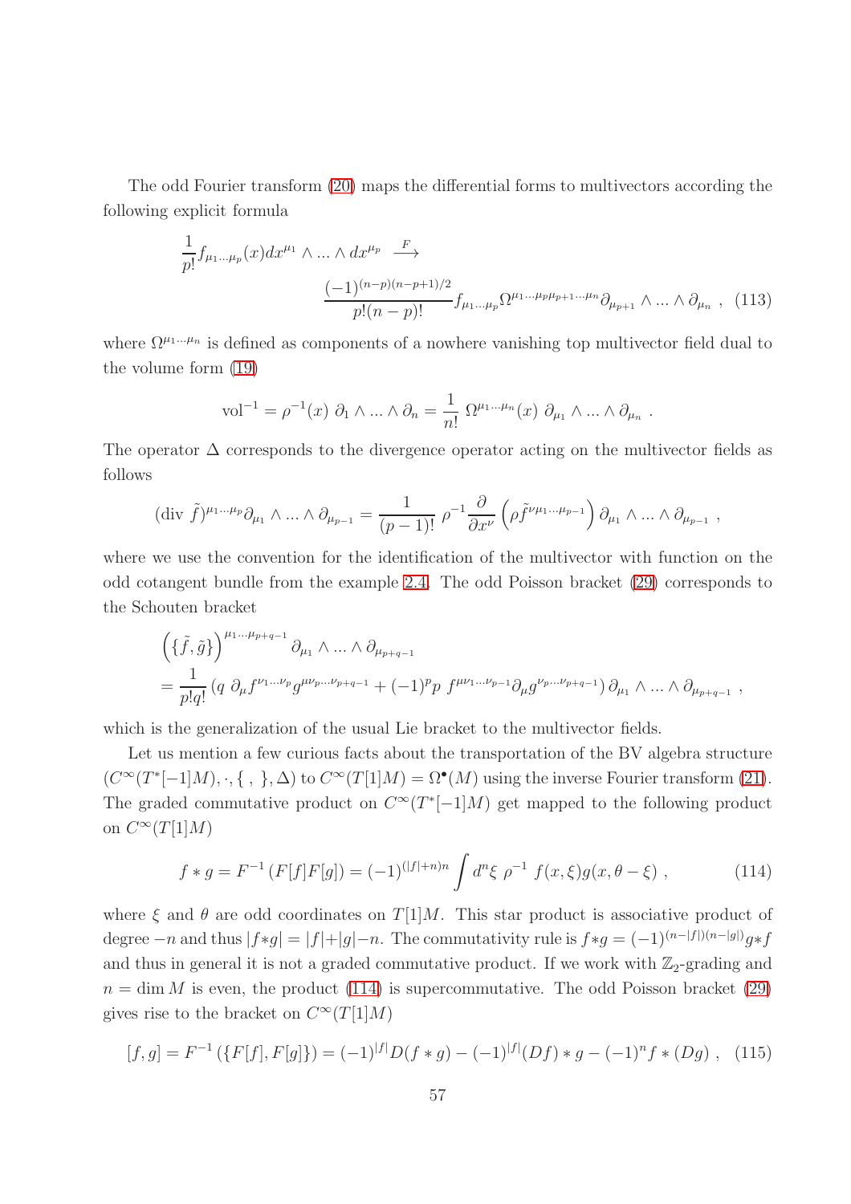The odd Fourier transform (20) maps the differential forms to multivectors according the following explicit formula

$$\frac{1}{p!} f_{\mu_1 \dots \mu_p}(x) dx^{\mu_1} \wedge \dots \wedge dx^{\mu_p} \stackrel{F}{\longrightarrow} \frac{(-1)^{(n-p)(n-p+1)/2}}{p!(n-p)!} f_{\mu_1 \dots \mu_p} \Omega^{\mu_1 \dots \mu_p \mu_{p+1} \dots \mu_n} \partial_{\mu_{p+1}} \wedge \dots \wedge \partial_{\mu_n} \ , \quad (113)$$

where $\Omega^{\mu_1 \dots \mu_n}$ is defined as components of a nowhere vanishing top multivector field dual to the volume form (19)

$$\text{vol}^{-1} = \rho^{-1}(x) \ \partial_1 \wedge \dots \wedge \partial_n = \frac{1}{n!} \ \Omega^{\mu_1 \dots \mu_n}(x) \ \partial_{\mu_1} \wedge \dots \wedge \partial_{\mu_n} \ .$$

The operator $\Delta$ corresponds to the divergence operator acting on the multivector fields as follows

$$(\text{div } \tilde{f})^{\mu_1 \dots \mu_p} \partial_{\mu_1} \wedge \dots \wedge \partial_{\mu_{p-1}} = \frac{1}{(p-1)!} \ \rho^{-1} \frac{\partial}{\partial x^\nu} \left( \rho \tilde{f}^{\nu \mu_1 \dots \mu_{p-1}} \right) \partial_{\mu_1} \wedge \dots \wedge \partial_{\mu_{p-1}} \ ,$$

where we use the convention for the identification of the multivector with function on the odd cotangent bundle from the example 2.4. The odd Poisson bracket (29) corresponds to the Schouten bracket

$$\begin{aligned}
&\left( \{\tilde{f}, \tilde{g}\} \right)^{\mu_1 \dots \mu_{p+q-1}} \partial_{\mu_1} \wedge \dots \wedge \partial_{\mu_{p+q-1}} \\
&= \frac{1}{p!q!} \left( q \ \partial_\mu f^{\nu_1 \dots \nu_p} g^{\mu \nu_p \dots \nu_{p+q-1}} + (-1)^p p \ f^{\mu \nu_1 \dots \nu_{p-1}} \partial_\mu g^{\nu_p \dots \nu_{p+q-1}} \right) \partial_{\mu_1} \wedge \dots \wedge \partial_{\mu_{p+q-1}} \ ,
\end{aligned}$$

which is the generalization of the usual Lie bracket to the multivector fields.

Let us mention a few curious facts about the transportation of the BV algebra structure $(C^\infty(T^*[-1]M), \cdot, \{\ ,\ \}, \Delta)$ to $C^\infty(T[1]M) = \Omega^\bullet(M)$ using the inverse Fourier transform (21). The graded commutative product on $C^\infty(T^*[-1]M)$ get mapped to the following product on $C^\infty(T[1]M)$

$$f * g = F^{-1}\left(F[f]F[g]\right) = (-1)^{(|f|+n)n} \int d^n\xi \ \rho^{-1} \ f(x, \xi) g(x, \theta - \xi) \ , \quad (114)$$

where $\xi$ and $\theta$ are odd coordinates on $T[1]M$. This star product is associative product of degree $-n$ and thus $|f*g| = |f|+|g|-n$. The commutativity rule is $f*g = (-1)^{(n-|f|)(n-|g|)} g*f$ and thus in general it is not a graded commutative product. If we work with $\mathbb{Z}_2$-grading and $n = \dim M$ is even, the product (114) is supercommutative. The odd Poisson bracket (29) gives rise to the bracket on $C^\infty(T[1]M)$

$$[f, g] = F^{-1}\left(\{F[f], F[g]\}\right) = (-1)^{|f|} D(f * g) - (-1)^{|f|} (Df) * g - (-1)^n f * (Dg) \ , \quad (115)$$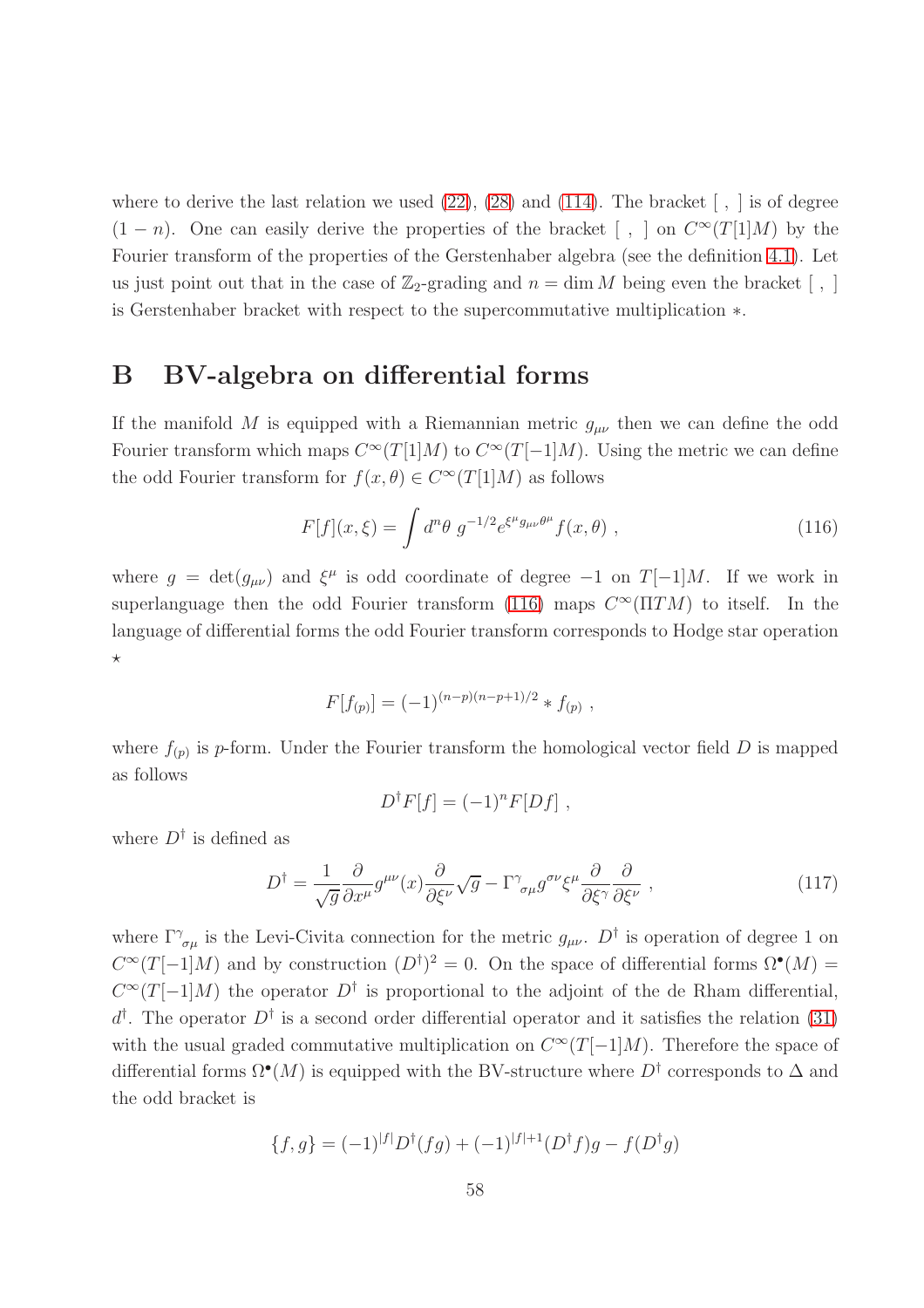where to derive the last relation we used (22), (28) and (114). The bracket $[\ ,\ ]$ is of degree $(1-n)$. One can easily derive the properties of the bracket $[\ ,\ ]$ on $C^\infty(T[1]M)$ by the Fourier transform of the properties of the Gerstenhaber algebra (see the definition 4.1). Let us just point out that in the case of $\mathbb{Z}_2$-grading and $n = \dim M$ being even the bracket $[\ ,\ ]$ is Gerstenhaber bracket with respect to the supercommutative multiplication $*$.

## B BV-algebra on differential forms

If the manifold $M$ is equipped with a Riemannian metric $g_{\mu\nu}$ then we can define the odd Fourier transform which maps $C^\infty(T[1]M)$ to $C^\infty(T[-1]M)$. Using the metric we can define the odd Fourier transform for $f(x,\theta) \in C^\infty(T[1]M)$ as follows

$$F[f](x,\xi) = \int d^n\theta \ g^{-1/2} e^{\xi^\mu g_{\mu\nu}\theta^\mu} f(x,\theta) \ , \tag{116}$$

where $g = \det(g_{\mu\nu})$ and $\xi^\mu$ is odd coordinate of degree $-1$ on $T[-1]M$. If we work in superlanguage then the odd Fourier transform (116) maps $C^\infty(\Pi TM)$ to itself. In the language of differential forms the odd Fourier transform corresponds to Hodge star operation $\star$

$$F[f_{(p)}] = (-1)^{(n-p)(n-p+1)/2} * f_{(p)} \ ,$$

where $f_{(p)}$ is $p$-form. Under the Fourier transform the homological vector field $D$ is mapped as follows

$$D^\dagger F[f] = (-1)^n F[Df] \ ,$$

where $D^\dagger$ is defined as

$$D^\dagger = \frac{1}{\sqrt{g}} \frac{\partial}{\partial x^\mu} g^{\mu\nu}(x) \frac{\partial}{\partial \xi^\nu} \sqrt{g} - \Gamma^\gamma{}_{\sigma\mu} g^{\sigma\nu} \xi^\mu \frac{\partial}{\partial \xi^\gamma} \frac{\partial}{\partial \xi^\nu} \ , \tag{117}$$

where $\Gamma^\gamma{}_{\sigma\mu}$ is the Levi-Civita connection for the metric $g_{\mu\nu}$. $D^\dagger$ is operation of degree 1 on $C^\infty(T[-1]M)$ and by construction $(D^\dagger)^2 = 0$. On the space of differential forms $\Omega^\bullet(M) = C^\infty(T[-1]M)$ the operator $D^\dagger$ is proportional to the adjoint of the de Rham differential, $d^\dagger$. The operator $D^\dagger$ is a second order differential operator and it satisfies the relation (31) with the usual graded commutative multiplication on $C^\infty(T[-1]M)$. Therefore the space of differential forms $\Omega^\bullet(M)$ is equipped with the BV-structure where $D^\dagger$ corresponds to $\Delta$ and the odd bracket is

$$\{f,g\} = (-1)^{|f|} D^\dagger(fg) + (-1)^{|f|+1}(D^\dagger f)g - f(D^\dagger g)$$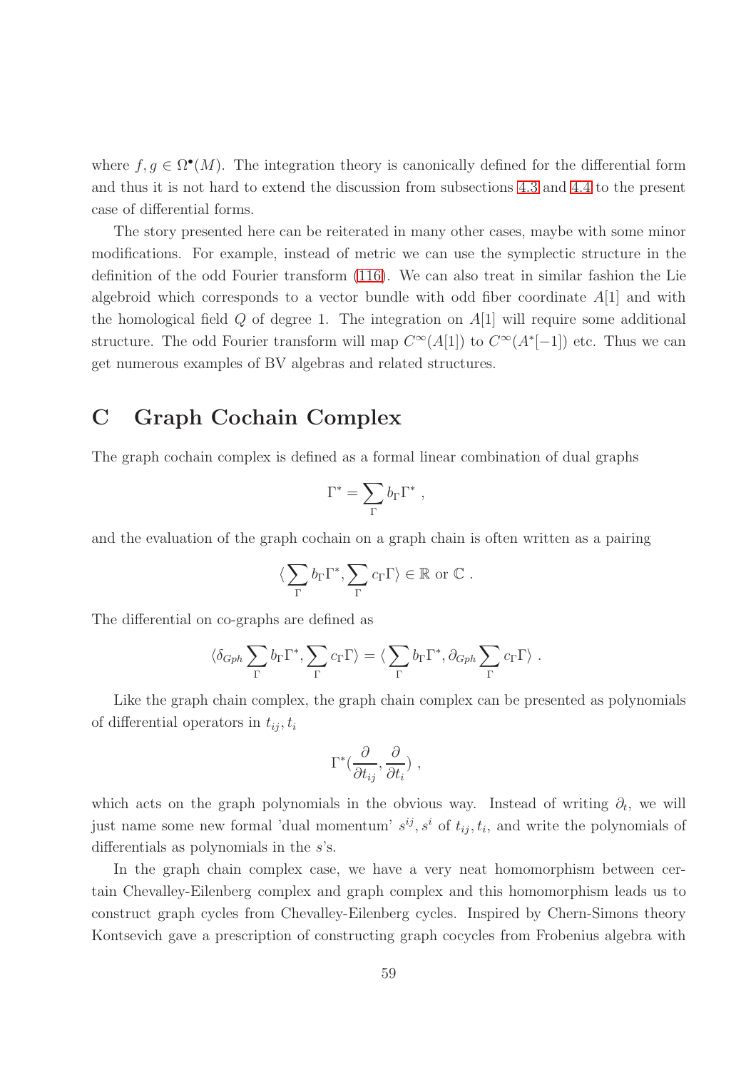where $f, g \in \Omega^\bullet(M)$. The integration theory is canonically defined for the differential form and thus it is not hard to extend the discussion from subsections 4.3 and 4.4 to the present case of differential forms.

The story presented here can be reiterated in many other cases, maybe with some minor modifications. For example, instead of metric we can use the symplectic structure in the definition of the odd Fourier transform (116). We can also treat in similar fashion the Lie algebroid which corresponds to a vector bundle with odd fiber coordinate $A[1]$ and with the homological field $Q$ of degree 1. The integration on $A[1]$ will require some additional structure. The odd Fourier transform will map $C^\infty(A[1])$ to $C^\infty(A^*[-1])$ etc. Thus we can get numerous examples of BV algebras and related structures.

# C Graph Cochain Complex

The graph cochain complex is defined as a formal linear combination of dual graphs

$$\Gamma^* = \sum_\Gamma b_\Gamma \Gamma^* ,$$

and the evaluation of the graph cochain on a graph chain is often written as a pairing

$$\langle \sum_\Gamma b_\Gamma \Gamma^*, \sum_\Gamma c_\Gamma \Gamma \rangle \in \mathbb{R} \text{ or } \mathbb{C} .$$

The differential on co-graphs are defined as

$$\langle \delta_{Gph} \sum_\Gamma b_\Gamma \Gamma^*, \sum_\Gamma c_\Gamma \Gamma \rangle = \langle \sum_\Gamma b_\Gamma \Gamma^*, \partial_{Gph} \sum_\Gamma c_\Gamma \Gamma \rangle .$$

Like the graph chain complex, the graph chain complex can be presented as polynomials of differential operators in $t_{ij}, t_i$

$$\Gamma^*(\frac{\partial}{\partial t_{ij}}, \frac{\partial}{\partial t_i}) ,$$

which acts on the graph polynomials in the obvious way. Instead of writing $\partial_t$, we will just name some new formal 'dual momentum' $s^{ij}, s^i$ of $t_{ij}, t_i$, and write the polynomials of differentials as polynomials in the $s$'s.

In the graph chain complex case, we have a very neat homomorphism between certain Chevalley-Eilenberg complex and graph complex and this homomorphism leads us to construct graph cycles from Chevalley-Eilenberg cycles. Inspired by Chern-Simons theory Kontsevich gave a prescription of constructing graph cocycles from Frobenius algebra with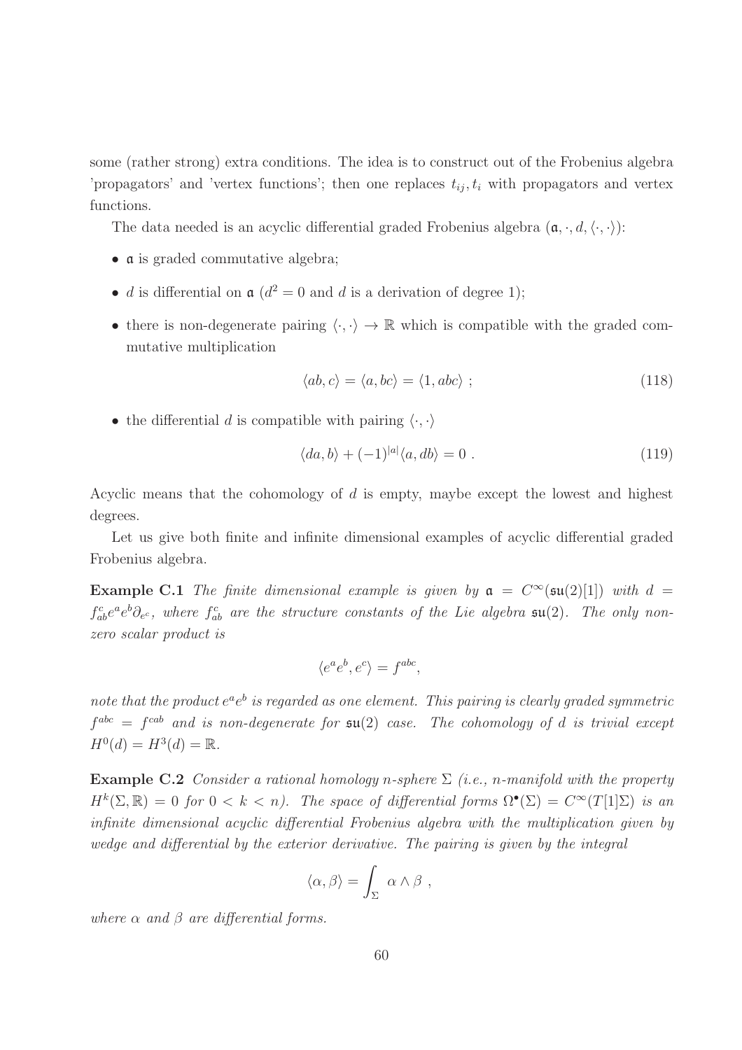some (rather strong) extra conditions. The idea is to construct out of the Frobenius algebra 'propagators' and 'vertex functions'; then one replaces $t_{ij}, t_i$ with propagators and vertex functions.

The data needed is an acyclic differential graded Frobenius algebra $(\mathfrak{a}, \cdot, d, \langle \cdot, \cdot \rangle)$:

- $\mathfrak{a}$ is graded commutative algebra;
- $d$ is differential on $\mathfrak{a}$ ($d^2 = 0$ and $d$ is a derivation of degree 1);
- there is non-degenerate pairing $\langle \cdot, \cdot \rangle \to \mathbb{R}$ which is compatible with the graded commutative multiplication

$$\langle ab, c \rangle = \langle a, bc \rangle = \langle 1, abc \rangle \ ; \tag{118}$$

- the differential $d$ is compatible with pairing $\langle \cdot, \cdot \rangle$

$$\langle da, b \rangle + (-1)^{|a|} \langle a, db \rangle = 0 \ . \tag{119}$$

Acyclic means that the cohomology of $d$ is empty, maybe except the lowest and highest degrees.

Let us give both finite and infinite dimensional examples of acyclic differential graded Frobenius algebra.

**Example C.1** *The finite dimensional example is given by $\mathfrak{a} = C^\infty(\mathfrak{su}(2)[1])$ with $d = f^c_{ab} e^a e^b \partial_{e^c}$, where $f^c_{ab}$ are the structure constants of the Lie algebra $\mathfrak{su}(2)$. The only non-zero scalar product is*

$$\langle e^a e^b, e^c \rangle = f^{abc},$$

*note that the product $e^a e^b$ is regarded as one element. This pairing is clearly graded symmetric $f^{abc} = f^{cab}$ and is non-degenerate for $\mathfrak{su}(2)$ case. The cohomology of $d$ is trivial except $H^0(d) = H^3(d) = \mathbb{R}$.*

**Example C.2** *Consider a rational homology $n$-sphere $\Sigma$ (i.e., $n$-manifold with the property $H^k(\Sigma, \mathbb{R}) = 0$ for $0 < k < n$). The space of differential forms $\Omega^\bullet(\Sigma) = C^\infty(T[1]\Sigma)$ is an infinite dimensional acyclic differential Frobenius algebra with the multiplication given by wedge and differential by the exterior derivative. The pairing is given by the integral*

$$\langle \alpha, \beta \rangle = \int_\Sigma \alpha \wedge \beta \ ,$$

*where $\alpha$ and $\beta$ are differential forms.*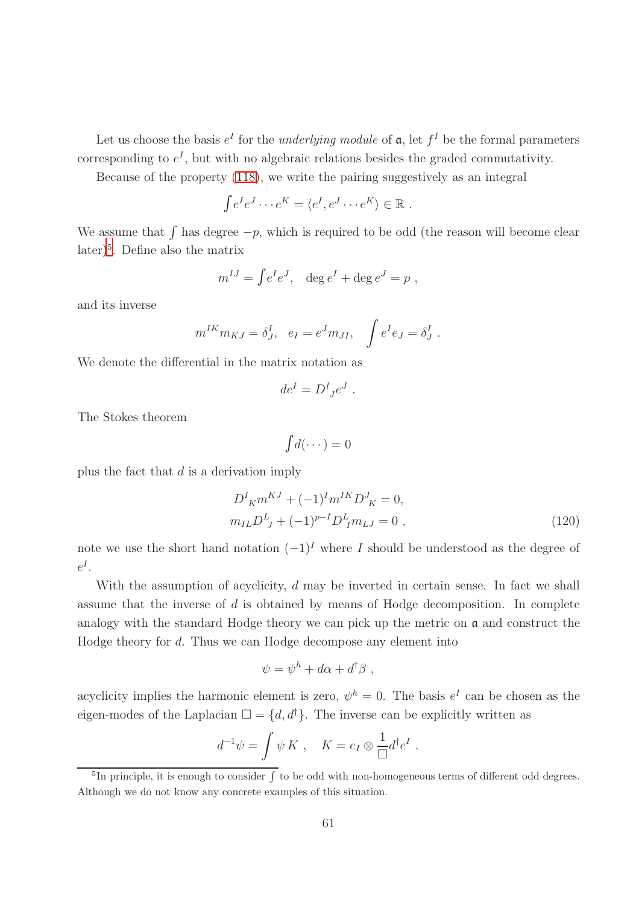Let us choose the basis $e^I$ for the *underlying module* of $\mathfrak{a}$, let $f^I$ be the formal parameters corresponding to $e^I$, but with no algebraic relations besides the graded commutativity.

Because of the property (118), we write the pairing suggestively as an integral

$$\int e^I e^J \cdots e^K = \langle e^I, e^J \cdots e^K \rangle \in \mathbb{R} \ .$$

We assume that $\int$ has degree $-p$, which is required to be odd (the reason will become clear later)[5]. Define also the matrix

$$m^{IJ} = \int e^I e^J, \quad \deg e^I + \deg e^J = p \ ,$$

and its inverse

$$m^{IK} m_{KJ} = \delta^I_J, \quad e_I = e^J m_{JI}, \quad \int e^I e_J = \delta^I_J \ .$$

We denote the differential in the matrix notation as

$$de^I = D^I{}_J e^J \ .$$

The Stokes theorem

$$\int d(\cdots) = 0$$

plus the fact that $d$ is a derivation imply

$$\begin{aligned} D^I{}_K m^{KJ} + (-1)^I m^{IK} D^J{}_K = 0, \\ m_{IL} D^L{}_J + (-1)^{p-I} D^L{}_I m_{LJ} = 0 \ , \end{aligned} \tag{120}$$

note we use the short hand notation $(-1)^I$ where $I$ should be understood as the degree of $e^I$.

With the assumption of acyclicity, $d$ may be inverted in certain sense. In fact we shall assume that the inverse of $d$ is obtained by means of Hodge decomposition. In complete analogy with the standard Hodge theory we can pick up the metric on $\mathfrak{a}$ and construct the Hodge theory for $d$. Thus we can Hodge decompose any element into

$$\psi = \psi^h + d\alpha + d^\dagger \beta \ ,$$

acyclicity implies the harmonic element is zero, $\psi^h = 0$. The basis $e^I$ can be chosen as the eigen-modes of the Laplacian $\Box = \{d, d^\dagger\}$. The inverse can be explicitly written as

$$d^{-1}\psi = \int \psi \, K \ , \quad K = e_I \otimes \frac{1}{\Box} d^\dagger e^I \ .$$

[5] In principle, it is enough to consider $\int$ to be odd with non-homogeneous terms of different odd degrees. Although we do not know any concrete examples of this situation.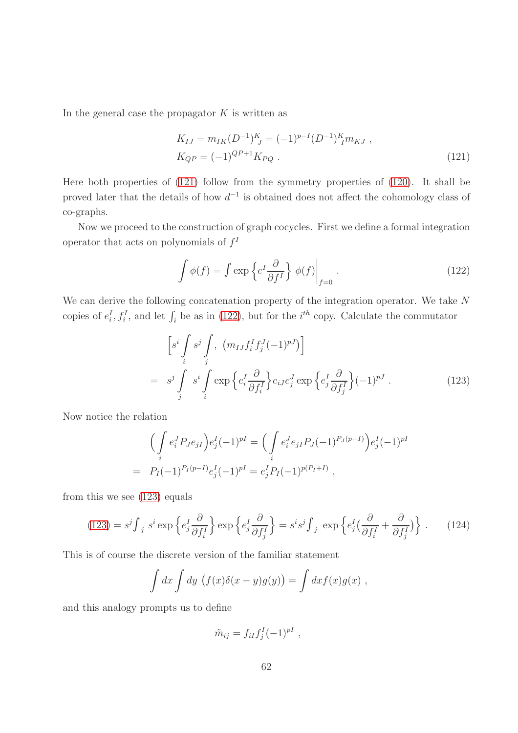In the general case the propagator $K$ is written as

$$
\begin{aligned}
&K_{IJ} = m_{IK}(D^{-1})^K_{\ J} = (-1)^{p-I}(D^{-1})^K_{\ I} m_{KJ} \ , \\
&K_{QP} = (-1)^{QP+1} K_{PQ} \ .
\end{aligned} \tag{121}
$$

Here both properties of (121) follow from the symmetry properties of (120). It shall be proved later that the details of how $d^{-1}$ is obtained does not affect the cohomology class of co-graphs.

Now we proceed to the construction of graph cocycles. First we define a formal integration operator that acts on polynomials of $f^I$

$$
\int \phi(f) = \int \exp\left\{ e^I \frac{\partial}{\partial f^I} \right\} \phi(f) \Big|_{f=0} \ . \tag{122}
$$

We can derive the following concatenation property of the integration operator. We take $N$ copies of $e^I_i, f^I_i$, and let $\int_i$ be as in (122), but for the $i^{th}$ copy. Calculate the commutator

$$
\begin{aligned}
&\Big[ s^i \int_i s^j \int_j , \ \left( m_{IJ} f^I_i f^J_j (-1)^{pJ} \right) \Big] \\
= \ \ & s^j \int_j \ s^i \int_i \exp\left\{ e^I_i \frac{\partial}{\partial f^I_i} \right\} e_{iJ} e^J_j \exp\left\{ e^I_j \frac{\partial}{\partial f^I_j} \right\} (-1)^{pJ} \ .
\end{aligned} \tag{123}
$$

Now notice the relation

$$
\begin{aligned}
&\Big( \int_i e^J_i P_J e_{jI} \Big) e^I_j (-1)^{pI} = \Big( \int_i e^J_i e_{jI} P_J (-1)^{P_J(p-I)} \Big) e^I_j (-1)^{pI} \\
= \ \ & P_I (-1)^{P_I(p-I)} e^I_j (-1)^{pI} = e^I_j P_I (-1)^{p(P_I+I)} \ ,
\end{aligned}
$$

from this we see (123) equals

$$
(123) = s^j \int_j \ s^i \exp\left\{ e^I_j \frac{\partial}{\partial f^I_i} \right\} \exp\left\{ e^I_j \frac{\partial}{\partial f^I_j} \right\} = s^i s^j \int_j \ \exp\left\{ e^I_j \Big( \frac{\partial}{\partial f^I_i} + \frac{\partial}{\partial f^I_j} \Big) \right\} \ . \tag{124}
$$

This is of course the discrete version of the familiar statement

$$
\int dx \int dy \ \big( f(x) \delta(x-y) g(y) \big) = \int dx f(x) g(x) \ ,
$$

and this analogy prompts us to define

$$
\tilde{m}_{ij} = f_{iI} f^I_j (-1)^{pI} \ ,
$$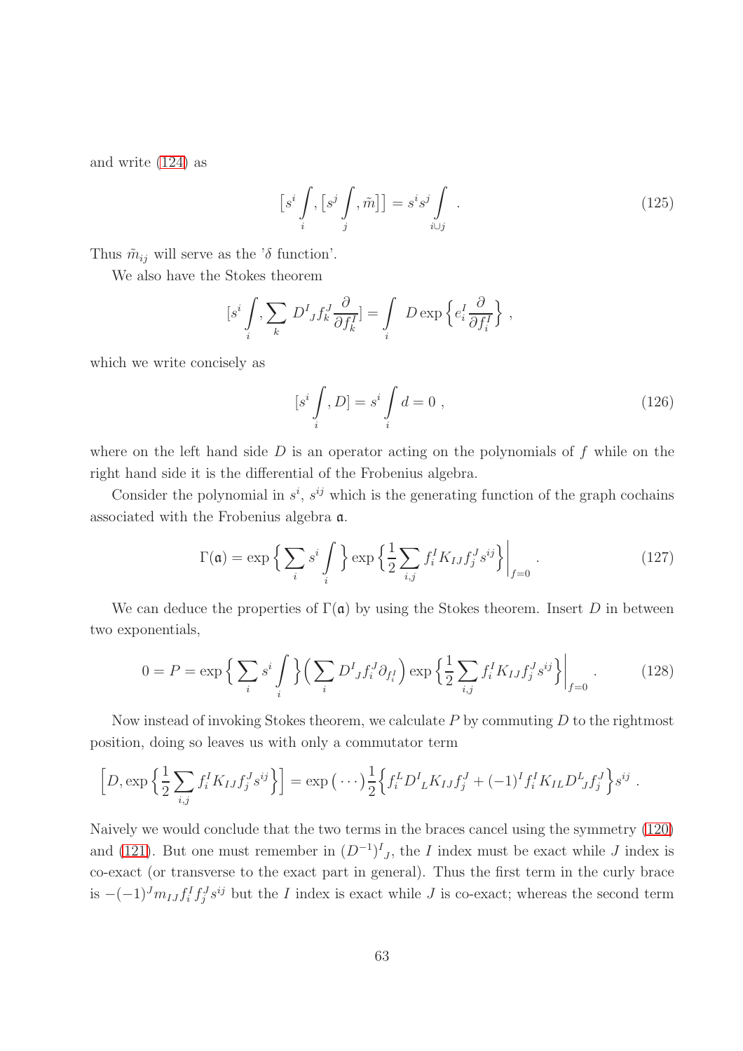and write (124) as

$$\big[s^i \int_i, \big[s^j \int_j, \tilde{m}\big]\big] = s^i s^j \int_{i \cup j} \ . \tag{125}$$

Thus $\tilde{m}_{ij}$ will serve as the '$\delta$ function'.

We also have the Stokes theorem

$$[s^i \int_i, \sum_k D^I{}_J f^J_k \frac{\partial}{\partial f^I_k}] = \int_i D \exp\Big\{ e^I_i \frac{\partial}{\partial f^I_i} \Big\} \ ,$$

which we write concisely as

$$[s^i \int_i, D] = s^i \int_i d = 0 \ , \tag{126}$$

where on the left hand side $D$ is an operator acting on the polynomials of $f$ while on the right hand side it is the differential of the Frobenius algebra.

Consider the polynomial in $s^i$, $s^{ij}$ which is the generating function of the graph cochains associated with the Frobenius algebra $\mathfrak{a}$.

$$\Gamma(\mathfrak{a}) = \exp\Big\{ \sum_i s^i \int_i \Big\} \exp\Big\{ \frac{1}{2} \sum_{i,j} f^I_i K_{IJ} f^J_j s^{ij} \Big\}\Big|_{f=0} \ . \tag{127}$$

We can deduce the properties of $\Gamma(\mathfrak{a})$ by using the Stokes theorem. Insert $D$ in between two exponentials,

$$0 = P = \exp\Big\{ \sum_i s^i \int_i \Big\} \Big( \sum_i D^I{}_J f^J_i \partial_{f^I_i} \Big) \exp\Big\{ \frac{1}{2} \sum_{i,j} f^I_i K_{IJ} f^J_j s^{ij} \Big\}\Big|_{f=0} \ . \tag{128}$$

Now instead of invoking Stokes theorem, we calculate $P$ by commuting $D$ to the rightmost position, doing so leaves us with only a commutator term

$$\Big[ D, \exp\Big\{ \frac{1}{2} \sum_{i,j} f^I_i K_{IJ} f^J_j s^{ij} \Big\} \Big] = \exp\big( \cdots \big) \frac{1}{2} \Big\{ f^L_i D^I{}_L K_{IJ} f^J_j + (-1)^I f^I_i K_{IL} D^L{}_J f^J_j \Big\} s^{ij} \ .$$

Naively we would conclude that the two terms in the braces cancel using the symmetry (120) and (121). But one must remember in $(D^{-1})^I{}_J$, the $I$ index must be exact while $J$ index is co-exact (or transverse to the exact part in general). Thus the first term in the curly brace is $-(-1)^J m_{IJ} f^I_i f^J_j s^{ij}$ but the $I$ index is exact while $J$ is co-exact; whereas the second term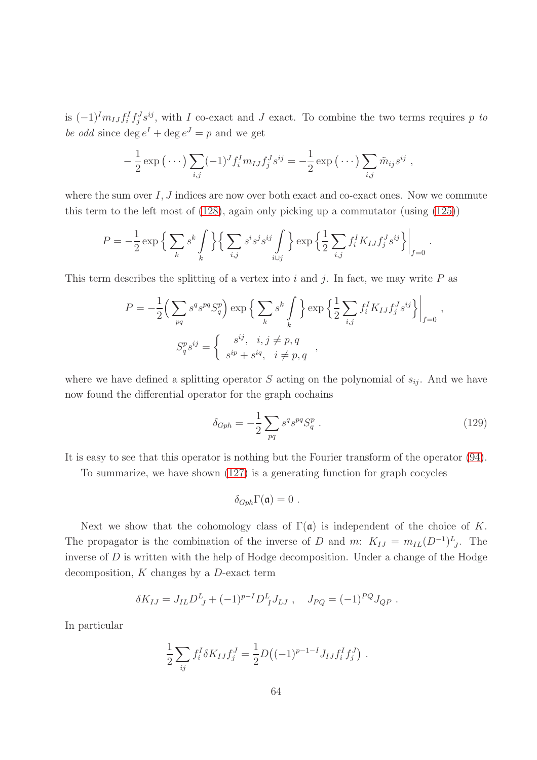is $(-1)^I m_{IJ} f_i^I f_j^J s^{ij}$, with $I$ co-exact and $J$ exact. To combine the two terms requires $p$ *to be odd* since $\deg e^I + \deg e^J = p$ and we get

$$-\frac{1}{2}\exp\big(\cdots\big)\sum_{i,j}(-1)^J f_i^I m_{IJ} f_j^J s^{ij} = -\frac{1}{2}\exp\big(\cdots\big)\sum_{i,j}\tilde{m}_{ij}s^{ij}\ ,$$

where the sum over $I, J$ indices are now over both exact and co-exact ones. Now we commute this term to the left most of (128), again only picking up a commutator (using (125))

$$P = -\frac{1}{2}\exp\Big\{\sum_k s^k\int_k\Big\}\Big\{\sum_{i,j}s^i s^j s^{ij}\int_{i\cup j}\Big\}\exp\Big\{\frac{1}{2}\sum_{i,j}f_i^I K_{IJ} f_j^J s^{ij}\Big\}\bigg|_{f=0}\ .$$

This term describes the splitting of a vertex into $i$ and $j$. In fact, we may write $P$ as

$$P = -\frac{1}{2}\Big(\sum_{pq}s^q s^{pq} S_q^p\Big)\exp\Big\{\sum_k s^k\int_k\Big\}\exp\Big\{\frac{1}{2}\sum_{i,j}f_i^I K_{IJ} f_j^J s^{ij}\Big\}\bigg|_{f=0}\ ,$$

$$S_q^p s^{ij} = \left\{\begin{array}{l} s^{ij},\quad i,j\neq p,q \\ s^{ip}+s^{iq},\quad i\neq p,q \end{array}\right.\ ,$$

where we have defined a splitting operator $S$ acting on the polynomial of $s_{ij}$. And we have now found the differential operator for the graph cochains

$$\delta_{Gph} = -\frac{1}{2}\sum_{pq}s^q s^{pq} S_q^p\ . \tag{129}$$

It is easy to see that this operator is nothing but the Fourier transform of the operator (94).

To summarize, we have shown (127) is a generating function for graph cocycles

$$\delta_{Gph}\Gamma(\mathfrak{a}) = 0\ .$$

Next we show that the cohomology class of $\Gamma(\mathfrak{a})$ is independent of the choice of $K$. The propagator is the combination of the inverse of $D$ and $m$: $K_{IJ} = m_{IL}(D^{-1})^L{}_J$. The inverse of $D$ is written with the help of Hodge decomposition. Under a change of the Hodge decomposition, $K$ changes by a $D$-exact term

$$\delta K_{IJ} = J_{IL}D^L{}_J + (-1)^{p-I}D^L{}_I J_{LJ}\ ,\quad J_{PQ} = (-1)^{PQ}J_{QP}\ .$$

In particular

$$\frac{1}{2}\sum_{ij}f_i^I\delta K_{IJ}f_j^J = \frac{1}{2}D\big((-1)^{p-1-I}J_{IJ}f_i^I f_j^J\big)\ .$$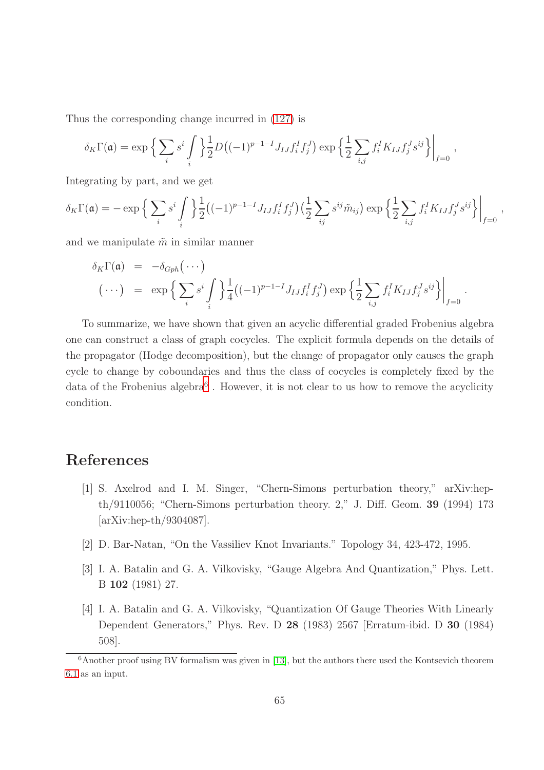Thus the corresponding change incurred in (127) is

$$\delta_K\Gamma(\mathfrak{a}) = \exp\Big\{\sum_i s^i\int_i\Big\}\frac{1}{2}D\big((-1)^{p-1-I}J_{IJ}f_i^If_j^J\big)\exp\Big\{\frac{1}{2}\sum_{i,j}f_i^IK_{IJ}f_j^Js^{ij}\Big\}\Big|_{f=0},$$

Integrating by part, and we get

$$\delta_K\Gamma(\mathfrak{a}) = -\exp\Big\{\sum_i s^i\int_i\Big\}\frac{1}{2}\big((-1)^{p-1-I}J_{IJ}f_i^If_j^J\big)\big(\frac{1}{2}\sum_{ij}s^{ij}\tilde{m}_{ij}\big)\exp\Big\{\frac{1}{2}\sum_{i,j}f_i^IK_{IJ}f_j^Js^{ij}\Big\}\Big|_{f=0},$$

and we manipulate $\tilde{m}$ in similar manner

$$\begin{aligned}
\delta_K\Gamma(\mathfrak{a}) &= -\delta_{Gph}(\cdots) \\
(\cdots) &= \exp\Big\{\sum_i s^i\int_i\Big\}\frac{1}{4}\big((-1)^{p-1-I}J_{IJ}f_i^If_j^J\big)\exp\Big\{\frac{1}{2}\sum_{i,j}f_i^IK_{IJ}f_j^Js^{ij}\Big\}\Big|_{f=0}.
\end{aligned}$$

To summarize, we have shown that given an acyclic differential graded Frobenius algebra one can construct a class of graph cocycles. The explicit formula depends on the details of the propagator (Hodge decomposition), but the change of propagator only causes the graph cycle to change by coboundaries and thus the class of cocycles is completely fixed by the data of the Frobenius algebra[6]. However, it is not clear to us how to remove the acyclicity condition.

# References

[1] S. Axelrod and I. M. Singer, "Chern-Simons perturbation theory," arXiv:hep-th/9110056; "Chern-Simons perturbation theory. 2," J. Diff. Geom. **39** (1994) 173 [arXiv:hep-th/9304087].

[2] D. Bar-Natan, "On the Vassiliev Knot Invariants." Topology 34, 423-472, 1995.

[3] I. A. Batalin and G. A. Vilkovisky, "Gauge Algebra And Quantization," Phys. Lett. B **102** (1981) 27.

[4] I. A. Batalin and G. A. Vilkovisky, "Quantization Of Gauge Theories With Linearly Dependent Generators," Phys. Rev. D **28** (1983) 2567 [Erratum-ibid. D **30** (1984) 508].

[6] Another proof using BV formalism was given in [13], but the authors there used the Kontsevich theorem 6.1 as an input.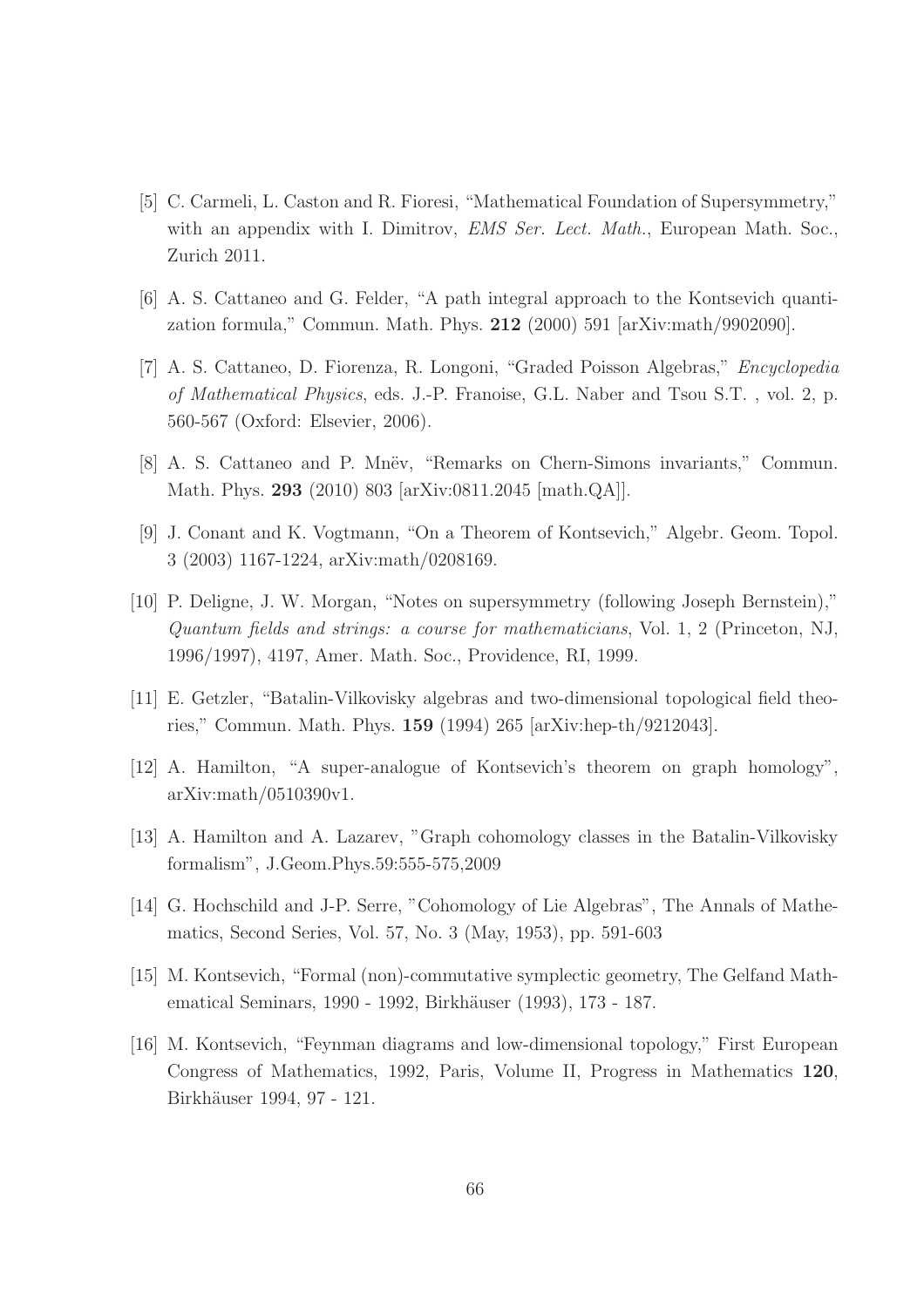[5] C. Carmeli, L. Caston and R. Fioresi, “Mathematical Foundation of Supersymmetry,” with an appendix with I. Dimitrov, *EMS Ser. Lect. Math.*, European Math. Soc., Zurich 2011.

[6] A. S. Cattaneo and G. Felder, “A path integral approach to the Kontsevich quantization formula,” Commun. Math. Phys. **212** (2000) 591 [arXiv:math/9902090].

[7] A. S. Cattaneo, D. Fiorenza, R. Longoni, “Graded Poisson Algebras,” *Encyclopedia of Mathematical Physics*, eds. J.-P. Franoise, G.L. Naber and Tsou S.T. , vol. 2, p. 560-567 (Oxford: Elsevier, 2006).

[8] A. S. Cattaneo and P. Mnëv, “Remarks on Chern-Simons invariants,” Commun. Math. Phys. **293** (2010) 803 [arXiv:0811.2045 [math.QA]].

[9] J. Conant and K. Vogtmann, “On a Theorem of Kontsevich,” Algebr. Geom. Topol. 3 (2003) 1167-1224, arXiv:math/0208169.

[10] P. Deligne, J. W. Morgan, “Notes on supersymmetry (following Joseph Bernstein),” *Quantum fields and strings: a course for mathematicians*, Vol. 1, 2 (Princeton, NJ, 1996/1997), 4197, Amer. Math. Soc., Providence, RI, 1999.

[11] E. Getzler, “Batalin-Vilkovisky algebras and two-dimensional topological field theories,” Commun. Math. Phys. **159** (1994) 265 [arXiv:hep-th/9212043].

[12] A. Hamilton, “A super-analogue of Kontsevich's theorem on graph homology”, arXiv:math/0510390v1.

[13] A. Hamilton and A. Lazarev, ”Graph cohomology classes in the Batalin-Vilkovisky formalism”, J.Geom.Phys.59:555-575,2009

[14] G. Hochschild and J-P. Serre, ”Cohomology of Lie Algebras”, The Annals of Mathematics, Second Series, Vol. 57, No. 3 (May, 1953), pp. 591-603

[15] M. Kontsevich, “Formal (non)-commutative symplectic geometry, The Gelfand Mathematical Seminars, 1990 - 1992, Birkhäuser (1993), 173 - 187.

[16] M. Kontsevich, “Feynman diagrams and low-dimensional topology,” First European Congress of Mathematics, 1992, Paris, Volume II, Progress in Mathematics **120**, Birkhäuser 1994, 97 - 121.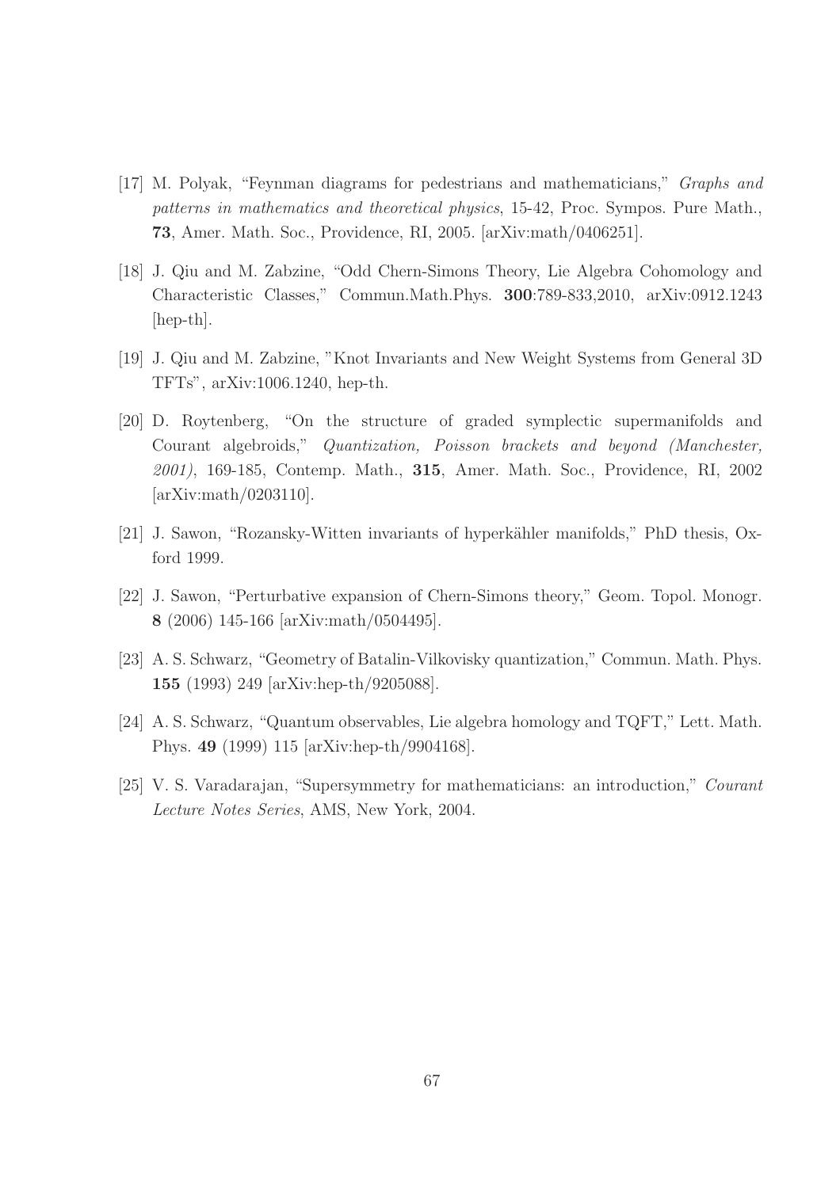[17] M. Polyak, "Feynman diagrams for pedestrians and mathematicians," *Graphs and patterns in mathematics and theoretical physics*, 15-42, Proc. Sympos. Pure Math., **73**, Amer. Math. Soc., Providence, RI, 2005. [arXiv:math/0406251].

[18] J. Qiu and M. Zabzine, "Odd Chern-Simons Theory, Lie Algebra Cohomology and Characteristic Classes," Commun.Math.Phys. **300**:789-833,2010, arXiv:0912.1243 [hep-th].

[19] J. Qiu and M. Zabzine, "Knot Invariants and New Weight Systems from General 3D TFTs", arXiv:1006.1240, hep-th.

[20] D. Roytenberg, "On the structure of graded symplectic supermanifolds and Courant algebroids," *Quantization, Poisson brackets and beyond (Manchester, 2001)*, 169-185, Contemp. Math., **315**, Amer. Math. Soc., Providence, RI, 2002 [arXiv:math/0203110].

[21] J. Sawon, "Rozansky-Witten invariants of hyperkähler manifolds," PhD thesis, Oxford 1999.

[22] J. Sawon, "Perturbative expansion of Chern-Simons theory," Geom. Topol. Monogr. **8** (2006) 145-166 [arXiv:math/0504495].

[23] A. S. Schwarz, "Geometry of Batalin-Vilkovisky quantization," Commun. Math. Phys. **155** (1993) 249 [arXiv:hep-th/9205088].

[24] A. S. Schwarz, "Quantum observables, Lie algebra homology and TQFT," Lett. Math. Phys. **49** (1999) 115 [arXiv:hep-th/9904168].

[25] V. S. Varadarajan, "Supersymmetry for mathematicians: an introduction," *Courant Lecture Notes Series*, AMS, New York, 2004.